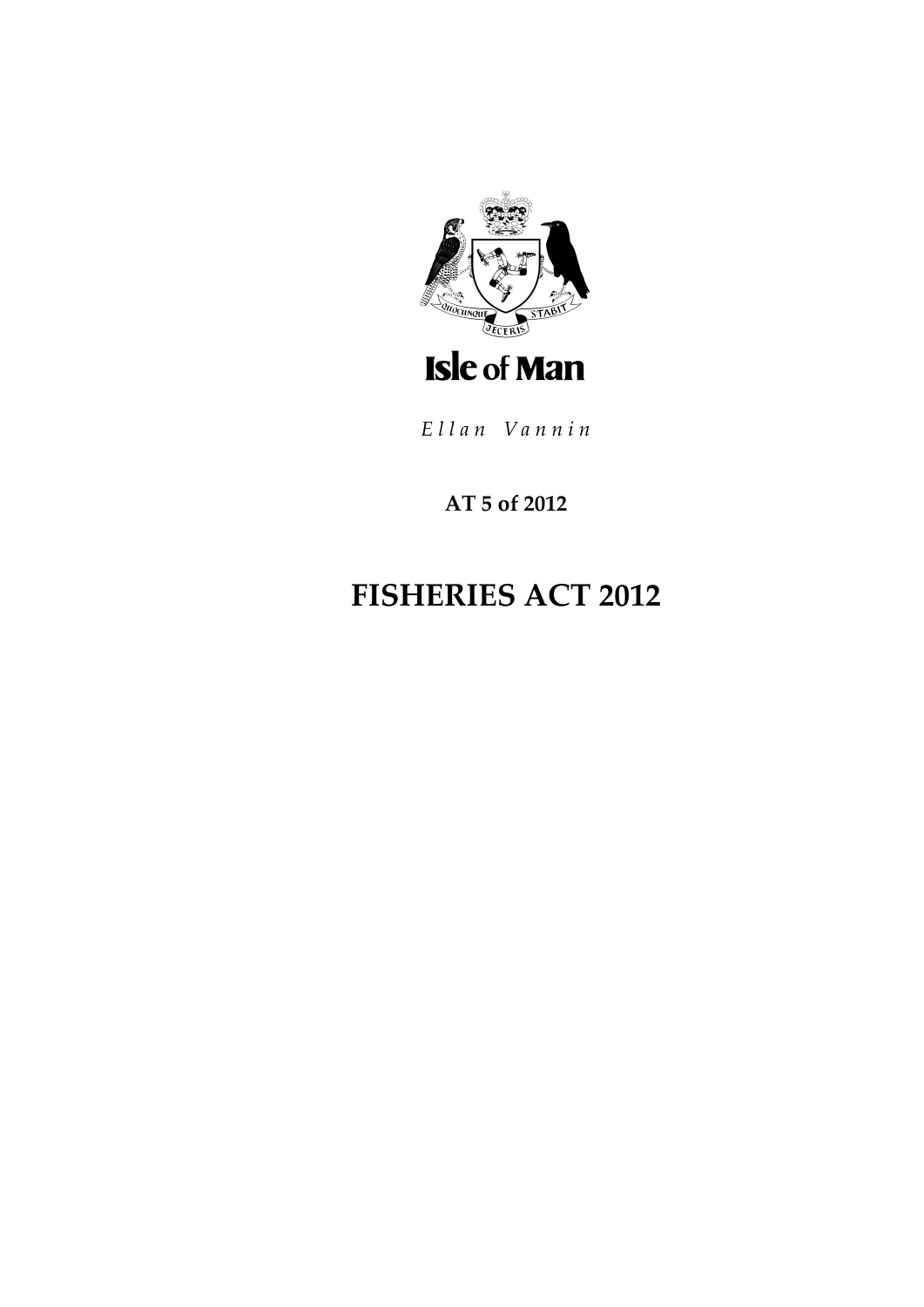Isle of Man

*Ellan Vannin*

**AT 5 of 2012**

# FISHERIES ACT 2012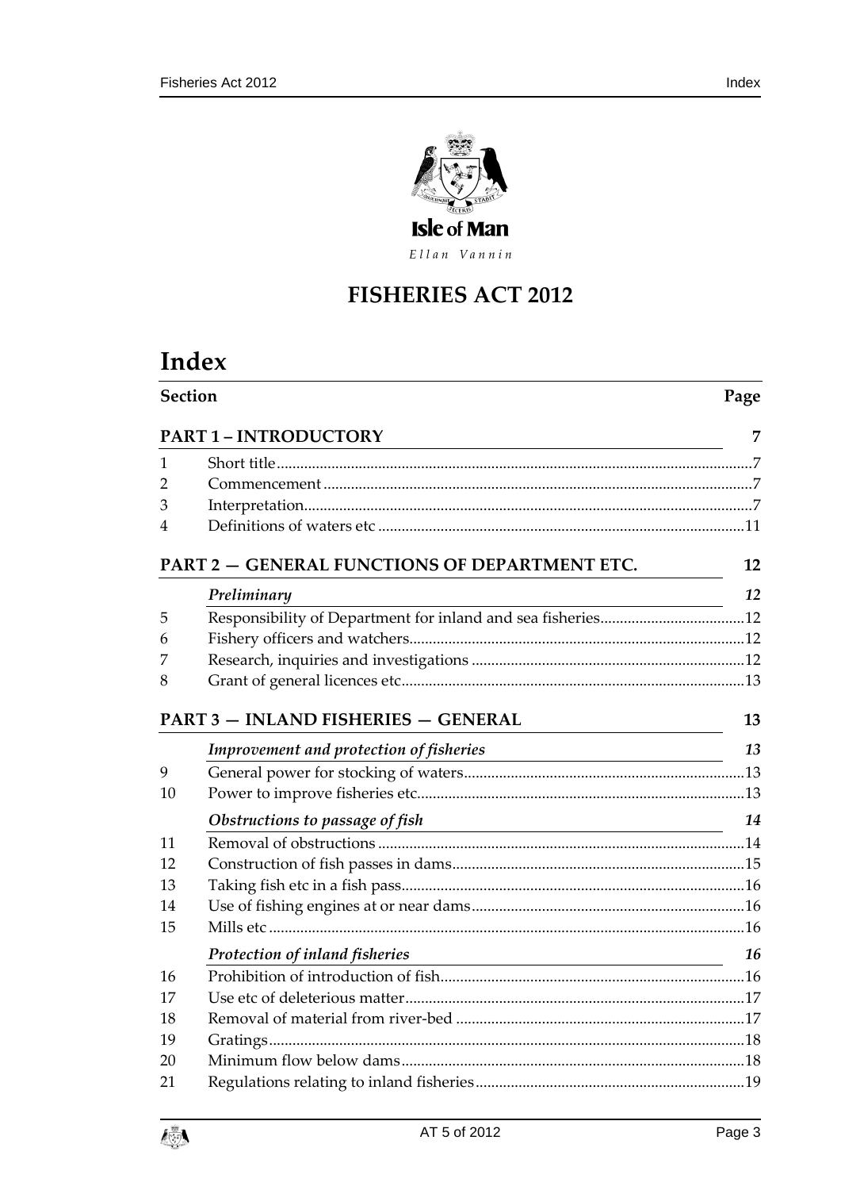Isle of Man

Ellan Vannin

# FISHERIES ACT 2012

# Index

| Section | | Page |
|---|---|---|
| **PART 1 – INTRODUCTORY** | | **7** |
| 1 | Short title | 7 |
| 2 | Commencement | 7 |
| 3 | Interpretation | 7 |
| 4 | Definitions of waters etc | 11 |
| **PART 2 — GENERAL FUNCTIONS OF DEPARTMENT ETC.** | | **12** |
| | ***Preliminary*** | ***12*** |
| 5 | Responsibility of Department for inland and sea fisheries | 12 |
| 6 | Fishery officers and watchers | 12 |
| 7 | Research, inquiries and investigations | 12 |
| 8 | Grant of general licences etc | 13 |
| **PART 3 — INLAND FISHERIES — GENERAL** | | **13** |
| | ***Improvement and protection of fisheries*** | ***13*** |
| 9 | General power for stocking of waters | 13 |
| 10 | Power to improve fisheries etc | 13 |
| | ***Obstructions to passage of fish*** | ***14*** |
| 11 | Removal of obstructions | 14 |
| 12 | Construction of fish passes in dams | 15 |
| 13 | Taking fish etc in a fish pass | 16 |
| 14 | Use of fishing engines at or near dams | 16 |
| 15 | Mills etc | 16 |
| | ***Protection of inland fisheries*** | ***16*** |
| 16 | Prohibition of introduction of fish | 16 |
| 17 | Use etc of deleterious matter | 17 |
| 18 | Removal of material from river-bed | 17 |
| 19 | Gratings | 18 |
| 20 | Minimum flow below dams | 18 |
| 21 | Regulations relating to inland fisheries | 19 |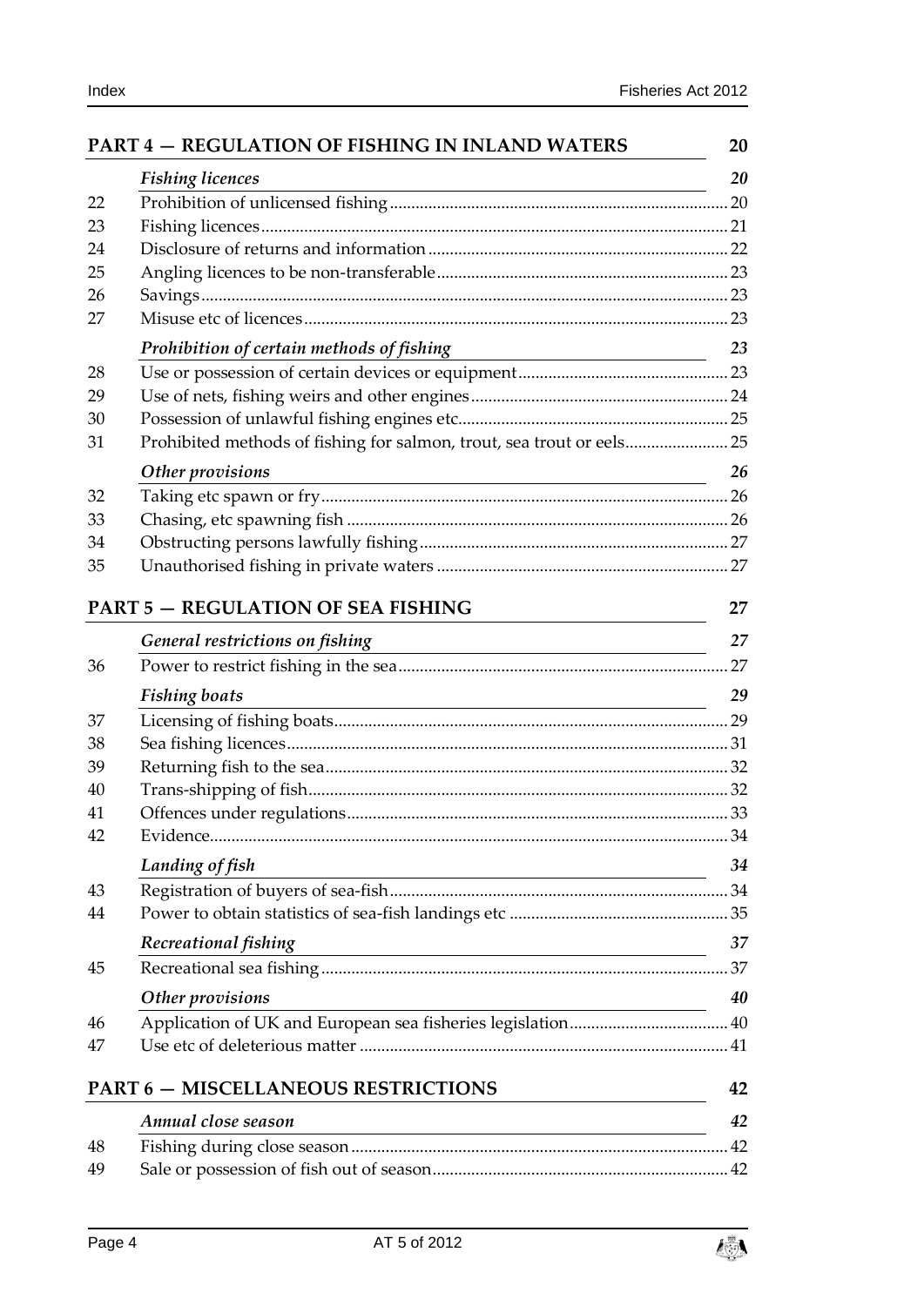| | **PART 4 — REGULATION OF FISHING IN INLAND WATERS** | **20** |
|---|---|---|
| | ***Fishing licences*** | ***20*** |
| 22 | Prohibition of unlicensed fishing | 20 |
| 23 | Fishing licences | 21 |
| 24 | Disclosure of returns and information | 22 |
| 25 | Angling licences to be non-transferable | 23 |
| 26 | Savings | 23 |
| 27 | Misuse etc of licences | 23 |
| | ***Prohibition of certain methods of fishing*** | ***23*** |
| 28 | Use or possession of certain devices or equipment | 23 |
| 29 | Use of nets, fishing weirs and other engines | 24 |
| 30 | Possession of unlawful fishing engines etc | 25 |
| 31 | Prohibited methods of fishing for salmon, trout, sea trout or eels | 25 |
| | ***Other provisions*** | ***26*** |
| 32 | Taking etc spawn or fry | 26 |
| 33 | Chasing, etc spawning fish | 26 |
| 34 | Obstructing persons lawfully fishing | 27 |
| 35 | Unauthorised fishing in private waters | 27 |
| | **PART 5 — REGULATION OF SEA FISHING** | **27** |
| | ***General restrictions on fishing*** | ***27*** |
| 36 | Power to restrict fishing in the sea | 27 |
| | ***Fishing boats*** | ***29*** |
| 37 | Licensing of fishing boats | 29 |
| 38 | Sea fishing licences | 31 |
| 39 | Returning fish to the sea | 32 |
| 40 | Trans-shipping of fish | 32 |
| 41 | Offences under regulations | 33 |
| 42 | Evidence | 34 |
| | ***Landing of fish*** | ***34*** |
| 43 | Registration of buyers of sea-fish | 34 |
| 44 | Power to obtain statistics of sea-fish landings etc | 35 |
| | ***Recreational fishing*** | ***37*** |
| 45 | Recreational sea fishing | 37 |
| | ***Other provisions*** | ***40*** |
| 46 | Application of UK and European sea fisheries legislation | 40 |
| 47 | Use etc of deleterious matter | 41 |
| | **PART 6 — MISCELLANEOUS RESTRICTIONS** | **42** |
| | ***Annual close season*** | ***42*** |
| 48 | Fishing during close season | 42 |
| 49 | Sale or possession of fish out of season | 42 |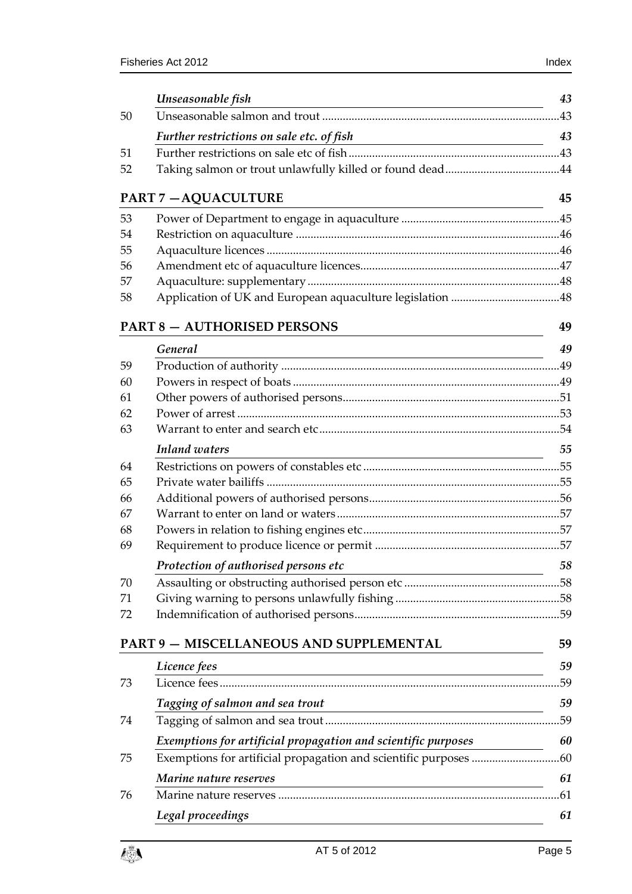| | *Unseasonable fish* | 43 |
|---|---|---|
| 50 | Unseasonable salmon and trout | 43 |
| | *Further restrictions on sale etc. of fish* | 43 |
| 51 | Further restrictions on sale etc of fish | 43 |
| 52 | Taking salmon or trout unlawfully killed or found dead | 44 |
| | **PART 7 —AQUACULTURE** | **45** |
| 53 | Power of Department to engage in aquaculture | 45 |
| 54 | Restriction on aquaculture | 46 |
| 55 | Aquaculture licences | 46 |
| 56 | Amendment etc of aquaculture licences | 47 |
| 57 | Aquaculture: supplementary | 48 |
| 58 | Application of UK and European aquaculture legislation | 48 |
| | **PART 8 — AUTHORISED PERSONS** | **49** |
| | *General* | 49 |
| 59 | Production of authority | 49 |
| 60 | Powers in respect of boats | 49 |
| 61 | Other powers of authorised persons | 51 |
| 62 | Power of arrest | 53 |
| 63 | Warrant to enter and search etc | 54 |
| | *Inland waters* | 55 |
| 64 | Restrictions on powers of constables etc | 55 |
| 65 | Private water bailiffs | 55 |
| 66 | Additional powers of authorised persons | 56 |
| 67 | Warrant to enter on land or waters | 57 |
| 68 | Powers in relation to fishing engines etc | 57 |
| 69 | Requirement to produce licence or permit | 57 |
| | *Protection of authorised persons etc* | 58 |
| 70 | Assaulting or obstructing authorised person etc | 58 |
| 71 | Giving warning to persons unlawfully fishing | 58 |
| 72 | Indemnification of authorised persons | 59 |
| | **PART 9 — MISCELLANEOUS AND SUPPLEMENTAL** | **59** |
| | *Licence fees* | 59 |
| 73 | Licence fees | 59 |
| | *Tagging of salmon and sea trout* | 59 |
| 74 | Tagging of salmon and sea trout | 59 |
| | *Exemptions for artificial propagation and scientific purposes* | 60 |
| 75 | Exemptions for artificial propagation and scientific purposes | 60 |
| | *Marine nature reserves* | 61 |
| 76 | Marine nature reserves | 61 |
| | *Legal proceedings* | 61 |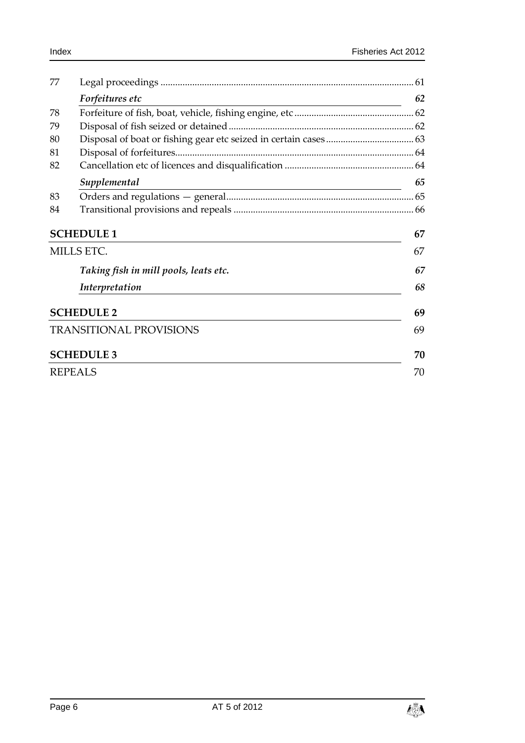| | | |
|---|---|---|
| 77 | Legal proceedings | 61 |
| | *Forfeitures etc* | *62* |
| 78 | Forfeiture of fish, boat, vehicle, fishing engine, etc | 62 |
| 79 | Disposal of fish seized or detained | 62 |
| 80 | Disposal of boat or fishing gear etc seized in certain cases | 63 |
| 81 | Disposal of forfeitures | 64 |
| 82 | Cancellation etc of licences and disqualification | 64 |
| | *Supplemental* | *65* |
| 83 | Orders and regulations — general | 65 |
| 84 | Transitional provisions and repeals | 66 |

**SCHEDULE 1** 67

MILLS ETC. 67

*Taking fish in mill pools, leats etc.* *67*

*Interpretation* *68*

**SCHEDULE 2** 69

TRANSITIONAL PROVISIONS 69

**SCHEDULE 3** 70

REPEALS 70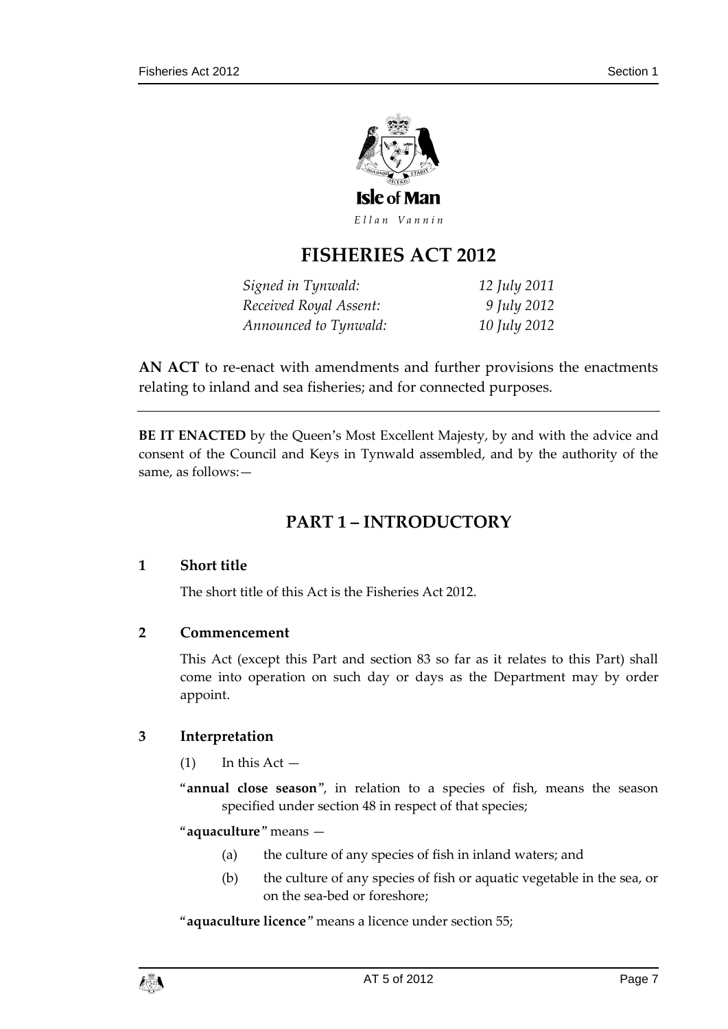Isle of Man

*Ellan Vannin*

# FISHERIES ACT 2012

| | |
|---|---|
| *Signed in Tynwald:* | *12 July 2011* |
| *Received Royal Assent:* | *9 July 2012* |
| *Announced to Tynwald:* | *10 July 2012* |

**AN ACT** to re-enact with amendments and further provisions the enactments relating to inland and sea fisheries; and for connected purposes.

---

**BE IT ENACTED** by the Queen's Most Excellent Majesty, by and with the advice and consent of the Council and Keys in Tynwald assembled, and by the authority of the same, as follows:—

## PART 1 – INTRODUCTORY

### 1 Short title

The short title of this Act is the Fisheries Act 2012.

### 2 Commencement

This Act (except this Part and section 83 so far as it relates to this Part) shall come into operation on such day or days as the Department may by order appoint.

### 3 Interpretation

(1) In this Act —

"**annual close season**", in relation to a species of fish, means the season specified under section 48 in respect of that species;

"**aquaculture**" means —

(a) the culture of any species of fish in inland waters; and

(b) the culture of any species of fish or aquatic vegetable in the sea, or on the sea-bed or foreshore;

"**aquaculture licence**" means a licence under section 55;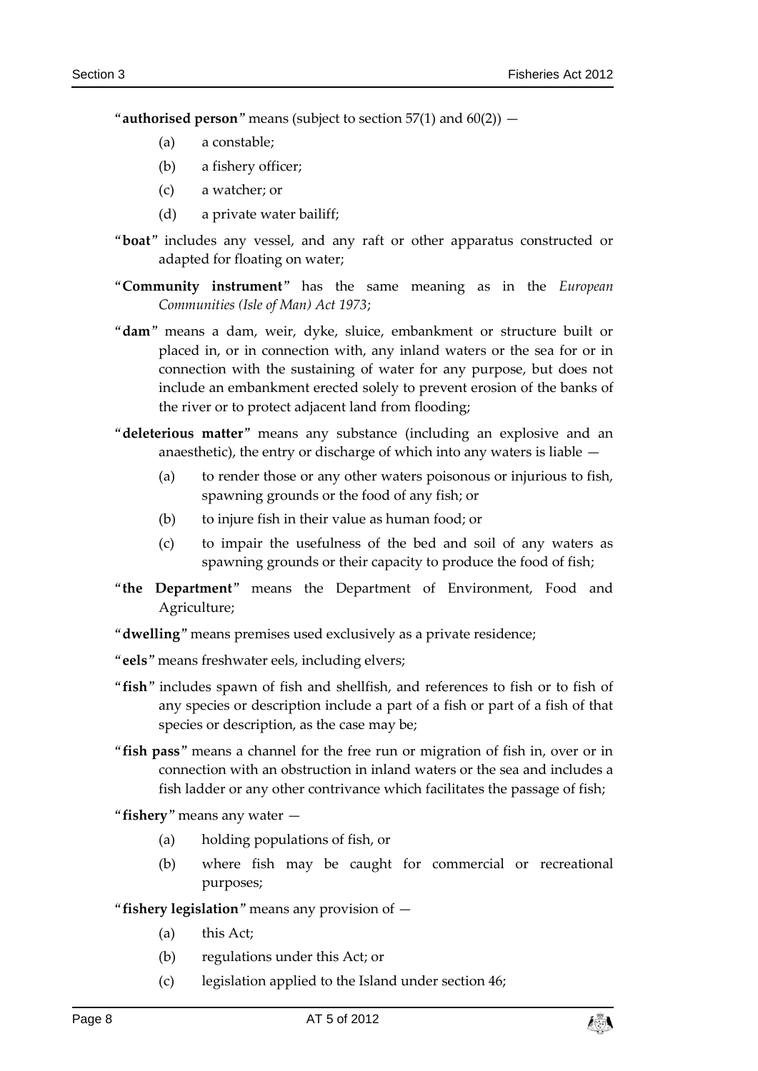"**authorised person**" means (subject to section 57(1) and 60(2)) —

(a) a constable;

(b) a fishery officer;

(c) a watcher; or

(d) a private water bailiff;

"**boat**" includes any vessel, and any raft or other apparatus constructed or adapted for floating on water;

"**Community instrument**" has the same meaning as in the *European Communities (Isle of Man) Act 1973*;

"**dam**" means a dam, weir, dyke, sluice, embankment or structure built or placed in, or in connection with, any inland waters or the sea for or in connection with the sustaining of water for any purpose, but does not include an embankment erected solely to prevent erosion of the banks of the river or to protect adjacent land from flooding;

"**deleterious matter**" means any substance (including an explosive and an anaesthetic), the entry or discharge of which into any waters is liable —

(a) to render those or any other waters poisonous or injurious to fish, spawning grounds or the food of any fish; or

(b) to injure fish in their value as human food; or

(c) to impair the usefulness of the bed and soil of any waters as spawning grounds or their capacity to produce the food of fish;

"**the Department**" means the Department of Environment, Food and Agriculture;

"**dwelling**" means premises used exclusively as a private residence;

"**eels**" means freshwater eels, including elvers;

"**fish**" includes spawn of fish and shellfish, and references to fish or to fish of any species or description include a part of a fish or part of a fish of that species or description, as the case may be;

"**fish pass**" means a channel for the free run or migration of fish in, over or in connection with an obstruction in inland waters or the sea and includes a fish ladder or any other contrivance which facilitates the passage of fish;

"**fishery**" means any water —

(a) holding populations of fish, or

(b) where fish may be caught for commercial or recreational purposes;

"**fishery legislation**" means any provision of —

(a) this Act;

(b) regulations under this Act; or

(c) legislation applied to the Island under section 46;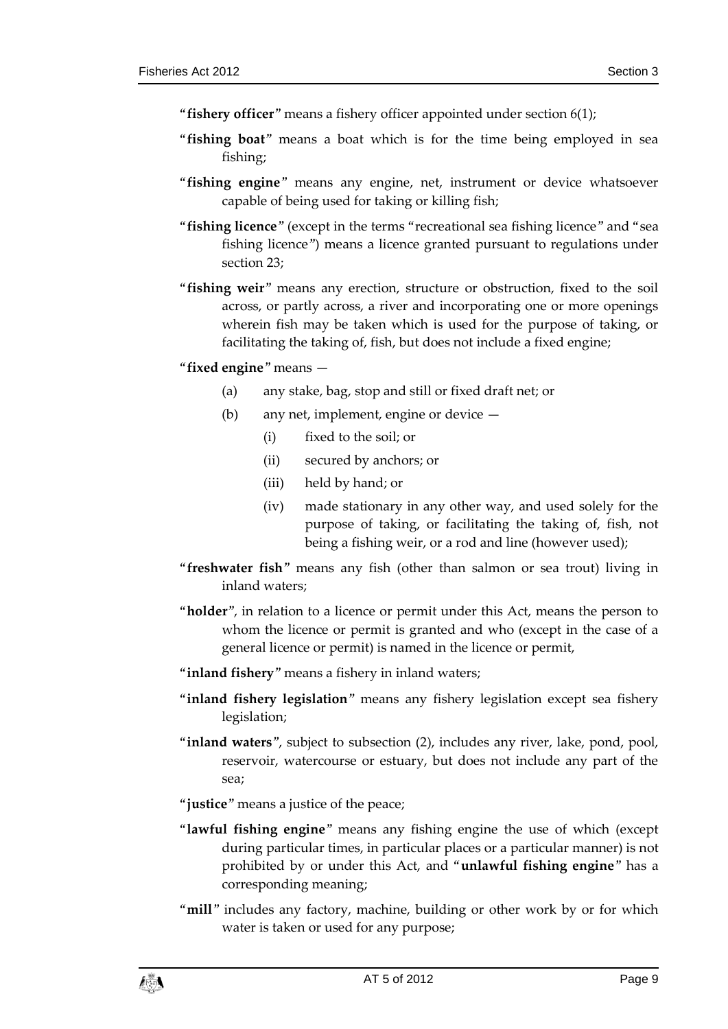"**fishery officer**" means a fishery officer appointed under section 6(1);

"**fishing boat**" means a boat which is for the time being employed in sea fishing;

"**fishing engine**" means any engine, net, instrument or device whatsoever capable of being used for taking or killing fish;

"**fishing licence**" (except in the terms "recreational sea fishing licence" and "sea fishing licence") means a licence granted pursuant to regulations under section 23;

"**fishing weir**" means any erection, structure or obstruction, fixed to the soil across, or partly across, a river and incorporating one or more openings wherein fish may be taken which is used for the purpose of taking, or facilitating the taking of, fish, but does not include a fixed engine;

"**fixed engine**" means —

- (a) any stake, bag, stop and still or fixed draft net; or
- (b) any net, implement, engine or device —
  - (i) fixed to the soil; or
  - (ii) secured by anchors; or
  - (iii) held by hand; or
  - (iv) made stationary in any other way, and used solely for the purpose of taking, or facilitating the taking of, fish, not being a fishing weir, or a rod and line (however used);

"**freshwater fish**" means any fish (other than salmon or sea trout) living in inland waters;

"**holder**", in relation to a licence or permit under this Act, means the person to whom the licence or permit is granted and who (except in the case of a general licence or permit) is named in the licence or permit,

"**inland fishery**" means a fishery in inland waters;

"**inland fishery legislation**" means any fishery legislation except sea fishery legislation;

"**inland waters**", subject to subsection (2), includes any river, lake, pond, pool, reservoir, watercourse or estuary, but does not include any part of the sea;

"**justice**" means a justice of the peace;

"**lawful fishing engine**" means any fishing engine the use of which (except during particular times, in particular places or a particular manner) is not prohibited by or under this Act, and "**unlawful fishing engine**" has a corresponding meaning;

"**mill**" includes any factory, machine, building or other work by or for which water is taken or used for any purpose;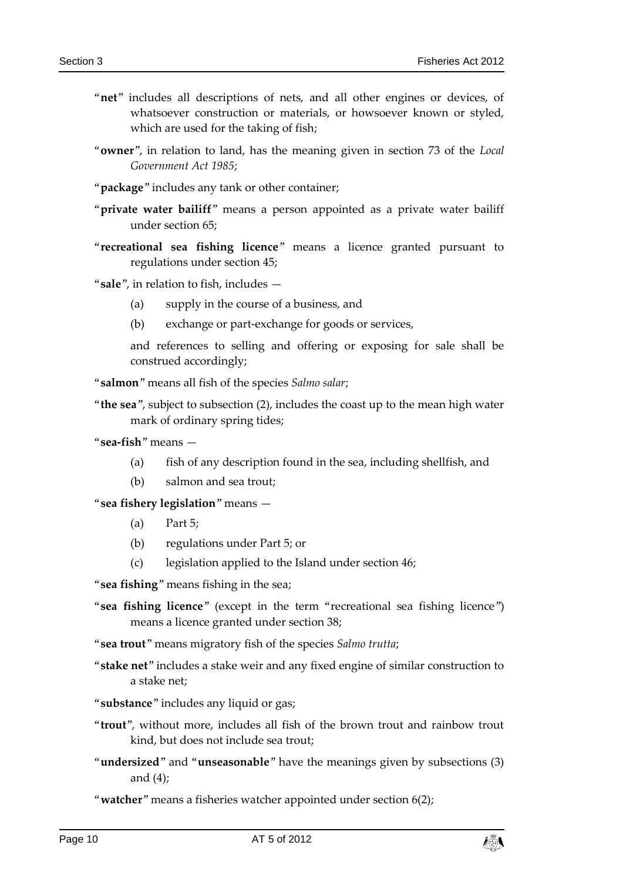"**net**" includes all descriptions of nets, and all other engines or devices, of whatsoever construction or materials, or howsoever known or styled, which are used for the taking of fish;

"**owner**", in relation to land, has the meaning given in section 73 of the *Local Government Act 1985*;

"**package**" includes any tank or other container;

"**private water bailiff**" means a person appointed as a private water bailiff under section 65;

"**recreational sea fishing licence**" means a licence granted pursuant to regulations under section 45;

"**sale**", in relation to fish, includes —

(a) supply in the course of a business, and

(b) exchange or part-exchange for goods or services,

and references to selling and offering or exposing for sale shall be construed accordingly;

"**salmon**" means all fish of the species *Salmo salar*;

"**the sea**", subject to subsection (2), includes the coast up to the mean high water mark of ordinary spring tides;

"**sea-fish**" means —

(a) fish of any description found in the sea, including shellfish, and

(b) salmon and sea trout;

"**sea fishery legislation**" means —

(a) Part 5;

(b) regulations under Part 5; or

(c) legislation applied to the Island under section 46;

"**sea fishing**" means fishing in the sea;

"**sea fishing licence**" (except in the term "recreational sea fishing licence") means a licence granted under section 38;

"**sea trout**" means migratory fish of the species *Salmo trutta*;

"**stake net**" includes a stake weir and any fixed engine of similar construction to a stake net;

"**substance**" includes any liquid or gas;

"**trout**", without more, includes all fish of the brown trout and rainbow trout kind, but does not include sea trout;

"**undersized**" and "**unseasonable**" have the meanings given by subsections (3) and (4);

"**watcher**" means a fisheries watcher appointed under section 6(2);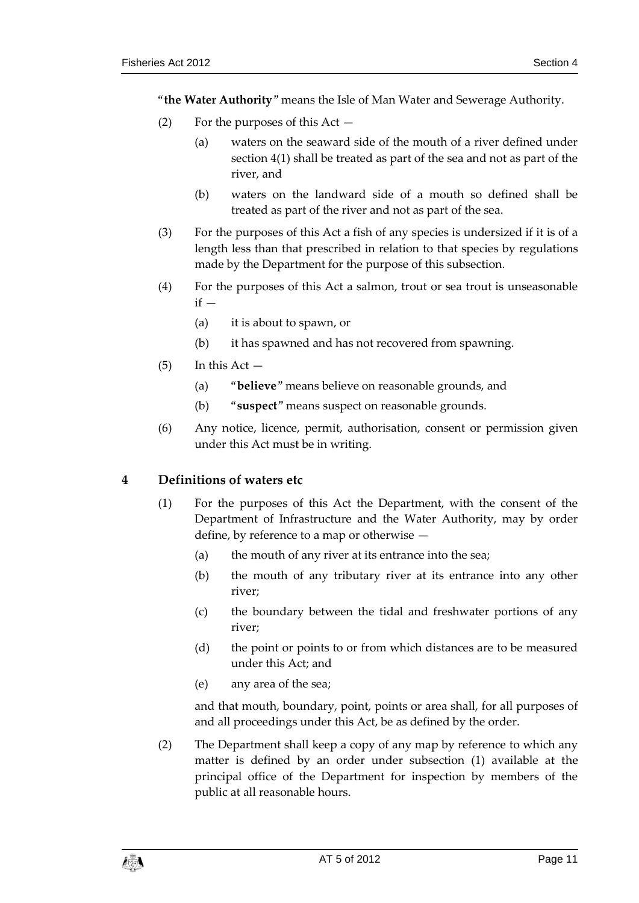"**the Water Authority**" means the Isle of Man Water and Sewerage Authority.

(2) For the purposes of this Act —

(a) waters on the seaward side of the mouth of a river defined under section 4(1) shall be treated as part of the sea and not as part of the river, and

(b) waters on the landward side of a mouth so defined shall be treated as part of the river and not as part of the sea.

(3) For the purposes of this Act a fish of any species is undersized if it is of a length less than that prescribed in relation to that species by regulations made by the Department for the purpose of this subsection.

(4) For the purposes of this Act a salmon, trout or sea trout is unseasonable if —

(a) it is about to spawn, or

(b) it has spawned and has not recovered from spawning.

(5) In this Act —

(a) "**believe**" means believe on reasonable grounds, and

(b) "**suspect**" means suspect on reasonable grounds.

(6) Any notice, licence, permit, authorisation, consent or permission given under this Act must be in writing.

## 4 Definitions of waters etc

(1) For the purposes of this Act the Department, with the consent of the Department of Infrastructure and the Water Authority, may by order define, by reference to a map or otherwise —

(a) the mouth of any river at its entrance into the sea;

(b) the mouth of any tributary river at its entrance into any other river;

(c) the boundary between the tidal and freshwater portions of any river;

(d) the point or points to or from which distances are to be measured under this Act; and

(e) any area of the sea;

and that mouth, boundary, point, points or area shall, for all purposes of and all proceedings under this Act, be as defined by the order.

(2) The Department shall keep a copy of any map by reference to which any matter is defined by an order under subsection (1) available at the principal office of the Department for inspection by members of the public at all reasonable hours.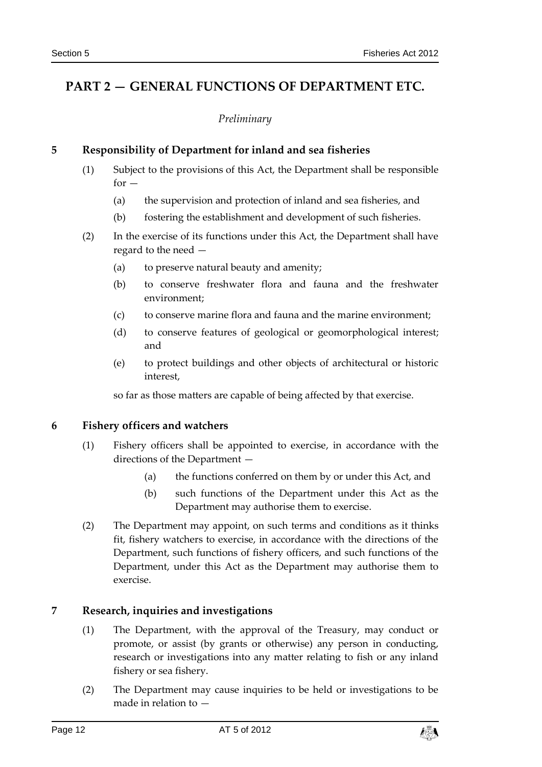# PART 2 — GENERAL FUNCTIONS OF DEPARTMENT ETC.

*Preliminary*

## 5 Responsibility of Department for inland and sea fisheries

(1) Subject to the provisions of this Act, the Department shall be responsible for —

(a) the supervision and protection of inland and sea fisheries, and

(b) fostering the establishment and development of such fisheries.

(2) In the exercise of its functions under this Act, the Department shall have regard to the need —

(a) to preserve natural beauty and amenity;

(b) to conserve freshwater flora and fauna and the freshwater environment;

(c) to conserve marine flora and fauna and the marine environment;

(d) to conserve features of geological or geomorphological interest; and

(e) to protect buildings and other objects of architectural or historic interest,

so far as those matters are capable of being affected by that exercise.

## 6 Fishery officers and watchers

(1) Fishery officers shall be appointed to exercise, in accordance with the directions of the Department —

(a) the functions conferred on them by or under this Act, and

(b) such functions of the Department under this Act as the Department may authorise them to exercise.

(2) The Department may appoint, on such terms and conditions as it thinks fit, fishery watchers to exercise, in accordance with the directions of the Department, such functions of fishery officers, and such functions of the Department, under this Act as the Department may authorise them to exercise.

## 7 Research, inquiries and investigations

(1) The Department, with the approval of the Treasury, may conduct or promote, or assist (by grants or otherwise) any person in conducting, research or investigations into any matter relating to fish or any inland fishery or sea fishery.

(2) The Department may cause inquiries to be held or investigations to be made in relation to —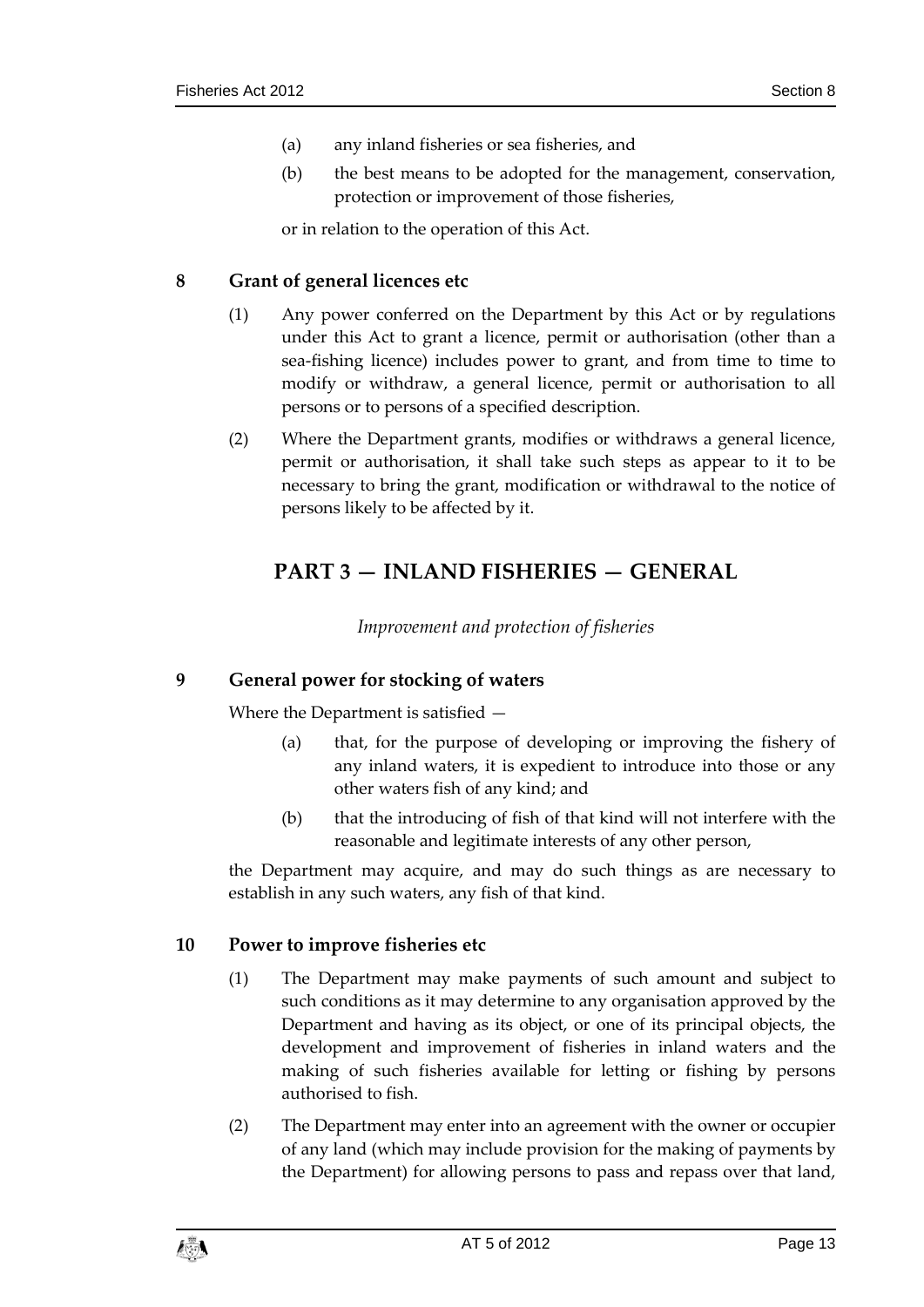(a) any inland fisheries or sea fisheries, and

(b) the best means to be adopted for the management, conservation, protection or improvement of those fisheries,

or in relation to the operation of this Act.

### 8 Grant of general licences etc

(1) Any power conferred on the Department by this Act or by regulations under this Act to grant a licence, permit or authorisation (other than a sea-fishing licence) includes power to grant, and from time to time to modify or withdraw, a general licence, permit or authorisation to all persons or to persons of a specified description.

(2) Where the Department grants, modifies or withdraws a general licence, permit or authorisation, it shall take such steps as appear to it to be necessary to bring the grant, modification or withdrawal to the notice of persons likely to be affected by it.

## PART 3 — INLAND FISHERIES — GENERAL

*Improvement and protection of fisheries*

### 9 General power for stocking of waters

Where the Department is satisfied —

(a) that, for the purpose of developing or improving the fishery of any inland waters, it is expedient to introduce into those or any other waters fish of any kind; and

(b) that the introducing of fish of that kind will not interfere with the reasonable and legitimate interests of any other person,

the Department may acquire, and may do such things as are necessary to establish in any such waters, any fish of that kind.

### 10 Power to improve fisheries etc

(1) The Department may make payments of such amount and subject to such conditions as it may determine to any organisation approved by the Department and having as its object, or one of its principal objects, the development and improvement of fisheries in inland waters and the making of such fisheries available for letting or fishing by persons authorised to fish.

(2) The Department may enter into an agreement with the owner or occupier of any land (which may include provision for the making of payments by the Department) for allowing persons to pass and repass over that land,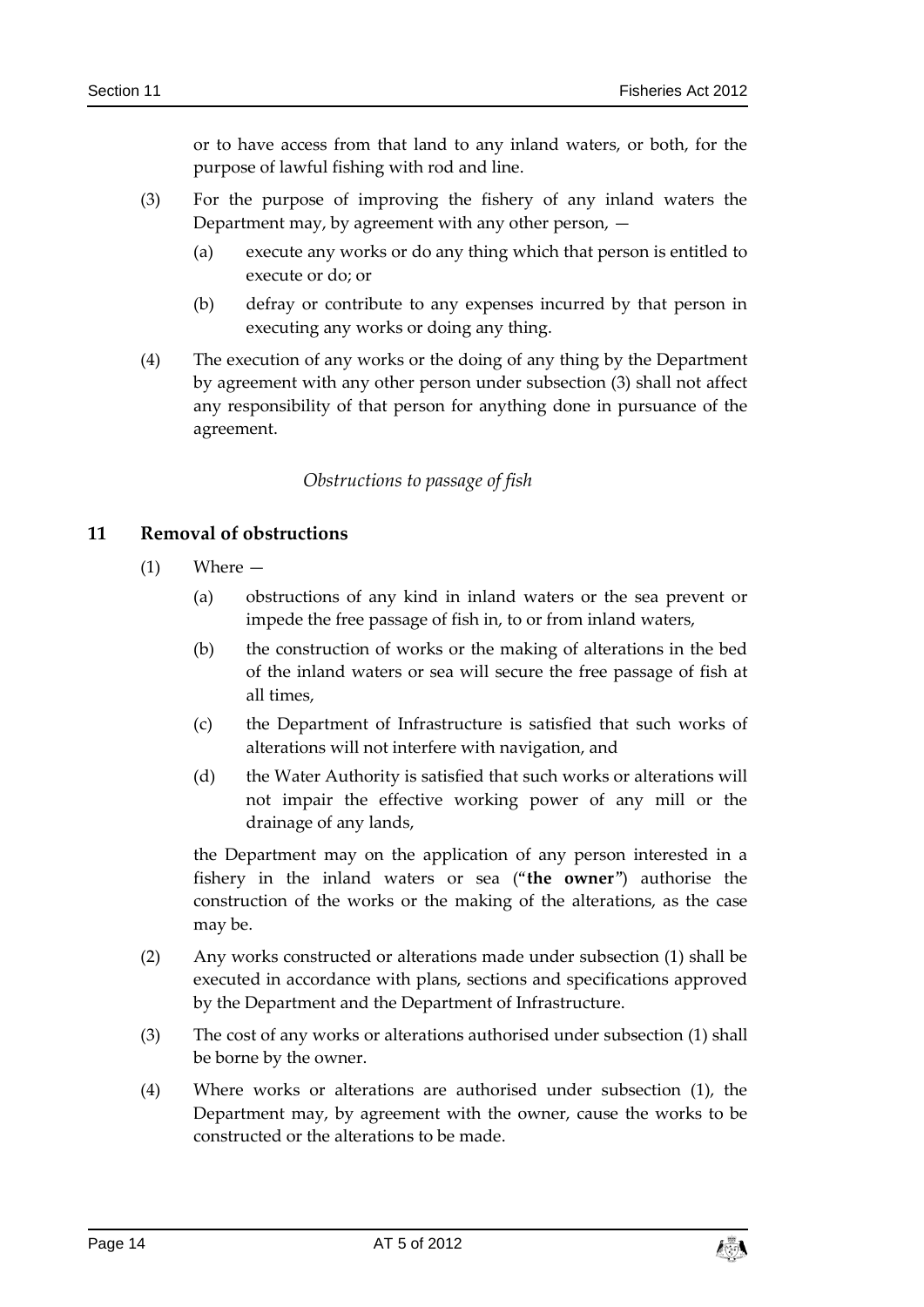or to have access from that land to any inland waters, or both, for the purpose of lawful fishing with rod and line.

(3) For the purpose of improving the fishery of any inland waters the Department may, by agreement with any other person, —

(a) execute any works or do any thing which that person is entitled to execute or do; or

(b) defray or contribute to any expenses incurred by that person in executing any works or doing any thing.

(4) The execution of any works or the doing of any thing by the Department by agreement with any other person under subsection (3) shall not affect any responsibility of that person for anything done in pursuance of the agreement.

*Obstructions to passage of fish*

## 11 Removal of obstructions

(1) Where —

(a) obstructions of any kind in inland waters or the sea prevent or impede the free passage of fish in, to or from inland waters,

(b) the construction of works or the making of alterations in the bed of the inland waters or sea will secure the free passage of fish at all times,

(c) the Department of Infrastructure is satisfied that such works of alterations will not interfere with navigation, and

(d) the Water Authority is satisfied that such works or alterations will not impair the effective working power of any mill or the drainage of any lands,

the Department may on the application of any person interested in a fishery in the inland waters or sea ("**the owner**") authorise the construction of the works or the making of the alterations, as the case may be.

(2) Any works constructed or alterations made under subsection (1) shall be executed in accordance with plans, sections and specifications approved by the Department and the Department of Infrastructure.

(3) The cost of any works or alterations authorised under subsection (1) shall be borne by the owner.

(4) Where works or alterations are authorised under subsection (1), the Department may, by agreement with the owner, cause the works to be constructed or the alterations to be made.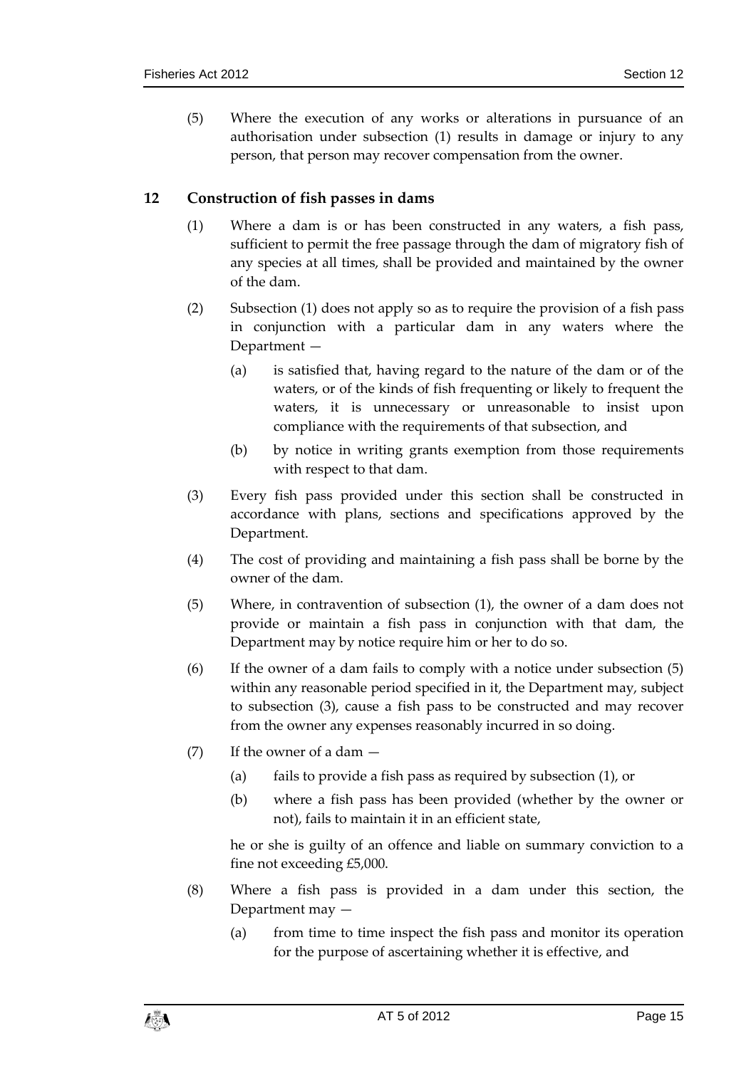(5) Where the execution of any works or alterations in pursuance of an authorisation under subsection (1) results in damage or injury to any person, that person may recover compensation from the owner.

## 12 Construction of fish passes in dams

(1) Where a dam is or has been constructed in any waters, a fish pass, sufficient to permit the free passage through the dam of migratory fish of any species at all times, shall be provided and maintained by the owner of the dam.

(2) Subsection (1) does not apply so as to require the provision of a fish pass in conjunction with a particular dam in any waters where the Department —

(a) is satisfied that, having regard to the nature of the dam or of the waters, or of the kinds of fish frequenting or likely to frequent the waters, it is unnecessary or unreasonable to insist upon compliance with the requirements of that subsection, and

(b) by notice in writing grants exemption from those requirements with respect to that dam.

(3) Every fish pass provided under this section shall be constructed in accordance with plans, sections and specifications approved by the Department.

(4) The cost of providing and maintaining a fish pass shall be borne by the owner of the dam.

(5) Where, in contravention of subsection (1), the owner of a dam does not provide or maintain a fish pass in conjunction with that dam, the Department may by notice require him or her to do so.

(6) If the owner of a dam fails to comply with a notice under subsection (5) within any reasonable period specified in it, the Department may, subject to subsection (3), cause a fish pass to be constructed and may recover from the owner any expenses reasonably incurred in so doing.

(7) If the owner of a dam —

(a) fails to provide a fish pass as required by subsection (1), or

(b) where a fish pass has been provided (whether by the owner or not), fails to maintain it in an efficient state,

he or she is guilty of an offence and liable on summary conviction to a fine not exceeding £5,000.

(8) Where a fish pass is provided in a dam under this section, the Department may —

(a) from time to time inspect the fish pass and monitor its operation for the purpose of ascertaining whether it is effective, and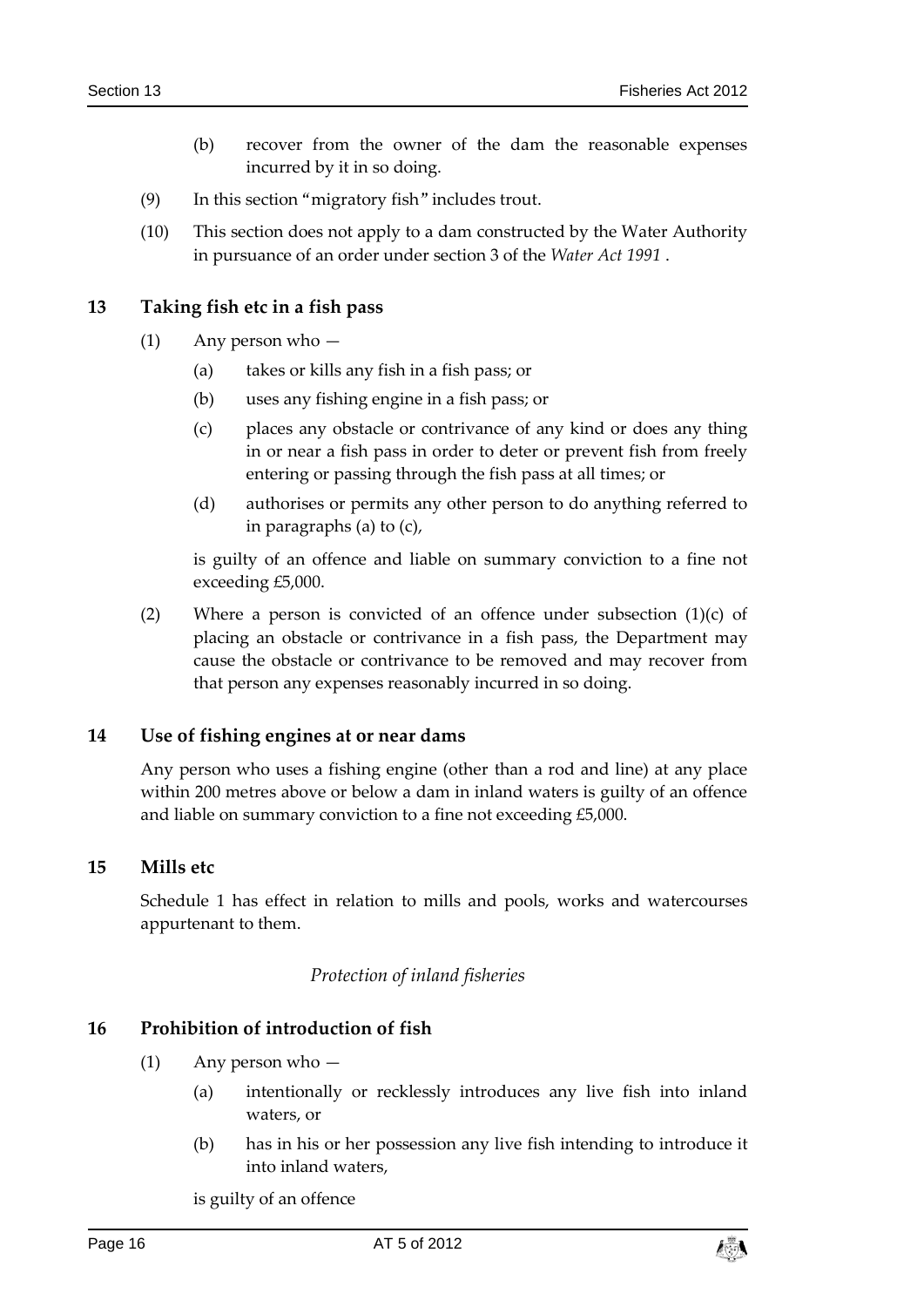(b) recover from the owner of the dam the reasonable expenses incurred by it in so doing.

(9) In this section "migratory fish" includes trout.

(10) This section does not apply to a dam constructed by the Water Authority in pursuance of an order under section 3 of the *Water Act 1991* .

## 13 Taking fish etc in a fish pass

(1) Any person who —

(a) takes or kills any fish in a fish pass; or

(b) uses any fishing engine in a fish pass; or

(c) places any obstacle or contrivance of any kind or does any thing in or near a fish pass in order to deter or prevent fish from freely entering or passing through the fish pass at all times; or

(d) authorises or permits any other person to do anything referred to in paragraphs (a) to (c),

is guilty of an offence and liable on summary conviction to a fine not exceeding £5,000.

(2) Where a person is convicted of an offence under subsection (1)(c) of placing an obstacle or contrivance in a fish pass, the Department may cause the obstacle or contrivance to be removed and may recover from that person any expenses reasonably incurred in so doing.

## 14 Use of fishing engines at or near dams

Any person who uses a fishing engine (other than a rod and line) at any place within 200 metres above or below a dam in inland waters is guilty of an offence and liable on summary conviction to a fine not exceeding £5,000.

## 15 Mills etc

Schedule 1 has effect in relation to mills and pools, works and watercourses appurtenant to them.

*Protection of inland fisheries*

## 16 Prohibition of introduction of fish

(1) Any person who —

(a) intentionally or recklessly introduces any live fish into inland waters, or

(b) has in his or her possession any live fish intending to introduce it into inland waters,

is guilty of an offence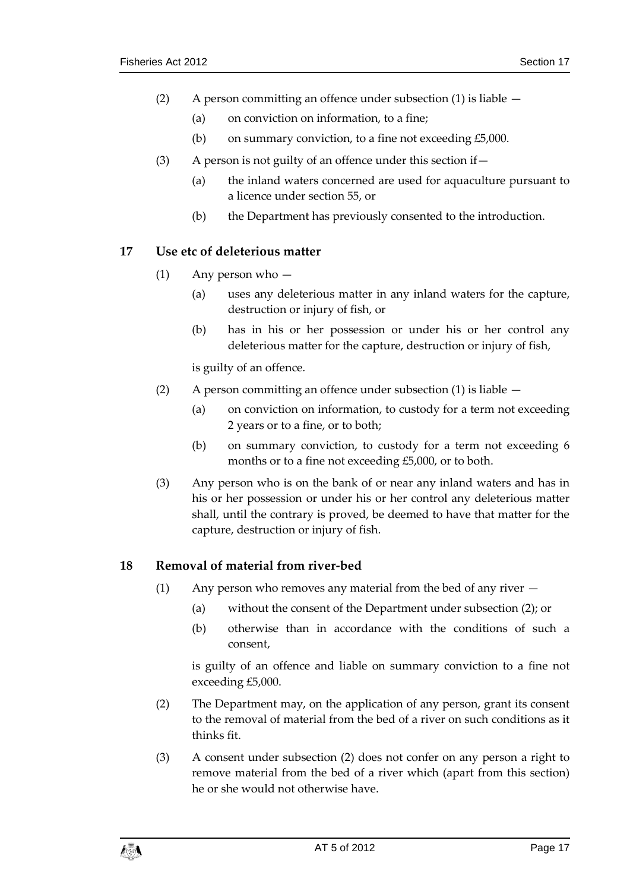(2) A person committing an offence under subsection (1) is liable —

(a) on conviction on information, to a fine;

(b) on summary conviction, to a fine not exceeding £5,000.

(3) A person is not guilty of an offence under this section if—

(a) the inland waters concerned are used for aquaculture pursuant to a licence under section 55, or

(b) the Department has previously consented to the introduction.

## 17 Use etc of deleterious matter

(1) Any person who —

(a) uses any deleterious matter in any inland waters for the capture, destruction or injury of fish, or

(b) has in his or her possession or under his or her control any deleterious matter for the capture, destruction or injury of fish,

is guilty of an offence.

(2) A person committing an offence under subsection (1) is liable —

(a) on conviction on information, to custody for a term not exceeding 2 years or to a fine, or to both;

(b) on summary conviction, to custody for a term not exceeding 6 months or to a fine not exceeding £5,000, or to both.

(3) Any person who is on the bank of or near any inland waters and has in his or her possession or under his or her control any deleterious matter shall, until the contrary is proved, be deemed to have that matter for the capture, destruction or injury of fish.

## 18 Removal of material from river-bed

(1) Any person who removes any material from the bed of any river —

(a) without the consent of the Department under subsection (2); or

(b) otherwise than in accordance with the conditions of such a consent,

is guilty of an offence and liable on summary conviction to a fine not exceeding £5,000.

(2) The Department may, on the application of any person, grant its consent to the removal of material from the bed of a river on such conditions as it thinks fit.

(3) A consent under subsection (2) does not confer on any person a right to remove material from the bed of a river which (apart from this section) he or she would not otherwise have.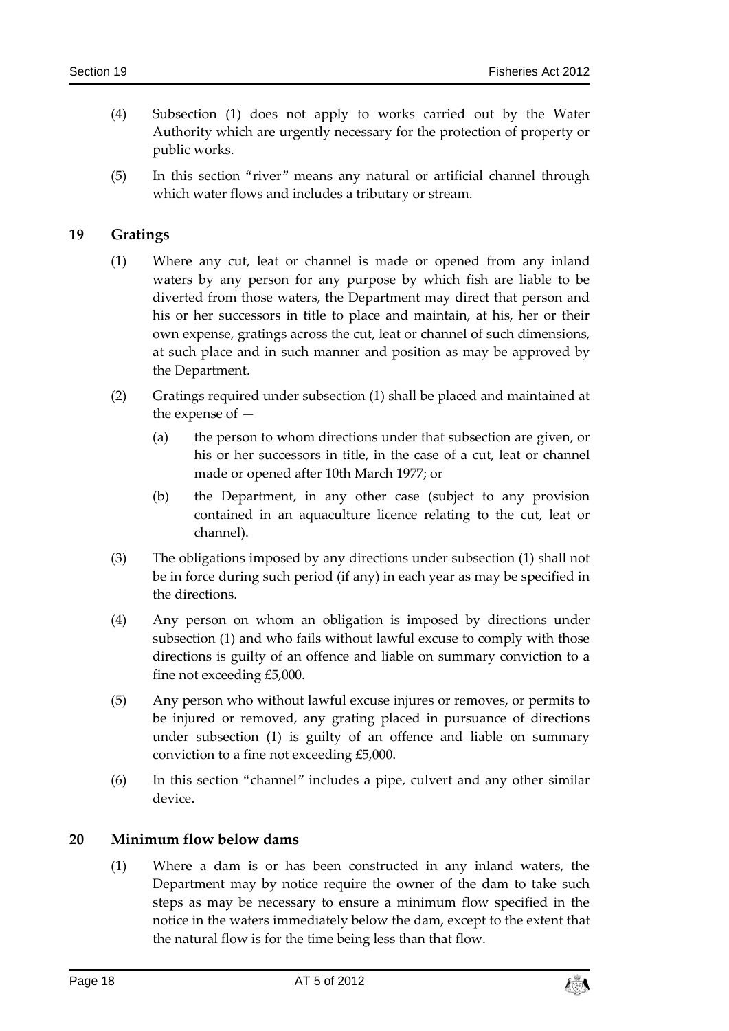(4) Subsection (1) does not apply to works carried out by the Water Authority which are urgently necessary for the protection of property or public works.

(5) In this section "river" means any natural or artificial channel through which water flows and includes a tributary or stream.

## 19 Gratings

(1) Where any cut, leat or channel is made or opened from any inland waters by any person for any purpose by which fish are liable to be diverted from those waters, the Department may direct that person and his or her successors in title to place and maintain, at his, her or their own expense, gratings across the cut, leat or channel of such dimensions, at such place and in such manner and position as may be approved by the Department.

(2) Gratings required under subsection (1) shall be placed and maintained at the expense of —

(a) the person to whom directions under that subsection are given, or his or her successors in title, in the case of a cut, leat or channel made or opened after 10th March 1977; or

(b) the Department, in any other case (subject to any provision contained in an aquaculture licence relating to the cut, leat or channel).

(3) The obligations imposed by any directions under subsection (1) shall not be in force during such period (if any) in each year as may be specified in the directions.

(4) Any person on whom an obligation is imposed by directions under subsection (1) and who fails without lawful excuse to comply with those directions is guilty of an offence and liable on summary conviction to a fine not exceeding £5,000.

(5) Any person who without lawful excuse injures or removes, or permits to be injured or removed, any grating placed in pursuance of directions under subsection (1) is guilty of an offence and liable on summary conviction to a fine not exceeding £5,000.

(6) In this section "channel" includes a pipe, culvert and any other similar device.

## 20 Minimum flow below dams

(1) Where a dam is or has been constructed in any inland waters, the Department may by notice require the owner of the dam to take such steps as may be necessary to ensure a minimum flow specified in the notice in the waters immediately below the dam, except to the extent that the natural flow is for the time being less than that flow.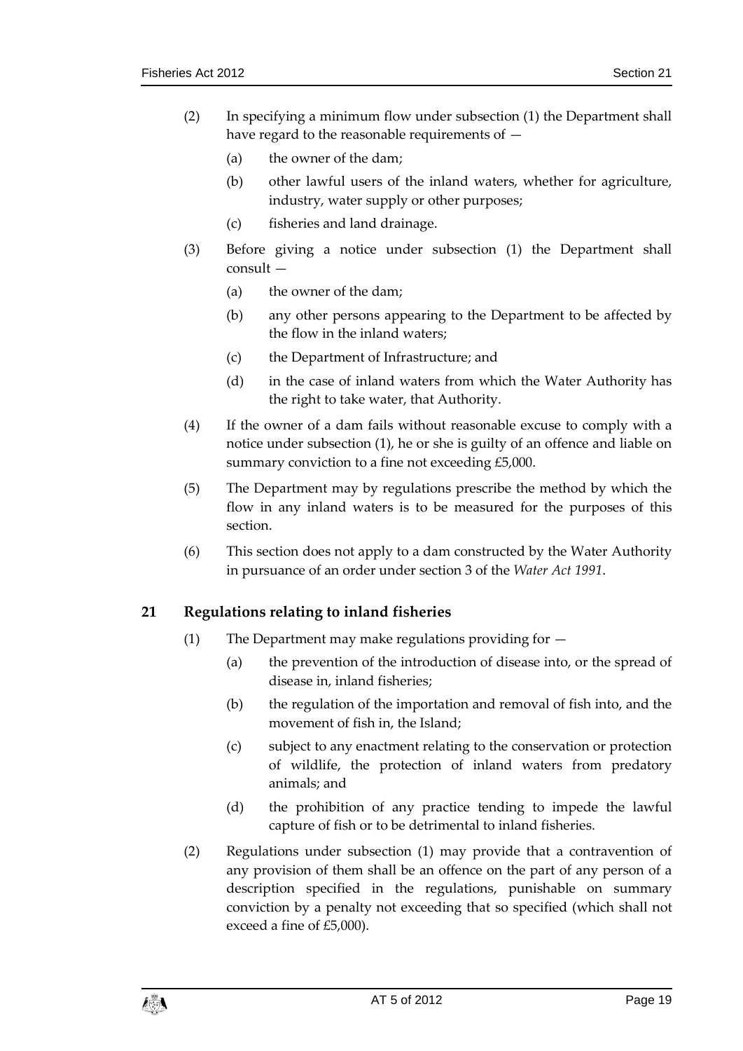(2) In specifying a minimum flow under subsection (1) the Department shall have regard to the reasonable requirements of —

   (a) the owner of the dam;

   (b) other lawful users of the inland waters, whether for agriculture, industry, water supply or other purposes;

   (c) fisheries and land drainage.

(3) Before giving a notice under subsection (1) the Department shall consult —

   (a) the owner of the dam;

   (b) any other persons appearing to the Department to be affected by the flow in the inland waters;

   (c) the Department of Infrastructure; and

   (d) in the case of inland waters from which the Water Authority has the right to take water, that Authority.

(4) If the owner of a dam fails without reasonable excuse to comply with a notice under subsection (1), he or she is guilty of an offence and liable on summary conviction to a fine not exceeding £5,000.

(5) The Department may by regulations prescribe the method by which the flow in any inland waters is to be measured for the purposes of this section.

(6) This section does not apply to a dam constructed by the Water Authority in pursuance of an order under section 3 of the *Water Act 1991*.

## 21 Regulations relating to inland fisheries

(1) The Department may make regulations providing for —

   (a) the prevention of the introduction of disease into, or the spread of disease in, inland fisheries;

   (b) the regulation of the importation and removal of fish into, and the movement of fish in, the Island;

   (c) subject to any enactment relating to the conservation or protection of wildlife, the protection of inland waters from predatory animals; and

   (d) the prohibition of any practice tending to impede the lawful capture of fish or to be detrimental to inland fisheries.

(2) Regulations under subsection (1) may provide that a contravention of any provision of them shall be an offence on the part of any person of a description specified in the regulations, punishable on summary conviction by a penalty not exceeding that so specified (which shall not exceed a fine of £5,000).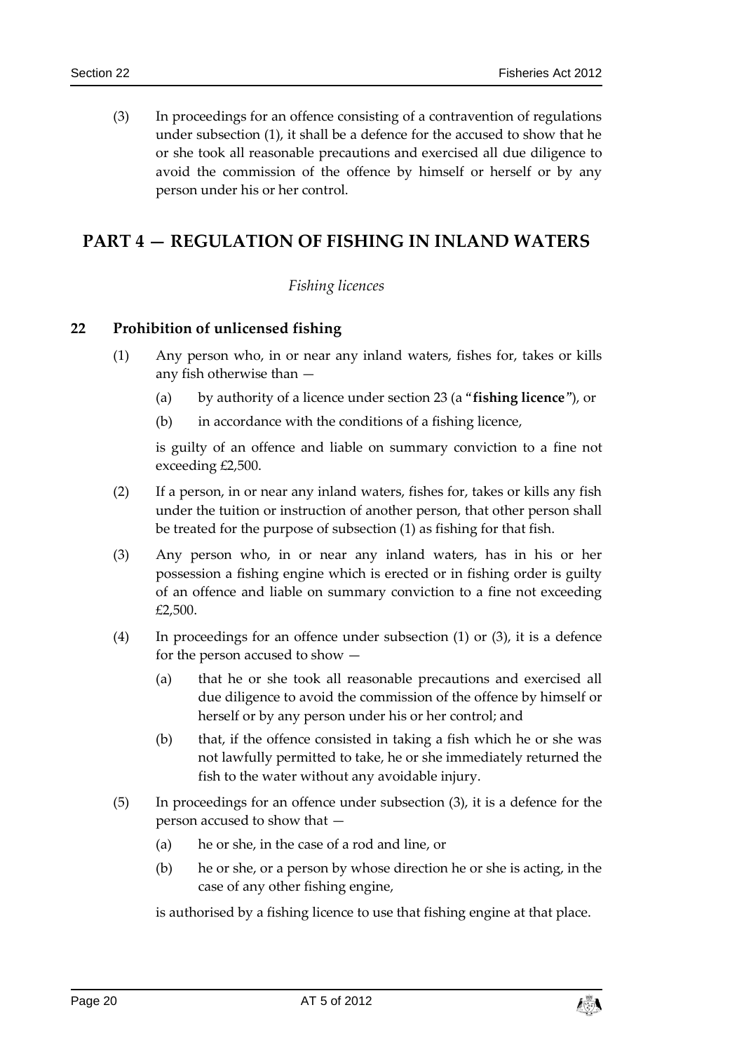(3) In proceedings for an offence consisting of a contravention of regulations under subsection (1), it shall be a defence for the accused to show that he or she took all reasonable precautions and exercised all due diligence to avoid the commission of the offence by himself or herself or by any person under his or her control.

## PART 4 — REGULATION OF FISHING IN INLAND WATERS

*Fishing licences*

### 22 Prohibition of unlicensed fishing

(1) Any person who, in or near any inland waters, fishes for, takes or kills any fish otherwise than —

(a) by authority of a licence under section 23 (a "**fishing licence**"), or

(b) in accordance with the conditions of a fishing licence,

is guilty of an offence and liable on summary conviction to a fine not exceeding £2,500.

(2) If a person, in or near any inland waters, fishes for, takes or kills any fish under the tuition or instruction of another person, that other person shall be treated for the purpose of subsection (1) as fishing for that fish.

(3) Any person who, in or near any inland waters, has in his or her possession a fishing engine which is erected or in fishing order is guilty of an offence and liable on summary conviction to a fine not exceeding £2,500.

(4) In proceedings for an offence under subsection (1) or (3), it is a defence for the person accused to show —

(a) that he or she took all reasonable precautions and exercised all due diligence to avoid the commission of the offence by himself or herself or by any person under his or her control; and

(b) that, if the offence consisted in taking a fish which he or she was not lawfully permitted to take, he or she immediately returned the fish to the water without any avoidable injury.

(5) In proceedings for an offence under subsection (3), it is a defence for the person accused to show that —

(a) he or she, in the case of a rod and line, or

(b) he or she, or a person by whose direction he or she is acting, in the case of any other fishing engine,

is authorised by a fishing licence to use that fishing engine at that place.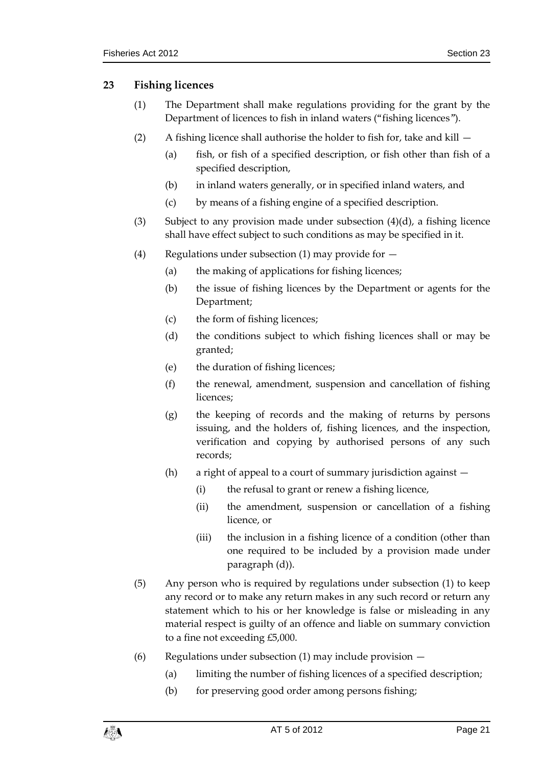## 23 Fishing licences

(1) The Department shall make regulations providing for the grant by the Department of licences to fish in inland waters ("fishing licences").

(2) A fishing licence shall authorise the holder to fish for, take and kill —

(a) fish, or fish of a specified description, or fish other than fish of a specified description,

(b) in inland waters generally, or in specified inland waters, and

(c) by means of a fishing engine of a specified description.

(3) Subject to any provision made under subsection (4)(d), a fishing licence shall have effect subject to such conditions as may be specified in it.

(4) Regulations under subsection (1) may provide for —

(a) the making of applications for fishing licences;

(b) the issue of fishing licences by the Department or agents for the Department;

(c) the form of fishing licences;

(d) the conditions subject to which fishing licences shall or may be granted;

(e) the duration of fishing licences;

(f) the renewal, amendment, suspension and cancellation of fishing licences;

(g) the keeping of records and the making of returns by persons issuing, and the holders of, fishing licences, and the inspection, verification and copying by authorised persons of any such records;

(h) a right of appeal to a court of summary jurisdiction against —

(i) the refusal to grant or renew a fishing licence,

(ii) the amendment, suspension or cancellation of a fishing licence, or

(iii) the inclusion in a fishing licence of a condition (other than one required to be included by a provision made under paragraph (d)).

(5) Any person who is required by regulations under subsection (1) to keep any record or to make any return makes in any such record or return any statement which to his or her knowledge is false or misleading in any material respect is guilty of an offence and liable on summary conviction to a fine not exceeding £5,000.

(6) Regulations under subsection (1) may include provision —

(a) limiting the number of fishing licences of a specified description;

(b) for preserving good order among persons fishing;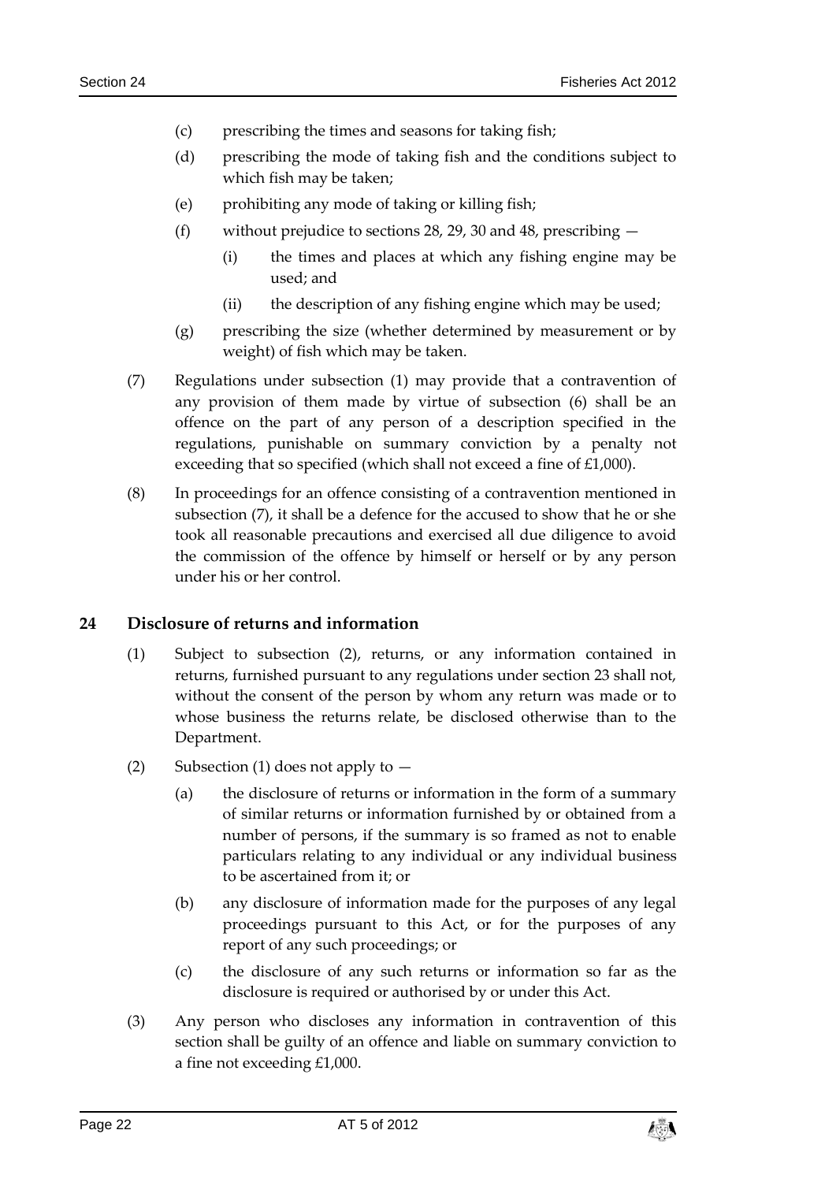(c) prescribing the times and seasons for taking fish;

(d) prescribing the mode of taking fish and the conditions subject to which fish may be taken;

(e) prohibiting any mode of taking or killing fish;

(f) without prejudice to sections 28, 29, 30 and 48, prescribing —

  (i) the times and places at which any fishing engine may be used; and

  (ii) the description of any fishing engine which may be used;

(g) prescribing the size (whether determined by measurement or by weight) of fish which may be taken.

(7) Regulations under subsection (1) may provide that a contravention of any provision of them made by virtue of subsection (6) shall be an offence on the part of any person of a description specified in the regulations, punishable on summary conviction by a penalty not exceeding that so specified (which shall not exceed a fine of £1,000).

(8) In proceedings for an offence consisting of a contravention mentioned in subsection (7), it shall be a defence for the accused to show that he or she took all reasonable precautions and exercised all due diligence to avoid the commission of the offence by himself or herself or by any person under his or her control.

## 24 Disclosure of returns and information

(1) Subject to subsection (2), returns, or any information contained in returns, furnished pursuant to any regulations under section 23 shall not, without the consent of the person by whom any return was made or to whose business the returns relate, be disclosed otherwise than to the Department.

(2) Subsection (1) does not apply to —

(a) the disclosure of returns or information in the form of a summary of similar returns or information furnished by or obtained from a number of persons, if the summary is so framed as not to enable particulars relating to any individual or any individual business to be ascertained from it; or

(b) any disclosure of information made for the purposes of any legal proceedings pursuant to this Act, or for the purposes of any report of any such proceedings; or

(c) the disclosure of any such returns or information so far as the disclosure is required or authorised by or under this Act.

(3) Any person who discloses any information in contravention of this section shall be guilty of an offence and liable on summary conviction to a fine not exceeding £1,000.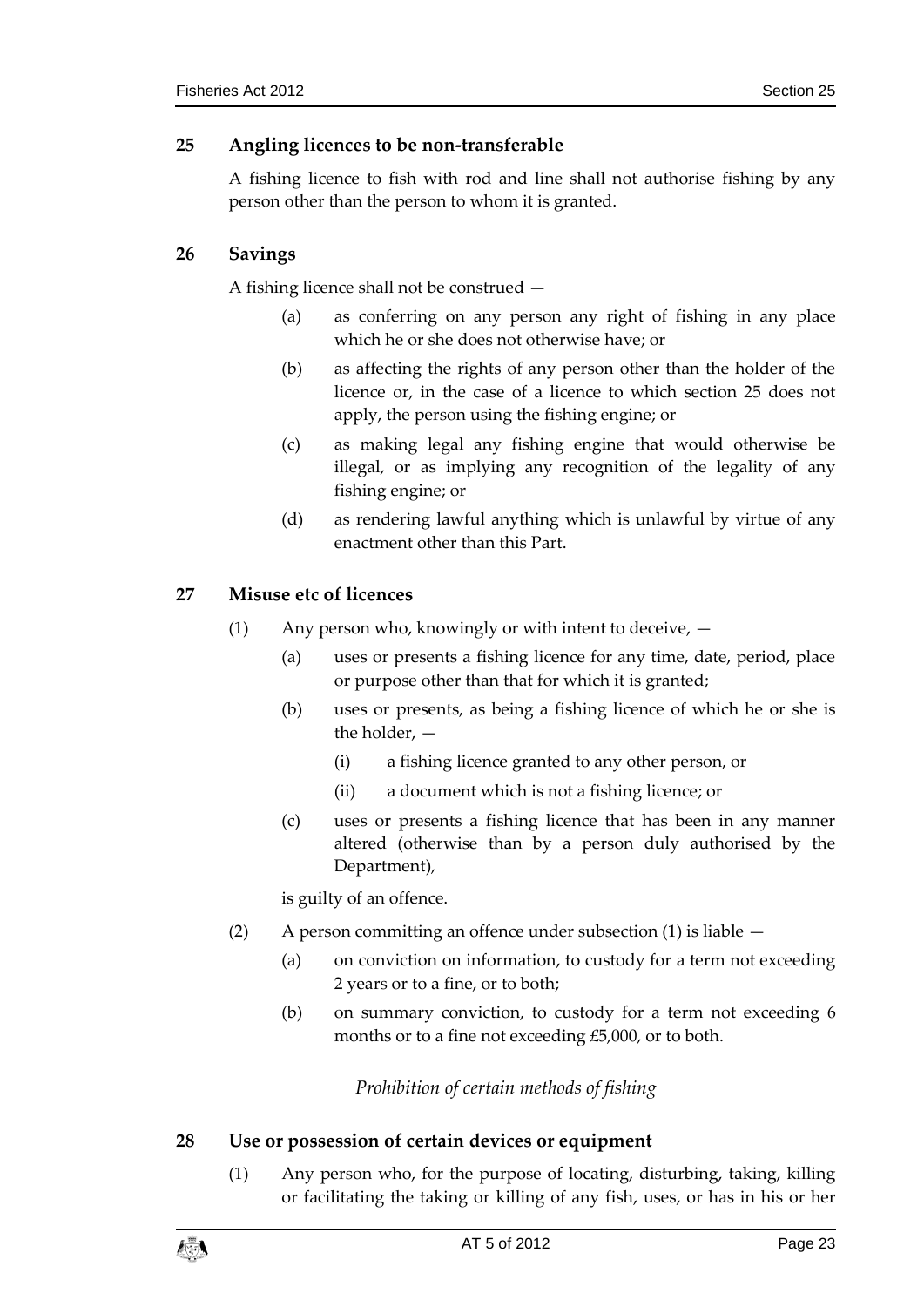## 25 Angling licences to be non-transferable

A fishing licence to fish with rod and line shall not authorise fishing by any person other than the person to whom it is granted.

## 26 Savings

A fishing licence shall not be construed —

(a) as conferring on any person any right of fishing in any place which he or she does not otherwise have; or

(b) as affecting the rights of any person other than the holder of the licence or, in the case of a licence to which section 25 does not apply, the person using the fishing engine; or

(c) as making legal any fishing engine that would otherwise be illegal, or as implying any recognition of the legality of any fishing engine; or

(d) as rendering lawful anything which is unlawful by virtue of any enactment other than this Part.

## 27 Misuse etc of licences

(1) Any person who, knowingly or with intent to deceive, —

(a) uses or presents a fishing licence for any time, date, period, place or purpose other than that for which it is granted;

(b) uses or presents, as being a fishing licence of which he or she is the holder, —

(i) a fishing licence granted to any other person, or

(ii) a document which is not a fishing licence; or

(c) uses or presents a fishing licence that has been in any manner altered (otherwise than by a person duly authorised by the Department),

is guilty of an offence.

(2) A person committing an offence under subsection (1) is liable —

(a) on conviction on information, to custody for a term not exceeding 2 years or to a fine, or to both;

(b) on summary conviction, to custody for a term not exceeding 6 months or to a fine not exceeding £5,000, or to both.

*Prohibition of certain methods of fishing*

## 28 Use or possession of certain devices or equipment

(1) Any person who, for the purpose of locating, disturbing, taking, killing or facilitating the taking or killing of any fish, uses, or has in his or her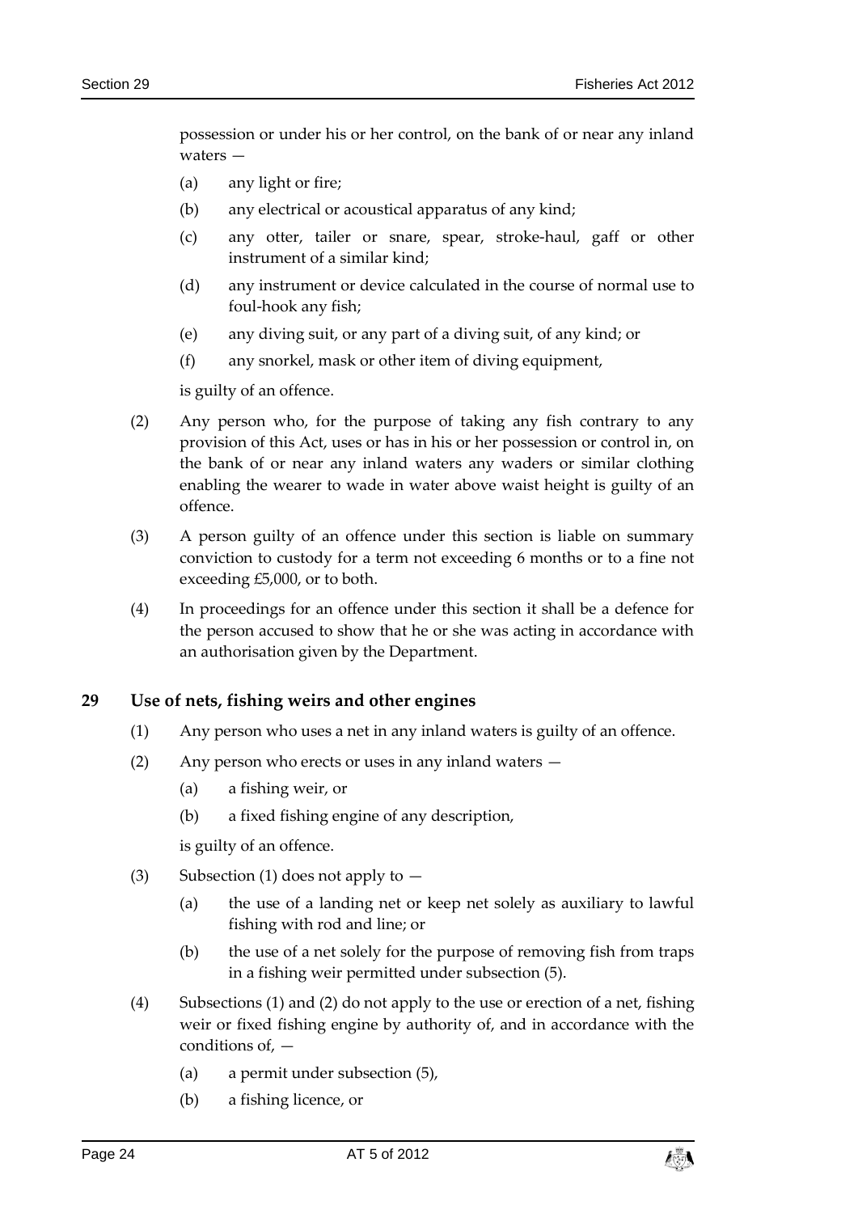possession or under his or her control, on the bank of or near any inland waters —

(a) any light or fire;

(b) any electrical or acoustical apparatus of any kind;

(c) any otter, tailer or snare, spear, stroke-haul, gaff or other instrument of a similar kind;

(d) any instrument or device calculated in the course of normal use to foul-hook any fish;

(e) any diving suit, or any part of a diving suit, of any kind; or

(f) any snorkel, mask or other item of diving equipment,

is guilty of an offence.

(2) Any person who, for the purpose of taking any fish contrary to any provision of this Act, uses or has in his or her possession or control in, on the bank of or near any inland waters any waders or similar clothing enabling the wearer to wade in water above waist height is guilty of an offence.

(3) A person guilty of an offence under this section is liable on summary conviction to custody for a term not exceeding 6 months or to a fine not exceeding £5,000, or to both.

(4) In proceedings for an offence under this section it shall be a defence for the person accused to show that he or she was acting in accordance with an authorisation given by the Department.

## 29 Use of nets, fishing weirs and other engines

(1) Any person who uses a net in any inland waters is guilty of an offence.

(2) Any person who erects or uses in any inland waters —

(a) a fishing weir, or

(b) a fixed fishing engine of any description,

is guilty of an offence.

(3) Subsection (1) does not apply to —

(a) the use of a landing net or keep net solely as auxiliary to lawful fishing with rod and line; or

(b) the use of a net solely for the purpose of removing fish from traps in a fishing weir permitted under subsection (5).

(4) Subsections (1) and (2) do not apply to the use or erection of a net, fishing weir or fixed fishing engine by authority of, and in accordance with the conditions of, —

(a) a permit under subsection (5),

(b) a fishing licence, or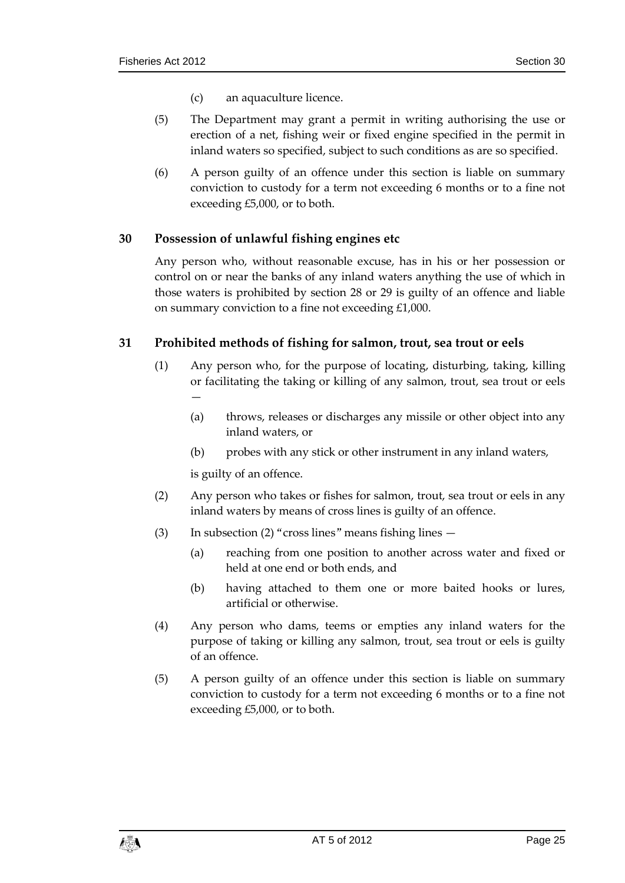(c) an aquaculture licence.

(5) The Department may grant a permit in writing authorising the use or erection of a net, fishing weir or fixed engine specified in the permit in inland waters so specified, subject to such conditions as are so specified.

(6) A person guilty of an offence under this section is liable on summary conviction to custody for a term not exceeding 6 months or to a fine not exceeding £5,000, or to both.

## 30 Possession of unlawful fishing engines etc

Any person who, without reasonable excuse, has in his or her possession or control on or near the banks of any inland waters anything the use of which in those waters is prohibited by section 28 or 29 is guilty of an offence and liable on summary conviction to a fine not exceeding £1,000.

## 31 Prohibited methods of fishing for salmon, trout, sea trout or eels

(1) Any person who, for the purpose of locating, disturbing, taking, killing or facilitating the taking or killing of any salmon, trout, sea trout or eels —

(a) throws, releases or discharges any missile or other object into any inland waters, or

(b) probes with any stick or other instrument in any inland waters,

is guilty of an offence.

(2) Any person who takes or fishes for salmon, trout, sea trout or eels in any inland waters by means of cross lines is guilty of an offence.

(3) In subsection (2) "cross lines" means fishing lines —

(a) reaching from one position to another across water and fixed or held at one end or both ends, and

(b) having attached to them one or more baited hooks or lures, artificial or otherwise.

(4) Any person who dams, teems or empties any inland waters for the purpose of taking or killing any salmon, trout, sea trout or eels is guilty of an offence.

(5) A person guilty of an offence under this section is liable on summary conviction to custody for a term not exceeding 6 months or to a fine not exceeding £5,000, or to both.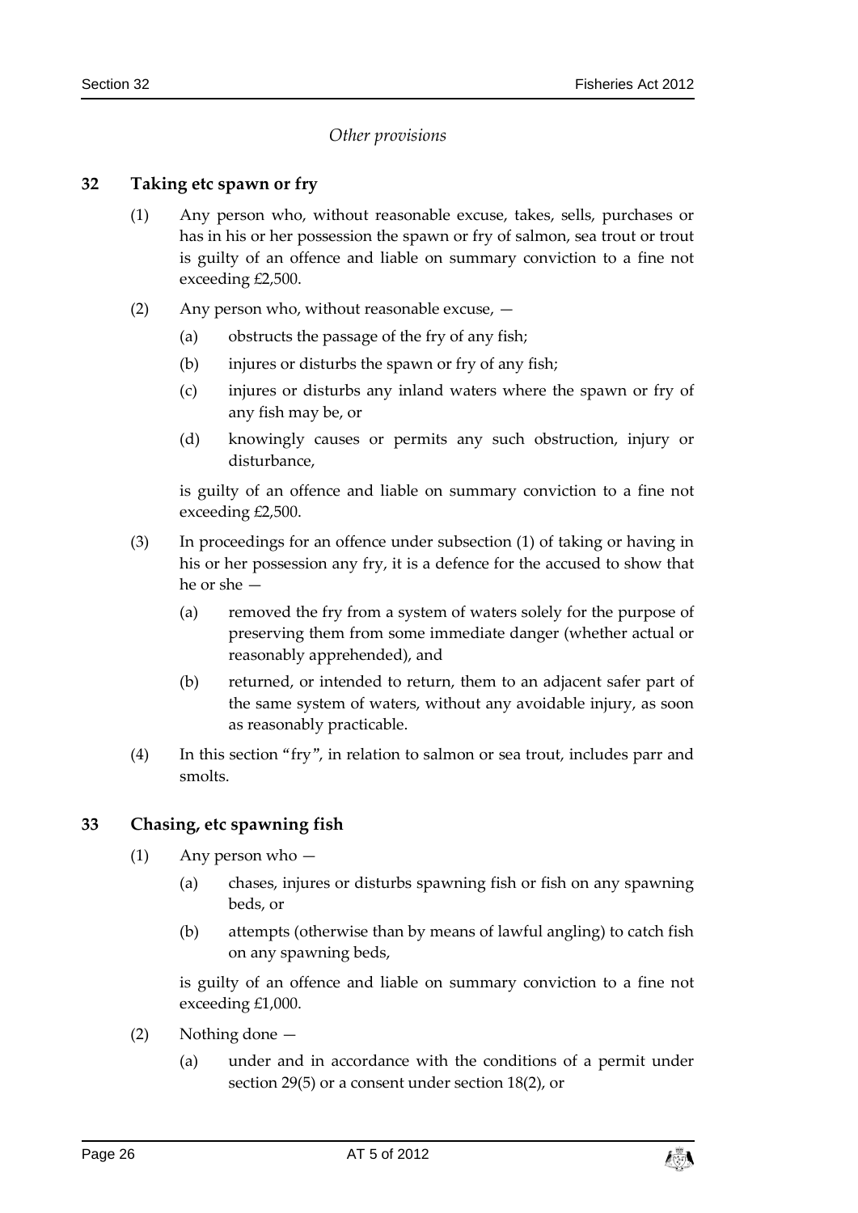*Other provisions*

## 32 Taking etc spawn or fry

(1) Any person who, without reasonable excuse, takes, sells, purchases or has in his or her possession the spawn or fry of salmon, sea trout or trout is guilty of an offence and liable on summary conviction to a fine not exceeding £2,500.

(2) Any person who, without reasonable excuse, —

(a) obstructs the passage of the fry of any fish;

(b) injures or disturbs the spawn or fry of any fish;

(c) injures or disturbs any inland waters where the spawn or fry of any fish may be, or

(d) knowingly causes or permits any such obstruction, injury or disturbance,

is guilty of an offence and liable on summary conviction to a fine not exceeding £2,500.

(3) In proceedings for an offence under subsection (1) of taking or having in his or her possession any fry, it is a defence for the accused to show that he or she —

(a) removed the fry from a system of waters solely for the purpose of preserving them from some immediate danger (whether actual or reasonably apprehended), and

(b) returned, or intended to return, them to an adjacent safer part of the same system of waters, without any avoidable injury, as soon as reasonably practicable.

(4) In this section "fry", in relation to salmon or sea trout, includes parr and smolts.

## 33 Chasing, etc spawning fish

(1) Any person who —

(a) chases, injures or disturbs spawning fish or fish on any spawning beds, or

(b) attempts (otherwise than by means of lawful angling) to catch fish on any spawning beds,

is guilty of an offence and liable on summary conviction to a fine not exceeding £1,000.

(2) Nothing done —

(a) under and in accordance with the conditions of a permit under section 29(5) or a consent under section 18(2), or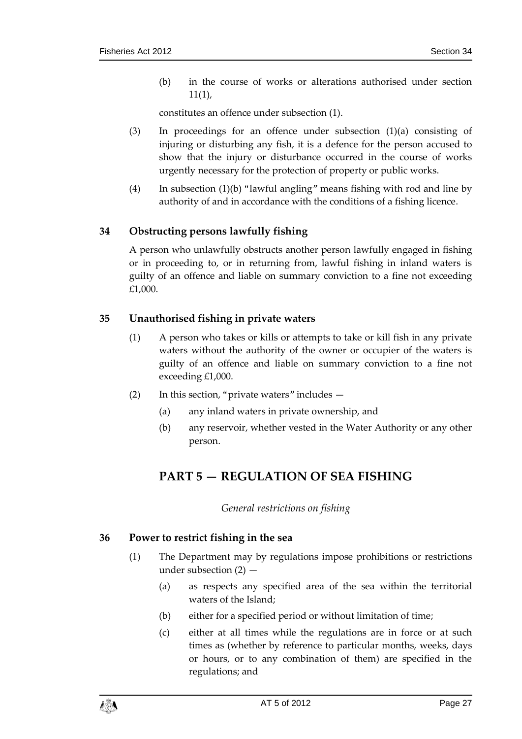(b) in the course of works or alterations authorised under section 11(1),

constitutes an offence under subsection (1).

(3) In proceedings for an offence under subsection (1)(a) consisting of injuring or disturbing any fish, it is a defence for the person accused to show that the injury or disturbance occurred in the course of works urgently necessary for the protection of property or public works.

(4) In subsection (1)(b) "lawful angling" means fishing with rod and line by authority of and in accordance with the conditions of a fishing licence.

### 34 Obstructing persons lawfully fishing

A person who unlawfully obstructs another person lawfully engaged in fishing or in proceeding to, or in returning from, lawful fishing in inland waters is guilty of an offence and liable on summary conviction to a fine not exceeding £1,000.

### 35 Unauthorised fishing in private waters

(1) A person who takes or kills or attempts to take or kill fish in any private waters without the authority of the owner or occupier of the waters is guilty of an offence and liable on summary conviction to a fine not exceeding £1,000.

(2) In this section, "private waters" includes —

(a) any inland waters in private ownership, and

(b) any reservoir, whether vested in the Water Authority or any other person.

## PART 5 — REGULATION OF SEA FISHING

*General restrictions on fishing*

### 36 Power to restrict fishing in the sea

(1) The Department may by regulations impose prohibitions or restrictions under subsection (2) —

(a) as respects any specified area of the sea within the territorial waters of the Island;

(b) either for a specified period or without limitation of time;

(c) either at all times while the regulations are in force or at such times as (whether by reference to particular months, weeks, days or hours, or to any combination of them) are specified in the regulations; and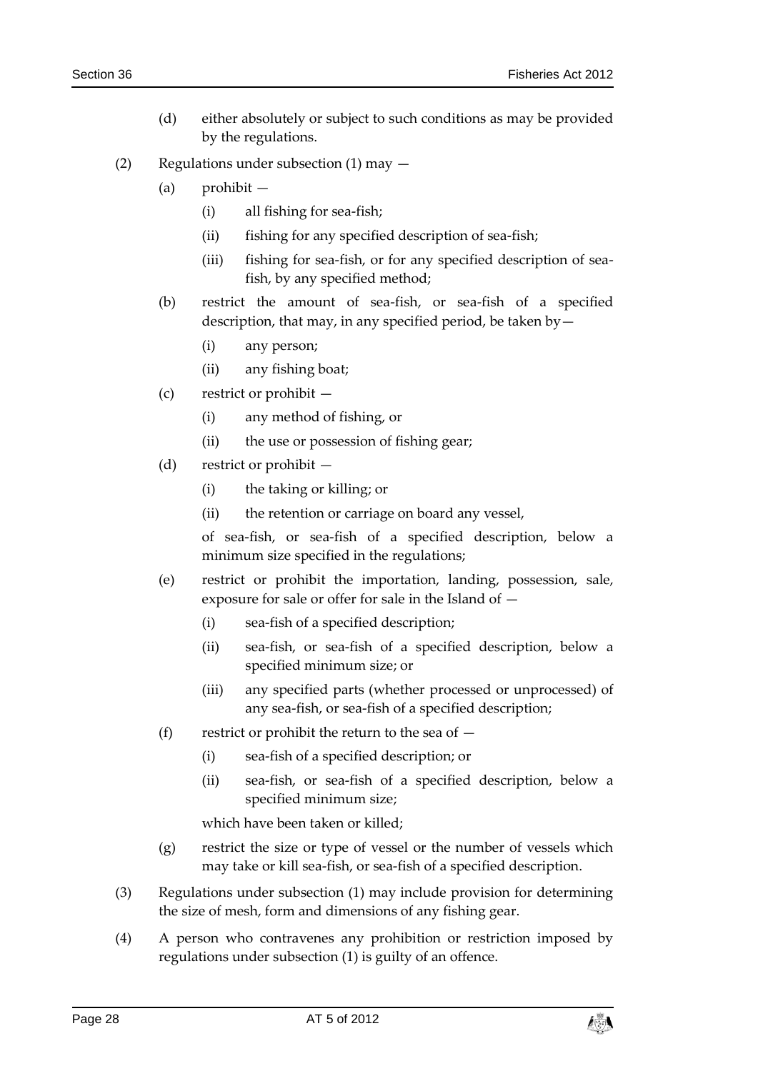(d) either absolutely or subject to such conditions as may be provided by the regulations.

(2) Regulations under subsection (1) may —

(a) prohibit —

(i) all fishing for sea-fish;

(ii) fishing for any specified description of sea-fish;

(iii) fishing for sea-fish, or for any specified description of sea-fish, by any specified method;

(b) restrict the amount of sea-fish, or sea-fish of a specified description, that may, in any specified period, be taken by—

(i) any person;

(ii) any fishing boat;

(c) restrict or prohibit —

(i) any method of fishing, or

(ii) the use or possession of fishing gear;

(d) restrict or prohibit —

(i) the taking or killing; or

(ii) the retention or carriage on board any vessel,

of sea-fish, or sea-fish of a specified description, below a minimum size specified in the regulations;

(e) restrict or prohibit the importation, landing, possession, sale, exposure for sale or offer for sale in the Island of —

(i) sea-fish of a specified description;

(ii) sea-fish, or sea-fish of a specified description, below a specified minimum size; or

(iii) any specified parts (whether processed or unprocessed) of any sea-fish, or sea-fish of a specified description;

(f) restrict or prohibit the return to the sea of —

(i) sea-fish of a specified description; or

(ii) sea-fish, or sea-fish of a specified description, below a specified minimum size;

which have been taken or killed;

(g) restrict the size or type of vessel or the number of vessels which may take or kill sea-fish, or sea-fish of a specified description.

(3) Regulations under subsection (1) may include provision for determining the size of mesh, form and dimensions of any fishing gear.

(4) A person who contravenes any prohibition or restriction imposed by regulations under subsection (1) is guilty of an offence.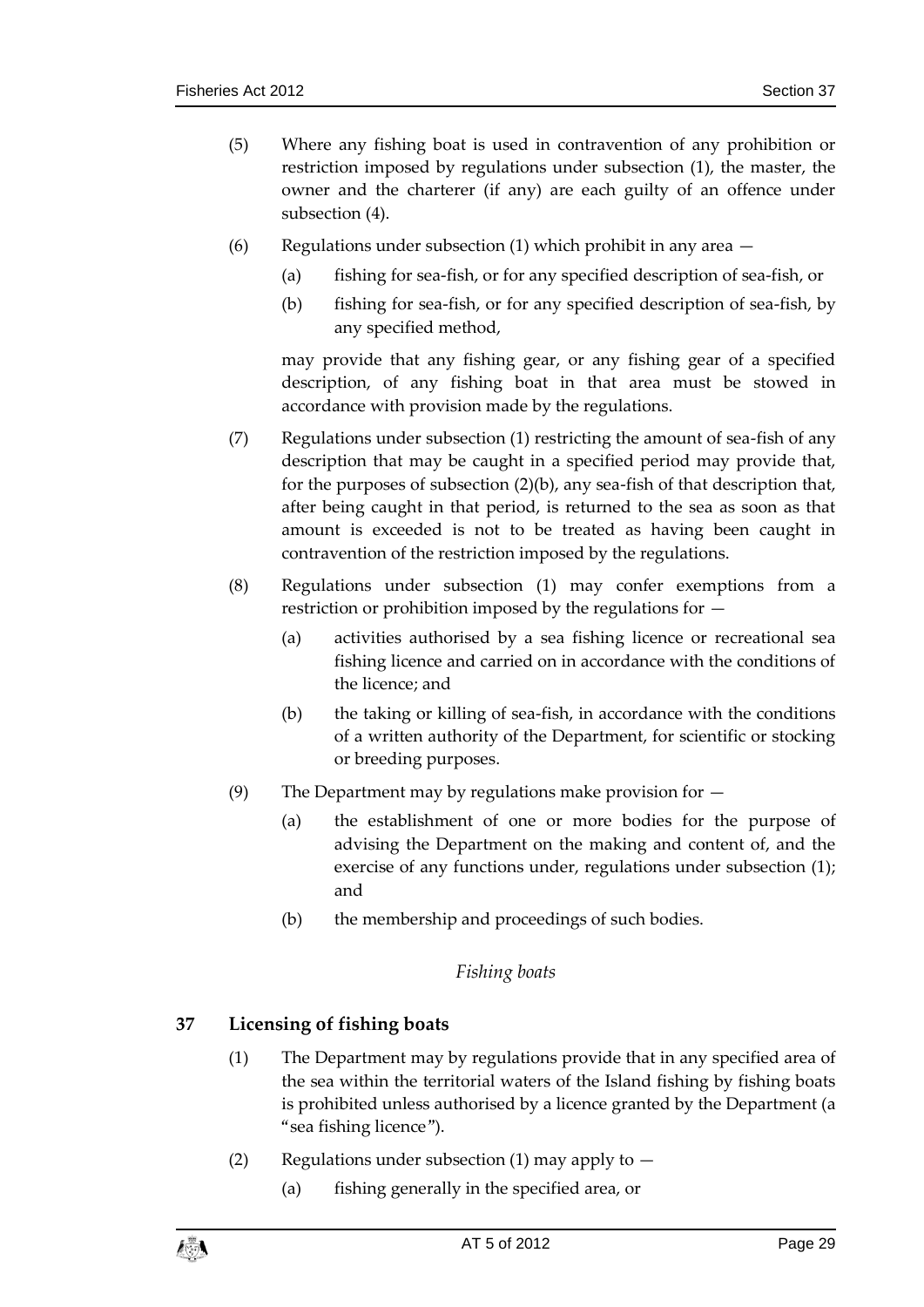(5) Where any fishing boat is used in contravention of any prohibition or restriction imposed by regulations under subsection (1), the master, the owner and the charterer (if any) are each guilty of an offence under subsection (4).

(6) Regulations under subsection (1) which prohibit in any area —

- (a) fishing for sea-fish, or for any specified description of sea-fish, or
- (b) fishing for sea-fish, or for any specified description of sea-fish, by any specified method,

may provide that any fishing gear, or any fishing gear of a specified description, of any fishing boat in that area must be stowed in accordance with provision made by the regulations.

(7) Regulations under subsection (1) restricting the amount of sea-fish of any description that may be caught in a specified period may provide that, for the purposes of subsection (2)(b), any sea-fish of that description that, after being caught in that period, is returned to the sea as soon as that amount is exceeded is not to be treated as having been caught in contravention of the restriction imposed by the regulations.

(8) Regulations under subsection (1) may confer exemptions from a restriction or prohibition imposed by the regulations for —

- (a) activities authorised by a sea fishing licence or recreational sea fishing licence and carried on in accordance with the conditions of the licence; and
- (b) the taking or killing of sea-fish, in accordance with the conditions of a written authority of the Department, for scientific or stocking or breeding purposes.

(9) The Department may by regulations make provision for —

- (a) the establishment of one or more bodies for the purpose of advising the Department on the making and content of, and the exercise of any functions under, regulations under subsection (1); and
- (b) the membership and proceedings of such bodies.

*Fishing boats*

## 37 Licensing of fishing boats

(1) The Department may by regulations provide that in any specified area of the sea within the territorial waters of the Island fishing by fishing boats is prohibited unless authorised by a licence granted by the Department (a "sea fishing licence").

(2) Regulations under subsection (1) may apply to —

- (a) fishing generally in the specified area, or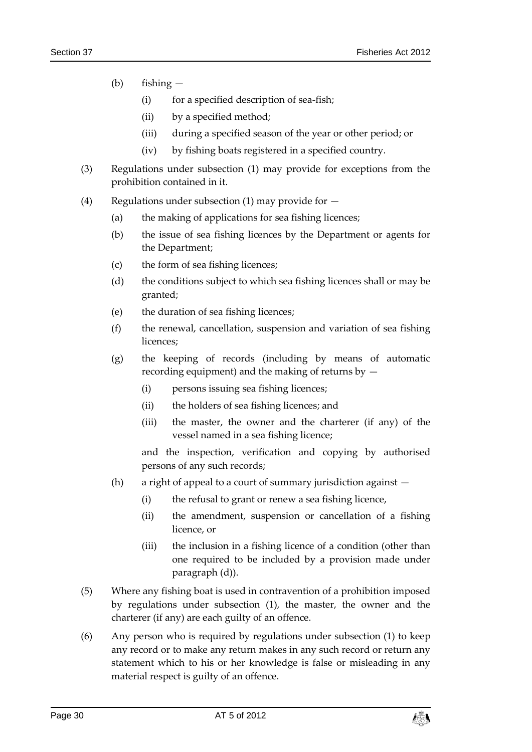(b) fishing —

(i) for a specified description of sea-fish;

(ii) by a specified method;

(iii) during a specified season of the year or other period; or

(iv) by fishing boats registered in a specified country.

(3) Regulations under subsection (1) may provide for exceptions from the prohibition contained in it.

(4) Regulations under subsection (1) may provide for —

(a) the making of applications for sea fishing licences;

(b) the issue of sea fishing licences by the Department or agents for the Department;

(c) the form of sea fishing licences;

(d) the conditions subject to which sea fishing licences shall or may be granted;

(e) the duration of sea fishing licences;

(f) the renewal, cancellation, suspension and variation of sea fishing licences;

(g) the keeping of records (including by means of automatic recording equipment) and the making of returns by —

(i) persons issuing sea fishing licences;

(ii) the holders of sea fishing licences; and

(iii) the master, the owner and the charterer (if any) of the vessel named in a sea fishing licence;

and the inspection, verification and copying by authorised persons of any such records;

(h) a right of appeal to a court of summary jurisdiction against —

(i) the refusal to grant or renew a sea fishing licence,

(ii) the amendment, suspension or cancellation of a fishing licence, or

(iii) the inclusion in a fishing licence of a condition (other than one required to be included by a provision made under paragraph (d)).

(5) Where any fishing boat is used in contravention of a prohibition imposed by regulations under subsection (1), the master, the owner and the charterer (if any) are each guilty of an offence.

(6) Any person who is required by regulations under subsection (1) to keep any record or to make any return makes in any such record or return any statement which to his or her knowledge is false or misleading in any material respect is guilty of an offence.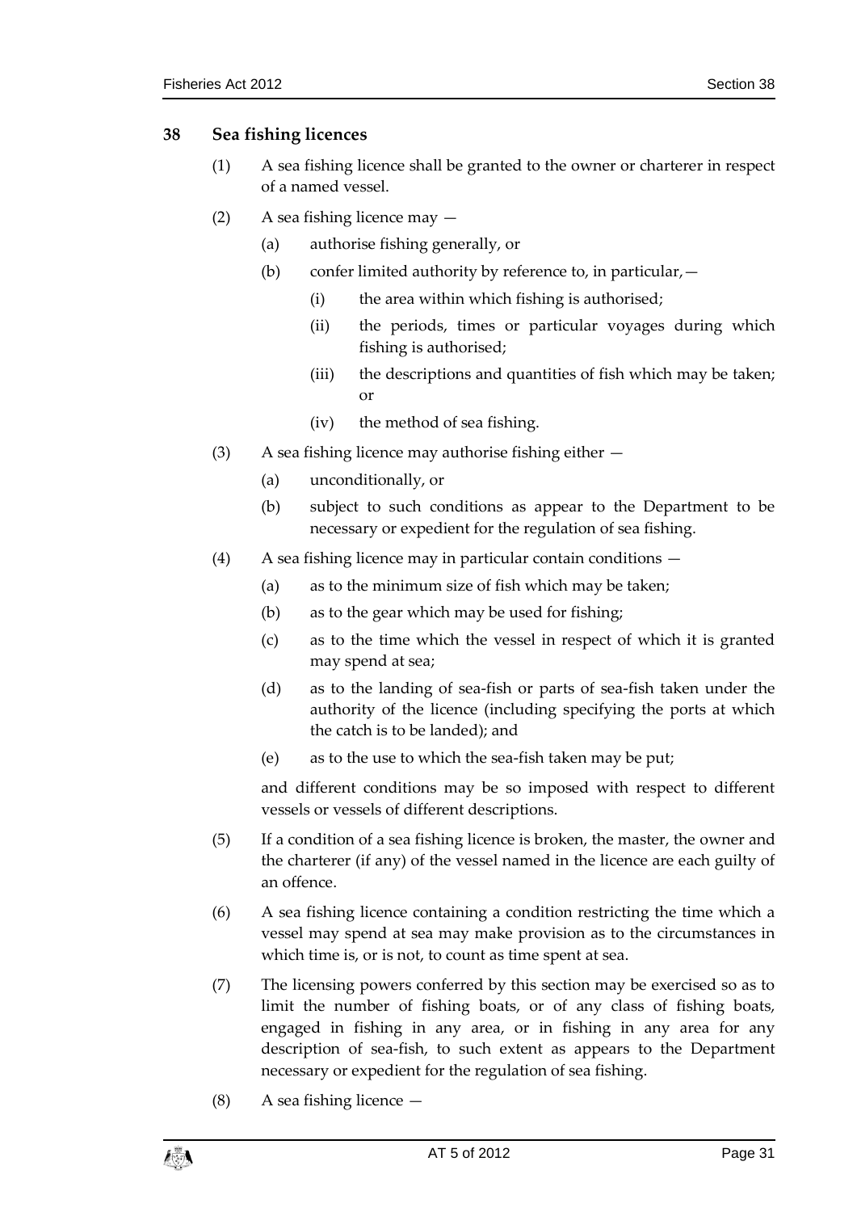## 38 Sea fishing licences

(1) A sea fishing licence shall be granted to the owner or charterer in respect of a named vessel.

(2) A sea fishing licence may —

(a) authorise fishing generally, or

(b) confer limited authority by reference to, in particular,—

(i) the area within which fishing is authorised;

(ii) the periods, times or particular voyages during which fishing is authorised;

(iii) the descriptions and quantities of fish which may be taken; or

(iv) the method of sea fishing.

(3) A sea fishing licence may authorise fishing either —

(a) unconditionally, or

(b) subject to such conditions as appear to the Department to be necessary or expedient for the regulation of sea fishing.

(4) A sea fishing licence may in particular contain conditions —

(a) as to the minimum size of fish which may be taken;

(b) as to the gear which may be used for fishing;

(c) as to the time which the vessel in respect of which it is granted may spend at sea;

(d) as to the landing of sea-fish or parts of sea-fish taken under the authority of the licence (including specifying the ports at which the catch is to be landed); and

(e) as to the use to which the sea-fish taken may be put;

and different conditions may be so imposed with respect to different vessels or vessels of different descriptions.

(5) If a condition of a sea fishing licence is broken, the master, the owner and the charterer (if any) of the vessel named in the licence are each guilty of an offence.

(6) A sea fishing licence containing a condition restricting the time which a vessel may spend at sea may make provision as to the circumstances in which time is, or is not, to count as time spent at sea.

(7) The licensing powers conferred by this section may be exercised so as to limit the number of fishing boats, or of any class of fishing boats, engaged in fishing in any area, or in fishing in any area for any description of sea-fish, to such extent as appears to the Department necessary or expedient for the regulation of sea fishing.

(8) A sea fishing licence —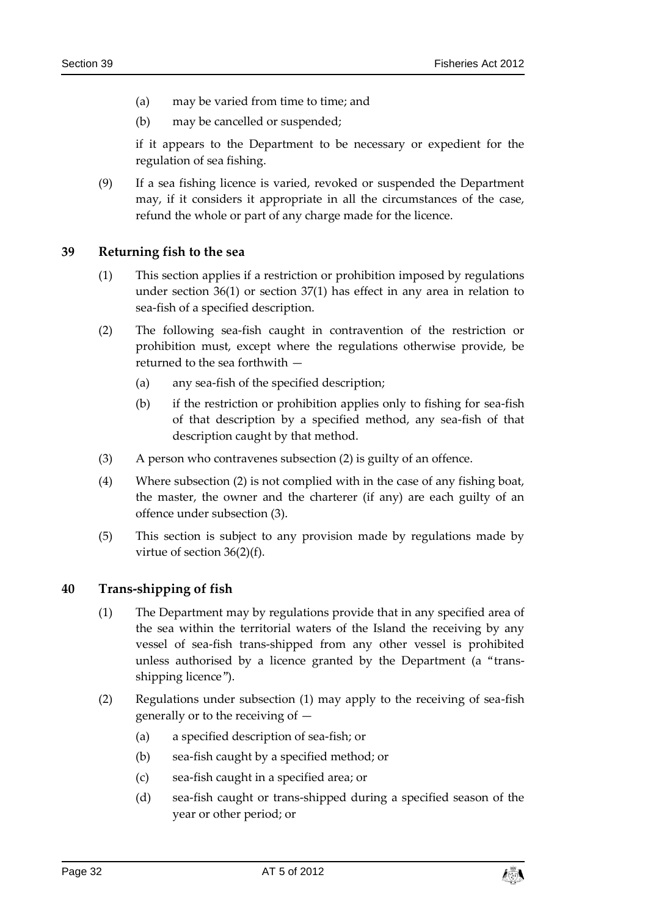(a) may be varied from time to time; and

(b) may be cancelled or suspended;

if it appears to the Department to be necessary or expedient for the regulation of sea fishing.

(9) If a sea fishing licence is varied, revoked or suspended the Department may, if it considers it appropriate in all the circumstances of the case, refund the whole or part of any charge made for the licence.

## 39 Returning fish to the sea

(1) This section applies if a restriction or prohibition imposed by regulations under section 36(1) or section 37(1) has effect in any area in relation to sea-fish of a specified description.

(2) The following sea-fish caught in contravention of the restriction or prohibition must, except where the regulations otherwise provide, be returned to the sea forthwith —

(a) any sea-fish of the specified description;

(b) if the restriction or prohibition applies only to fishing for sea-fish of that description by a specified method, any sea-fish of that description caught by that method.

(3) A person who contravenes subsection (2) is guilty of an offence.

(4) Where subsection (2) is not complied with in the case of any fishing boat, the master, the owner and the charterer (if any) are each guilty of an offence under subsection (3).

(5) This section is subject to any provision made by regulations made by virtue of section 36(2)(f).

## 40 Trans-shipping of fish

(1) The Department may by regulations provide that in any specified area of the sea within the territorial waters of the Island the receiving by any vessel of sea-fish trans-shipped from any other vessel is prohibited unless authorised by a licence granted by the Department (a "trans-shipping licence").

(2) Regulations under subsection (1) may apply to the receiving of sea-fish generally or to the receiving of —

(a) a specified description of sea-fish; or

(b) sea-fish caught by a specified method; or

(c) sea-fish caught in a specified area; or

(d) sea-fish caught or trans-shipped during a specified season of the year or other period; or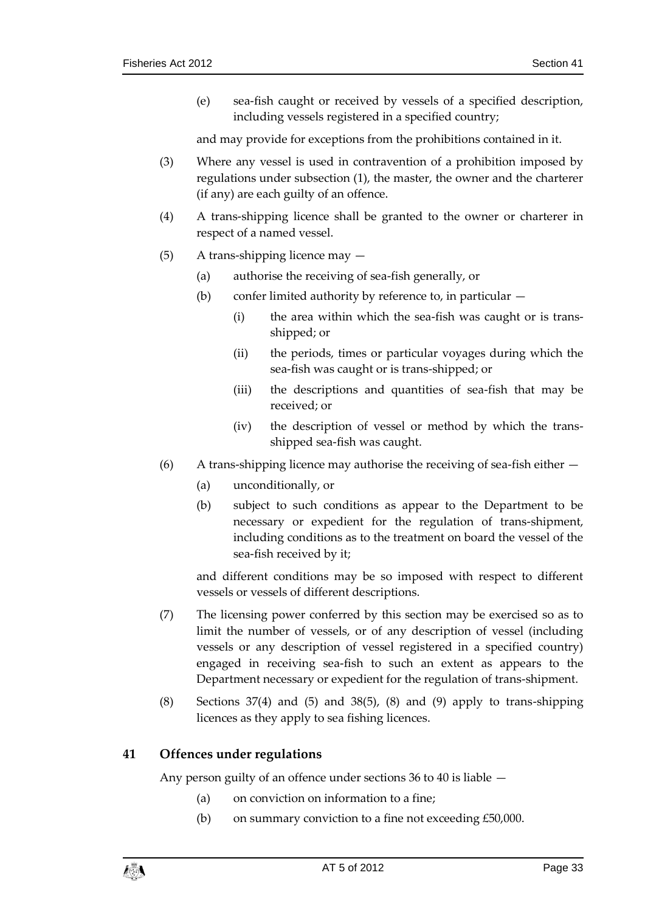(e) sea-fish caught or received by vessels of a specified description, including vessels registered in a specified country;

and may provide for exceptions from the prohibitions contained in it.

(3) Where any vessel is used in contravention of a prohibition imposed by regulations under subsection (1), the master, the owner and the charterer (if any) are each guilty of an offence.

(4) A trans-shipping licence shall be granted to the owner or charterer in respect of a named vessel.

(5) A trans-shipping licence may —

(a) authorise the receiving of sea-fish generally, or

(b) confer limited authority by reference to, in particular —

(i) the area within which the sea-fish was caught or is trans-shipped; or

(ii) the periods, times or particular voyages during which the sea-fish was caught or is trans-shipped; or

(iii) the descriptions and quantities of sea-fish that may be received; or

(iv) the description of vessel or method by which the trans-shipped sea-fish was caught.

(6) A trans-shipping licence may authorise the receiving of sea-fish either —

(a) unconditionally, or

(b) subject to such conditions as appear to the Department to be necessary or expedient for the regulation of trans-shipment, including conditions as to the treatment on board the vessel of the sea-fish received by it;

and different conditions may be so imposed with respect to different vessels or vessels of different descriptions.

(7) The licensing power conferred by this section may be exercised so as to limit the number of vessels, or of any description of vessel (including vessels or any description of vessel registered in a specified country) engaged in receiving sea-fish to such an extent as appears to the Department necessary or expedient for the regulation of trans-shipment.

(8) Sections 37(4) and (5) and 38(5), (8) and (9) apply to trans-shipping licences as they apply to sea fishing licences.

## 41 Offences under regulations

Any person guilty of an offence under sections 36 to 40 is liable —

(a) on conviction on information to a fine;

(b) on summary conviction to a fine not exceeding £50,000.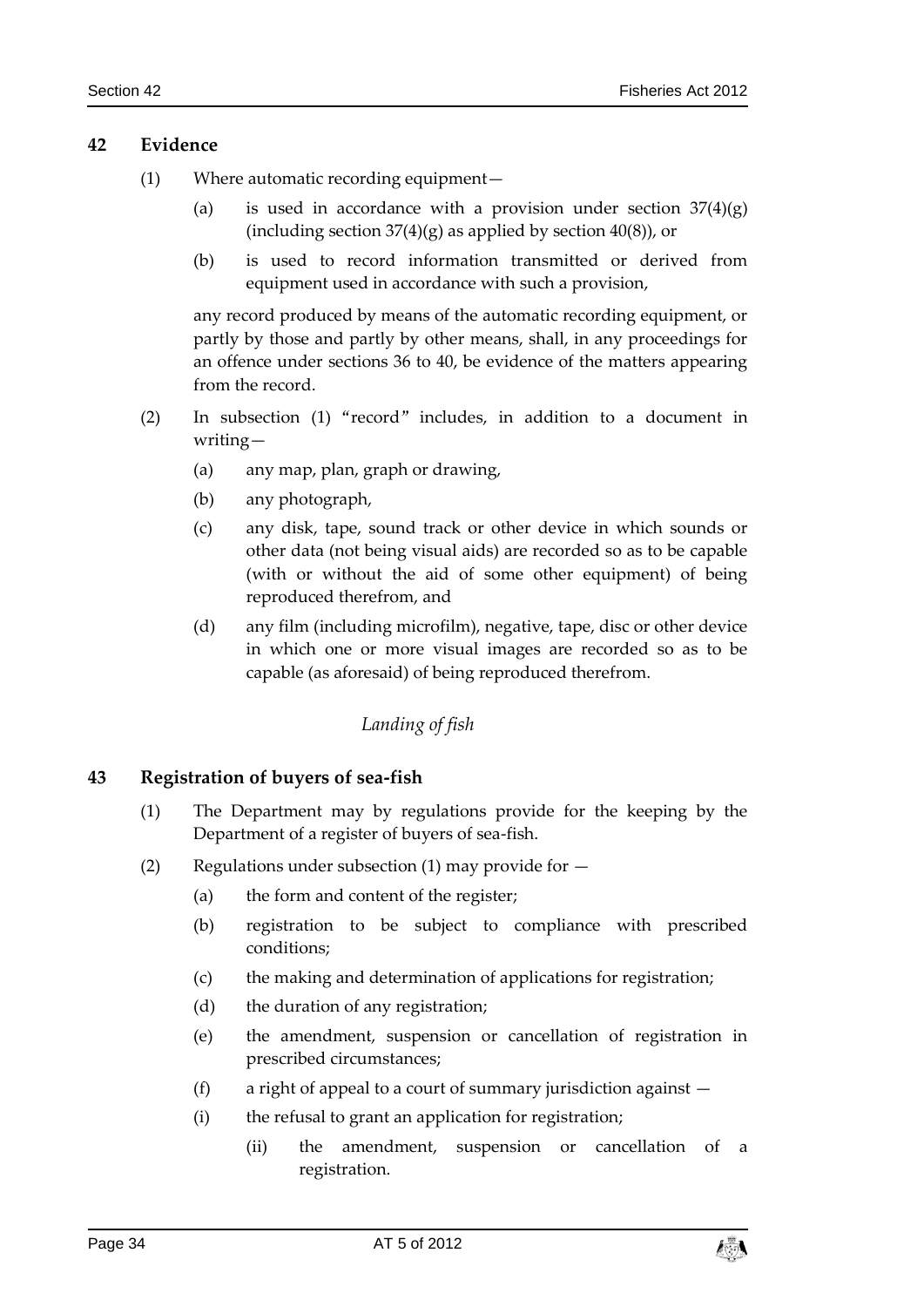## 42 Evidence

(1) Where automatic recording equipment—

(a) is used in accordance with a provision under section 37(4)(g) (including section 37(4)(g) as applied by section 40(8)), or

(b) is used to record information transmitted or derived from equipment used in accordance with such a provision,

any record produced by means of the automatic recording equipment, or partly by those and partly by other means, shall, in any proceedings for an offence under sections 36 to 40, be evidence of the matters appearing from the record.

(2) In subsection (1) "record" includes, in addition to a document in writing—

(a) any map, plan, graph or drawing,

(b) any photograph,

(c) any disk, tape, sound track or other device in which sounds or other data (not being visual aids) are recorded so as to be capable (with or without the aid of some other equipment) of being reproduced therefrom, and

(d) any film (including microfilm), negative, tape, disc or other device in which one or more visual images are recorded so as to be capable (as aforesaid) of being reproduced therefrom.

*Landing of fish*

## 43 Registration of buyers of sea-fish

(1) The Department may by regulations provide for the keeping by the Department of a register of buyers of sea-fish.

(2) Regulations under subsection (1) may provide for —

(a) the form and content of the register;

(b) registration to be subject to compliance with prescribed conditions;

(c) the making and determination of applications for registration;

(d) the duration of any registration;

(e) the amendment, suspension or cancellation of registration in prescribed circumstances;

(f) a right of appeal to a court of summary jurisdiction against —

(i) the refusal to grant an application for registration;

(ii) the amendment, suspension or cancellation of a registration.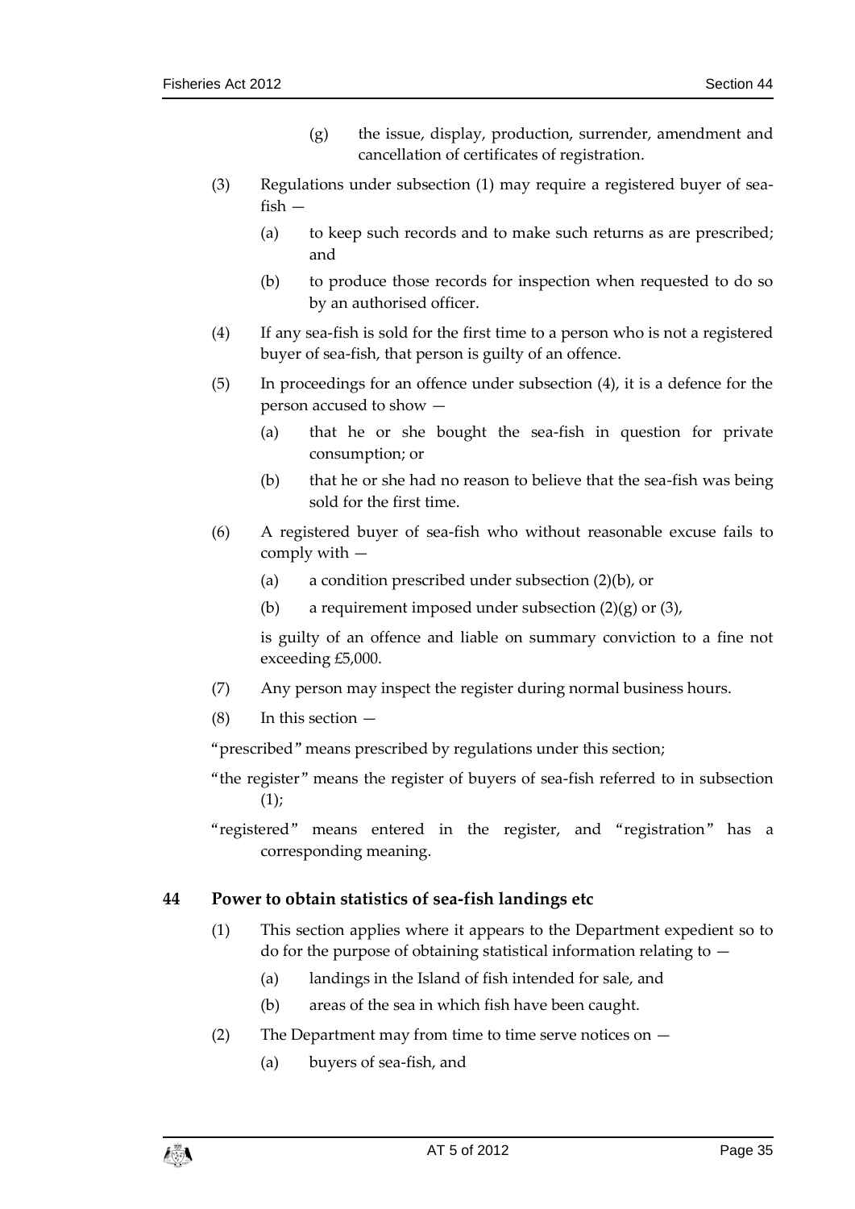(g) the issue, display, production, surrender, amendment and cancellation of certificates of registration.

(3) Regulations under subsection (1) may require a registered buyer of sea-fish —

(a) to keep such records and to make such returns as are prescribed; and

(b) to produce those records for inspection when requested to do so by an authorised officer.

(4) If any sea-fish is sold for the first time to a person who is not a registered buyer of sea-fish, that person is guilty of an offence.

(5) In proceedings for an offence under subsection (4), it is a defence for the person accused to show —

(a) that he or she bought the sea-fish in question for private consumption; or

(b) that he or she had no reason to believe that the sea-fish was being sold for the first time.

(6) A registered buyer of sea-fish who without reasonable excuse fails to comply with —

(a) a condition prescribed under subsection (2)(b), or

(b) a requirement imposed under subsection (2)(g) or (3),

is guilty of an offence and liable on summary conviction to a fine not exceeding £5,000.

(7) Any person may inspect the register during normal business hours.

(8) In this section —

"prescribed" means prescribed by regulations under this section;

"the register" means the register of buyers of sea-fish referred to in subsection (1);

"registered" means entered in the register, and "registration" has a corresponding meaning.

## 44 Power to obtain statistics of sea-fish landings etc

(1) This section applies where it appears to the Department expedient so to do for the purpose of obtaining statistical information relating to —

(a) landings in the Island of fish intended for sale, and

(b) areas of the sea in which fish have been caught.

(2) The Department may from time to time serve notices on —

(a) buyers of sea-fish, and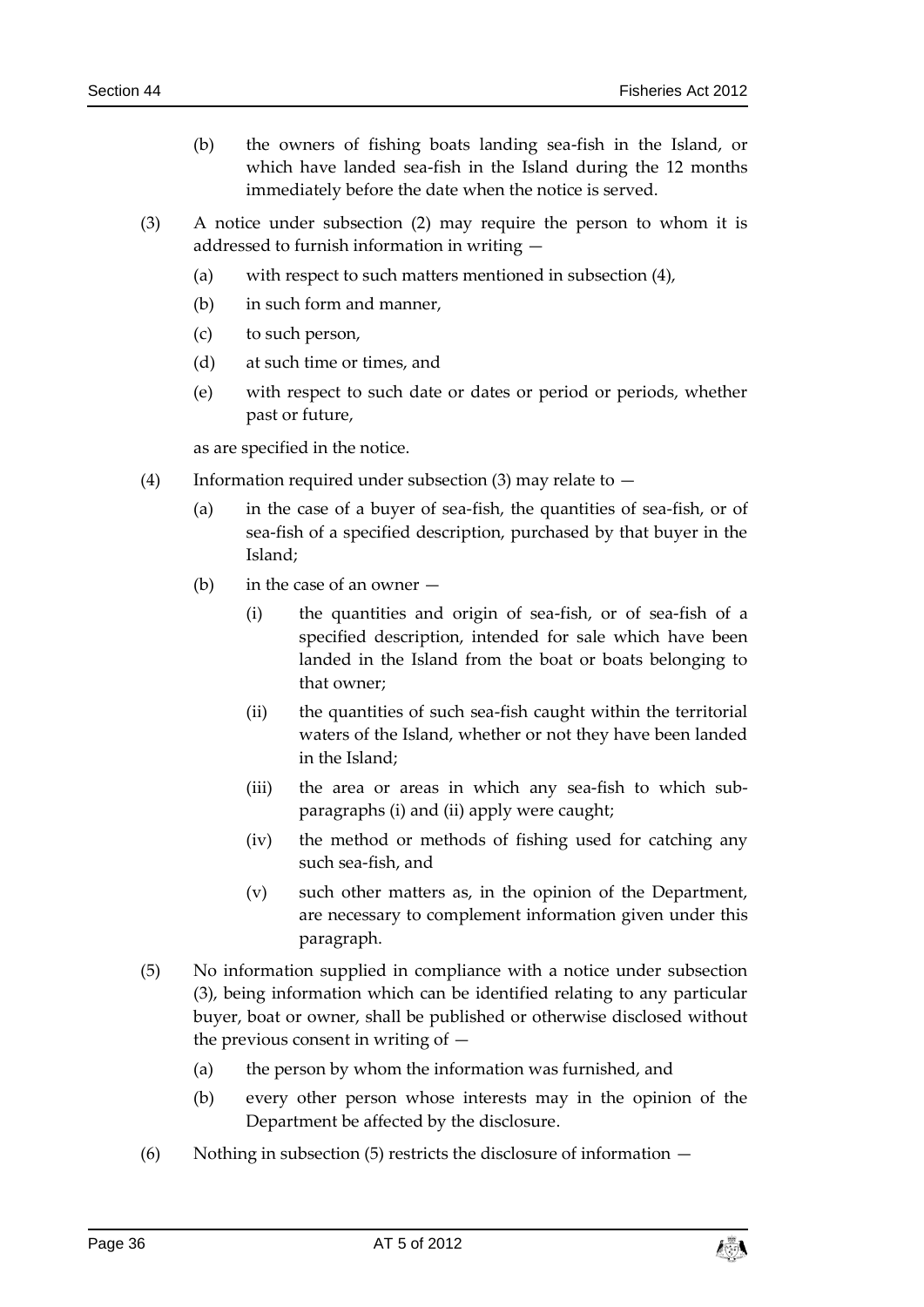(b) the owners of fishing boats landing sea-fish in the Island, or which have landed sea-fish in the Island during the 12 months immediately before the date when the notice is served.

(3) A notice under subsection (2) may require the person to whom it is addressed to furnish information in writing —

(a) with respect to such matters mentioned in subsection (4),

(b) in such form and manner,

(c) to such person,

(d) at such time or times, and

(e) with respect to such date or dates or period or periods, whether past or future,

as are specified in the notice.

(4) Information required under subsection (3) may relate to —

(a) in the case of a buyer of sea-fish, the quantities of sea-fish, or of sea-fish of a specified description, purchased by that buyer in the Island;

(b) in the case of an owner —

(i) the quantities and origin of sea-fish, or of sea-fish of a specified description, intended for sale which have been landed in the Island from the boat or boats belonging to that owner;

(ii) the quantities of such sea-fish caught within the territorial waters of the Island, whether or not they have been landed in the Island;

(iii) the area or areas in which any sea-fish to which sub-paragraphs (i) and (ii) apply were caught;

(iv) the method or methods of fishing used for catching any such sea-fish, and

(v) such other matters as, in the opinion of the Department, are necessary to complement information given under this paragraph.

(5) No information supplied in compliance with a notice under subsection (3), being information which can be identified relating to any particular buyer, boat or owner, shall be published or otherwise disclosed without the previous consent in writing of —

(a) the person by whom the information was furnished, and

(b) every other person whose interests may in the opinion of the Department be affected by the disclosure.

(6) Nothing in subsection (5) restricts the disclosure of information —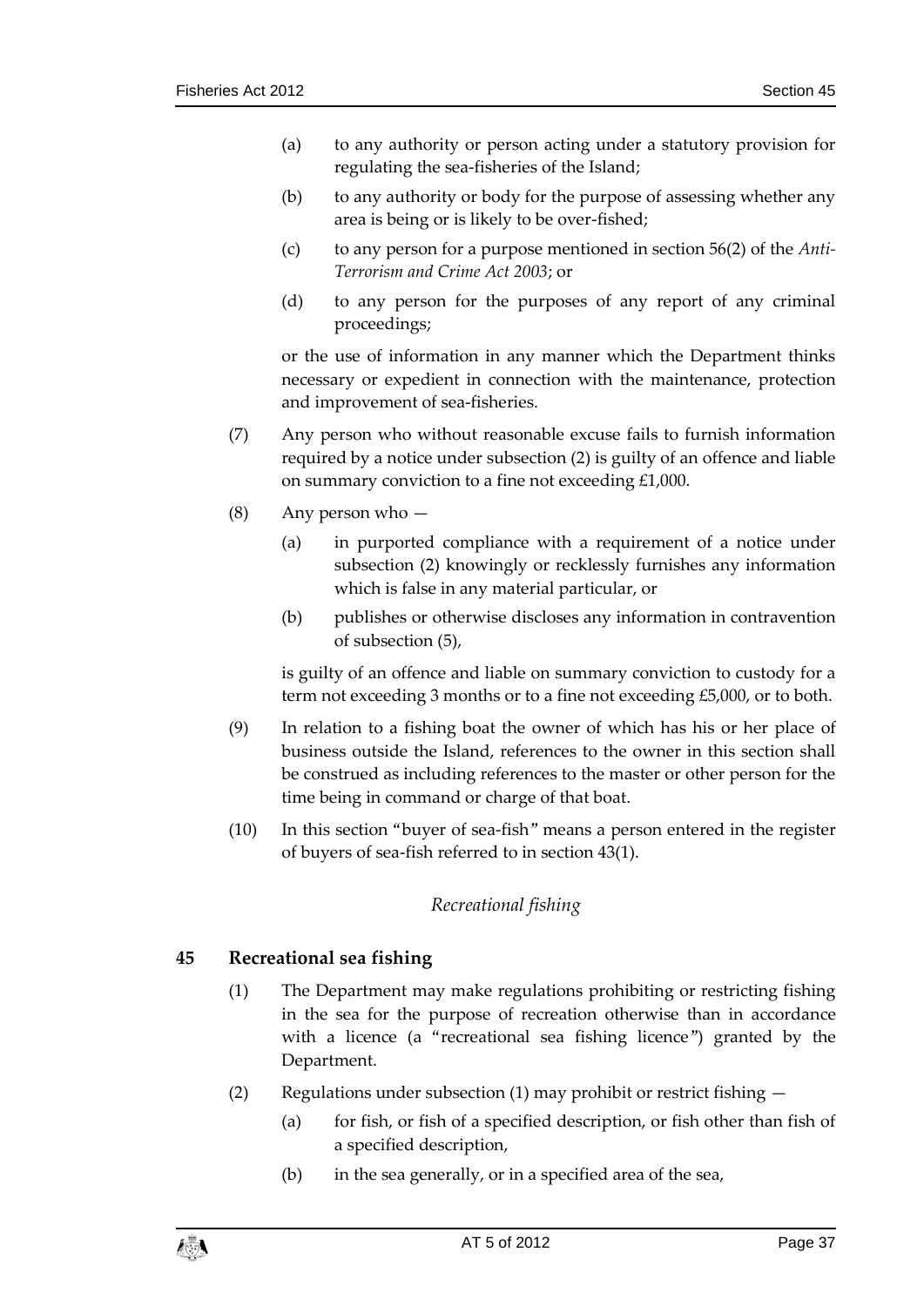(a) to any authority or person acting under a statutory provision for regulating the sea-fisheries of the Island;

(b) to any authority or body for the purpose of assessing whether any area is being or is likely to be over-fished;

(c) to any person for a purpose mentioned in section 56(2) of the *Anti-Terrorism and Crime Act 2003*; or

(d) to any person for the purposes of any report of any criminal proceedings;

or the use of information in any manner which the Department thinks necessary or expedient in connection with the maintenance, protection and improvement of sea-fisheries.

(7) Any person who without reasonable excuse fails to furnish information required by a notice under subsection (2) is guilty of an offence and liable on summary conviction to a fine not exceeding £1,000.

(8) Any person who —

(a) in purported compliance with a requirement of a notice under subsection (2) knowingly or recklessly furnishes any information which is false in any material particular, or

(b) publishes or otherwise discloses any information in contravention of subsection (5),

is guilty of an offence and liable on summary conviction to custody for a term not exceeding 3 months or to a fine not exceeding £5,000, or to both.

(9) In relation to a fishing boat the owner of which has his or her place of business outside the Island, references to the owner in this section shall be construed as including references to the master or other person for the time being in command or charge of that boat.

(10) In this section "buyer of sea-fish" means a person entered in the register of buyers of sea-fish referred to in section 43(1).

*Recreational fishing*

## 45 Recreational sea fishing

(1) The Department may make regulations prohibiting or restricting fishing in the sea for the purpose of recreation otherwise than in accordance with a licence (a "recreational sea fishing licence") granted by the Department.

(2) Regulations under subsection (1) may prohibit or restrict fishing —

(a) for fish, or fish of a specified description, or fish other than fish of a specified description,

(b) in the sea generally, or in a specified area of the sea,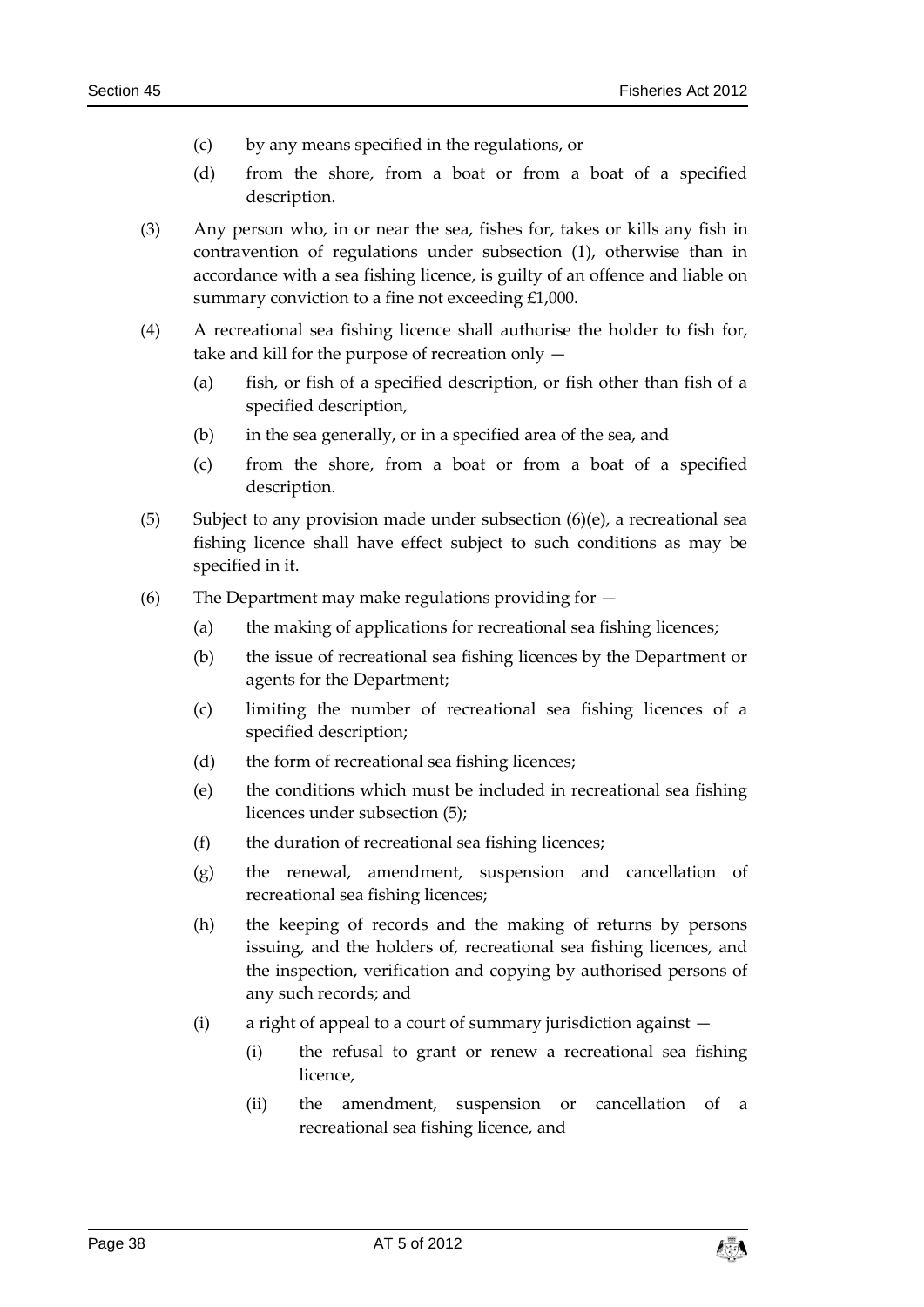(c) by any means specified in the regulations, or

(d) from the shore, from a boat or from a boat of a specified description.

(3) Any person who, in or near the sea, fishes for, takes or kills any fish in contravention of regulations under subsection (1), otherwise than in accordance with a sea fishing licence, is guilty of an offence and liable on summary conviction to a fine not exceeding £1,000.

(4) A recreational sea fishing licence shall authorise the holder to fish for, take and kill for the purpose of recreation only —

(a) fish, or fish of a specified description, or fish other than fish of a specified description,

(b) in the sea generally, or in a specified area of the sea, and

(c) from the shore, from a boat or from a boat of a specified description.

(5) Subject to any provision made under subsection (6)(e), a recreational sea fishing licence shall have effect subject to such conditions as may be specified in it.

(6) The Department may make regulations providing for —

(a) the making of applications for recreational sea fishing licences;

(b) the issue of recreational sea fishing licences by the Department or agents for the Department;

(c) limiting the number of recreational sea fishing licences of a specified description;

(d) the form of recreational sea fishing licences;

(e) the conditions which must be included in recreational sea fishing licences under subsection (5);

(f) the duration of recreational sea fishing licences;

(g) the renewal, amendment, suspension and cancellation of recreational sea fishing licences;

(h) the keeping of records and the making of returns by persons issuing, and the holders of, recreational sea fishing licences, and the inspection, verification and copying by authorised persons of any such records; and

(i) a right of appeal to a court of summary jurisdiction against —

(i) the refusal to grant or renew a recreational sea fishing licence,

(ii) the amendment, suspension or cancellation of a recreational sea fishing licence, and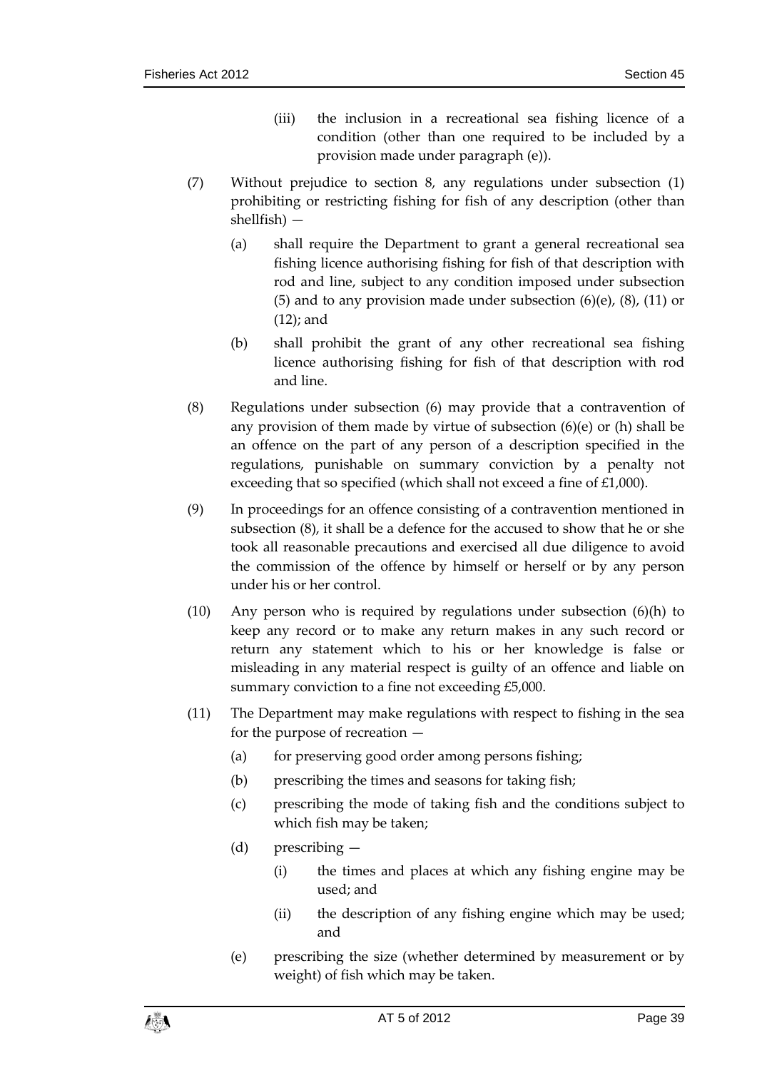(iii) the inclusion in a recreational sea fishing licence of a condition (other than one required to be included by a provision made under paragraph (e)).

(7) Without prejudice to section 8, any regulations under subsection (1) prohibiting or restricting fishing for fish of any description (other than shellfish) —

(a) shall require the Department to grant a general recreational sea fishing licence authorising fishing for fish of that description with rod and line, subject to any condition imposed under subsection (5) and to any provision made under subsection (6)(e), (8), (11) or (12); and

(b) shall prohibit the grant of any other recreational sea fishing licence authorising fishing for fish of that description with rod and line.

(8) Regulations under subsection (6) may provide that a contravention of any provision of them made by virtue of subsection (6)(e) or (h) shall be an offence on the part of any person of a description specified in the regulations, punishable on summary conviction by a penalty not exceeding that so specified (which shall not exceed a fine of £1,000).

(9) In proceedings for an offence consisting of a contravention mentioned in subsection (8), it shall be a defence for the accused to show that he or she took all reasonable precautions and exercised all due diligence to avoid the commission of the offence by himself or herself or by any person under his or her control.

(10) Any person who is required by regulations under subsection (6)(h) to keep any record or to make any return makes in any such record or return any statement which to his or her knowledge is false or misleading in any material respect is guilty of an offence and liable on summary conviction to a fine not exceeding £5,000.

(11) The Department may make regulations with respect to fishing in the sea for the purpose of recreation —

(a) for preserving good order among persons fishing;

(b) prescribing the times and seasons for taking fish;

(c) prescribing the mode of taking fish and the conditions subject to which fish may be taken;

(d) prescribing —

(i) the times and places at which any fishing engine may be used; and

(ii) the description of any fishing engine which may be used; and

(e) prescribing the size (whether determined by measurement or by weight) of fish which may be taken.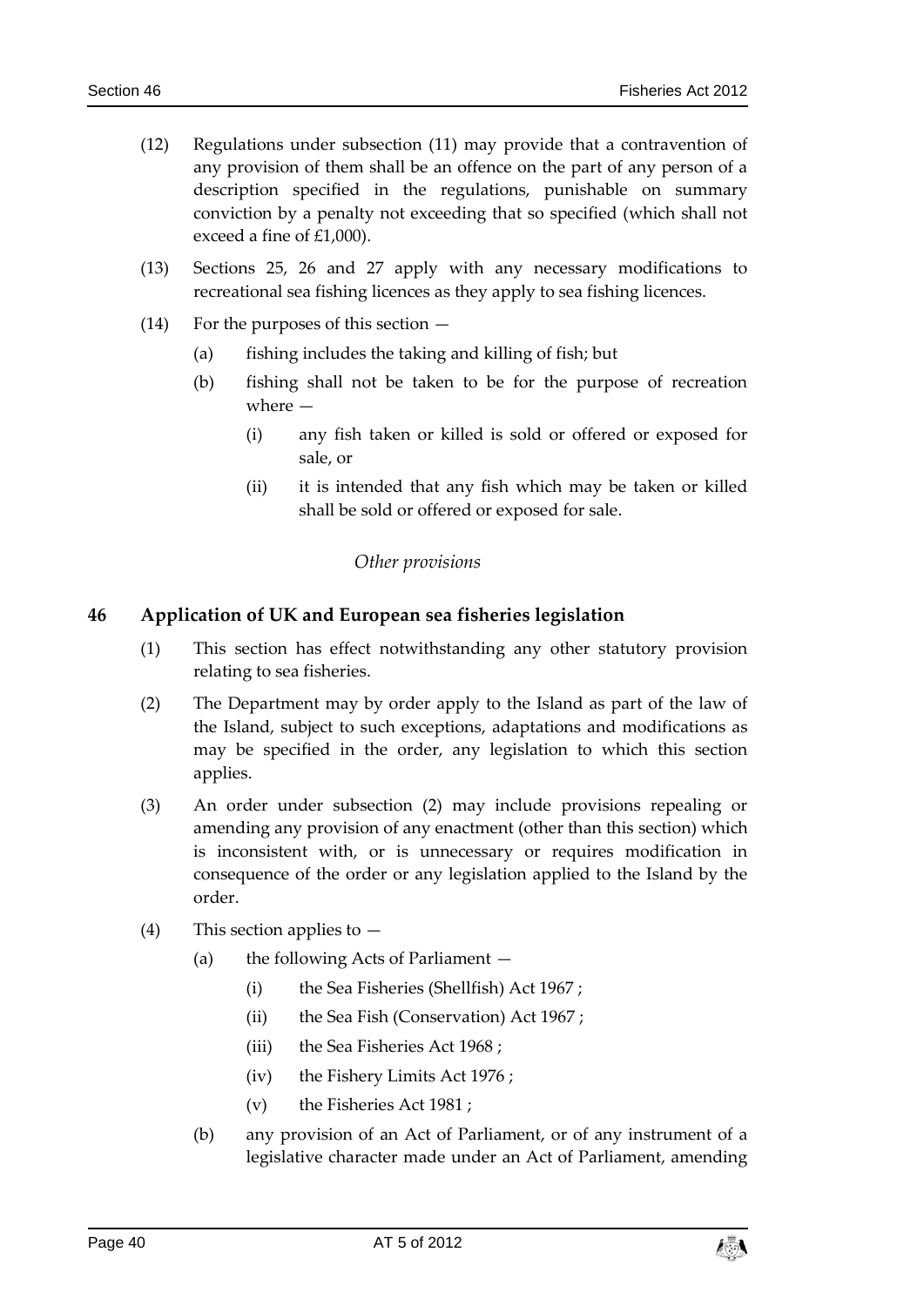(12) Regulations under subsection (11) may provide that a contravention of any provision of them shall be an offence on the part of any person of a description specified in the regulations, punishable on summary conviction by a penalty not exceeding that so specified (which shall not exceed a fine of £1,000).

(13) Sections 25, 26 and 27 apply with any necessary modifications to recreational sea fishing licences as they apply to sea fishing licences.

(14) For the purposes of this section —

- (a) fishing includes the taking and killing of fish; but
- (b) fishing shall not be taken to be for the purpose of recreation where —
  - (i) any fish taken or killed is sold or offered or exposed for sale, or
  - (ii) it is intended that any fish which may be taken or killed shall be sold or offered or exposed for sale.

*Other provisions*

## 46 Application of UK and European sea fisheries legislation

(1) This section has effect notwithstanding any other statutory provision relating to sea fisheries.

(2) The Department may by order apply to the Island as part of the law of the Island, subject to such exceptions, adaptations and modifications as may be specified in the order, any legislation to which this section applies.

(3) An order under subsection (2) may include provisions repealing or amending any provision of any enactment (other than this section) which is inconsistent with, or is unnecessary or requires modification in consequence of the order or any legislation applied to the Island by the order.

(4) This section applies to —

- (a) the following Acts of Parliament —
  - (i) the Sea Fisheries (Shellfish) Act 1967 ;
  - (ii) the Sea Fish (Conservation) Act 1967 ;
  - (iii) the Sea Fisheries Act 1968 ;
  - (iv) the Fishery Limits Act 1976 ;
  - (v) the Fisheries Act 1981 ;
- (b) any provision of an Act of Parliament, or of any instrument of a legislative character made under an Act of Parliament, amending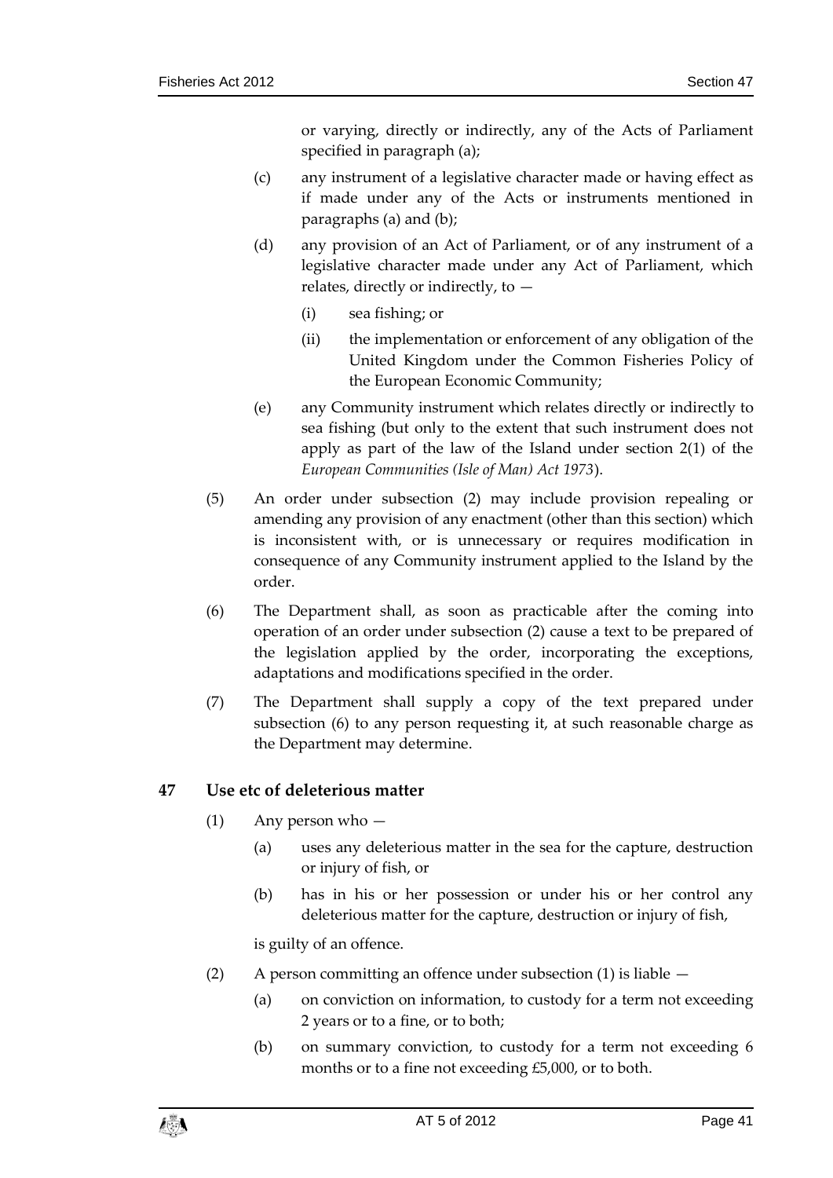or varying, directly or indirectly, any of the Acts of Parliament specified in paragraph (a);

(c) any instrument of a legislative character made or having effect as if made under any of the Acts or instruments mentioned in paragraphs (a) and (b);

(d) any provision of an Act of Parliament, or of any instrument of a legislative character made under any Act of Parliament, which relates, directly or indirectly, to —

  (i) sea fishing; or

  (ii) the implementation or enforcement of any obligation of the United Kingdom under the Common Fisheries Policy of the European Economic Community;

(e) any Community instrument which relates directly or indirectly to sea fishing (but only to the extent that such instrument does not apply as part of the law of the Island under section 2(1) of the *European Communities (Isle of Man) Act 1973*).

(5) An order under subsection (2) may include provision repealing or amending any provision of any enactment (other than this section) which is inconsistent with, or is unnecessary or requires modification in consequence of any Community instrument applied to the Island by the order.

(6) The Department shall, as soon as practicable after the coming into operation of an order under subsection (2) cause a text to be prepared of the legislation applied by the order, incorporating the exceptions, adaptations and modifications specified in the order.

(7) The Department shall supply a copy of the text prepared under subsection (6) to any person requesting it, at such reasonable charge as the Department may determine.

## 47 Use etc of deleterious matter

(1) Any person who —

(a) uses any deleterious matter in the sea for the capture, destruction or injury of fish, or

(b) has in his or her possession or under his or her control any deleterious matter for the capture, destruction or injury of fish,

is guilty of an offence.

(2) A person committing an offence under subsection (1) is liable —

(a) on conviction on information, to custody for a term not exceeding 2 years or to a fine, or to both;

(b) on summary conviction, to custody for a term not exceeding 6 months or to a fine not exceeding £5,000, or to both.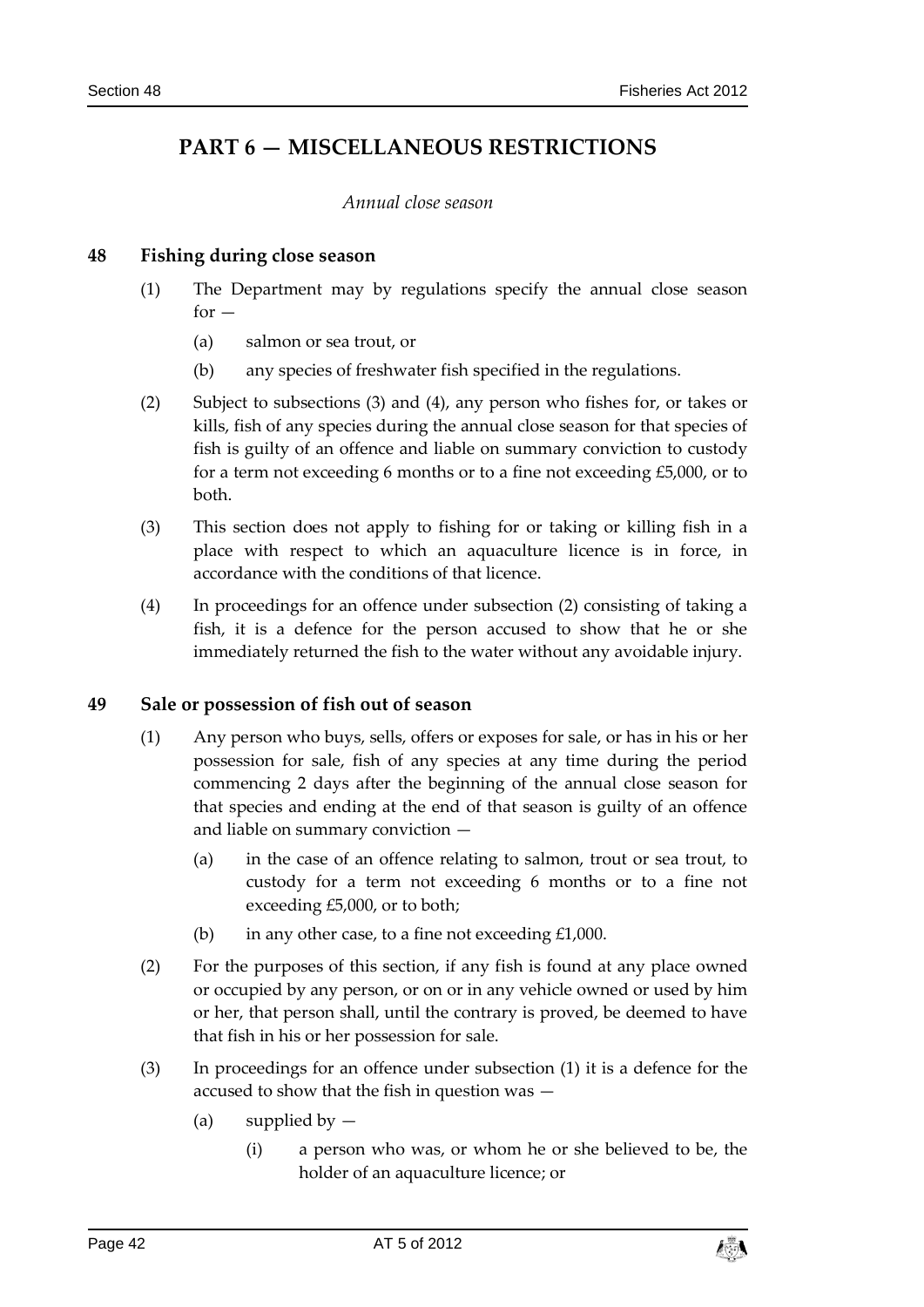# PART 6 — MISCELLANEOUS RESTRICTIONS

*Annual close season*

## 48 Fishing during close season

(1) The Department may by regulations specify the annual close season for —

(a) salmon or sea trout, or

(b) any species of freshwater fish specified in the regulations.

(2) Subject to subsections (3) and (4), any person who fishes for, or takes or kills, fish of any species during the annual close season for that species of fish is guilty of an offence and liable on summary conviction to custody for a term not exceeding 6 months or to a fine not exceeding £5,000, or to both.

(3) This section does not apply to fishing for or taking or killing fish in a place with respect to which an aquaculture licence is in force, in accordance with the conditions of that licence.

(4) In proceedings for an offence under subsection (2) consisting of taking a fish, it is a defence for the person accused to show that he or she immediately returned the fish to the water without any avoidable injury.

## 49 Sale or possession of fish out of season

(1) Any person who buys, sells, offers or exposes for sale, or has in his or her possession for sale, fish of any species at any time during the period commencing 2 days after the beginning of the annual close season for that species and ending at the end of that season is guilty of an offence and liable on summary conviction —

(a) in the case of an offence relating to salmon, trout or sea trout, to custody for a term not exceeding 6 months or to a fine not exceeding £5,000, or to both;

(b) in any other case, to a fine not exceeding £1,000.

(2) For the purposes of this section, if any fish is found at any place owned or occupied by any person, or on or in any vehicle owned or used by him or her, that person shall, until the contrary is proved, be deemed to have that fish in his or her possession for sale.

(3) In proceedings for an offence under subsection (1) it is a defence for the accused to show that the fish in question was —

(a) supplied by —

(i) a person who was, or whom he or she believed to be, the holder of an aquaculture licence; or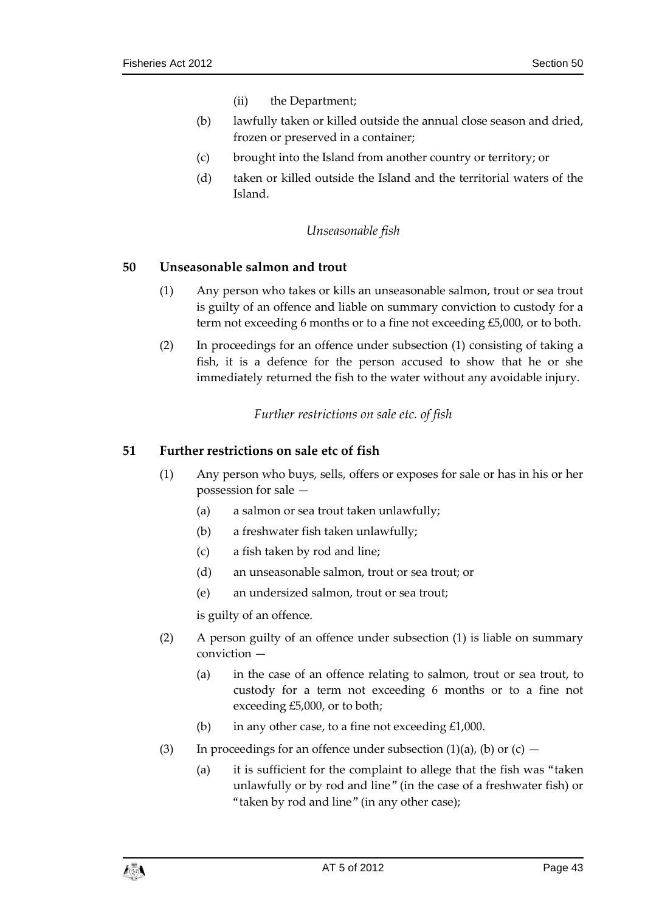(ii) the Department;

(b) lawfully taken or killed outside the annual close season and dried, frozen or preserved in a container;

(c) brought into the Island from another country or territory; or

(d) taken or killed outside the Island and the territorial waters of the Island.

*Unseasonable fish*

### 50 Unseasonable salmon and trout

(1) Any person who takes or kills an unseasonable salmon, trout or sea trout is guilty of an offence and liable on summary conviction to custody for a term not exceeding 6 months or to a fine not exceeding £5,000, or to both.

(2) In proceedings for an offence under subsection (1) consisting of taking a fish, it is a defence for the person accused to show that he or she immediately returned the fish to the water without any avoidable injury.

*Further restrictions on sale etc. of fish*

### 51 Further restrictions on sale etc of fish

(1) Any person who buys, sells, offers or exposes for sale or has in his or her possession for sale —

(a) a salmon or sea trout taken unlawfully;

(b) a freshwater fish taken unlawfully;

(c) a fish taken by rod and line;

(d) an unseasonable salmon, trout or sea trout; or

(e) an undersized salmon, trout or sea trout;

is guilty of an offence.

(2) A person guilty of an offence under subsection (1) is liable on summary conviction —

(a) in the case of an offence relating to salmon, trout or sea trout, to custody for a term not exceeding 6 months or to a fine not exceeding £5,000, or to both;

(b) in any other case, to a fine not exceeding £1,000.

(3) In proceedings for an offence under subsection (1)(a), (b) or (c) —

(a) it is sufficient for the complaint to allege that the fish was "taken unlawfully or by rod and line" (in the case of a freshwater fish) or "taken by rod and line" (in any other case);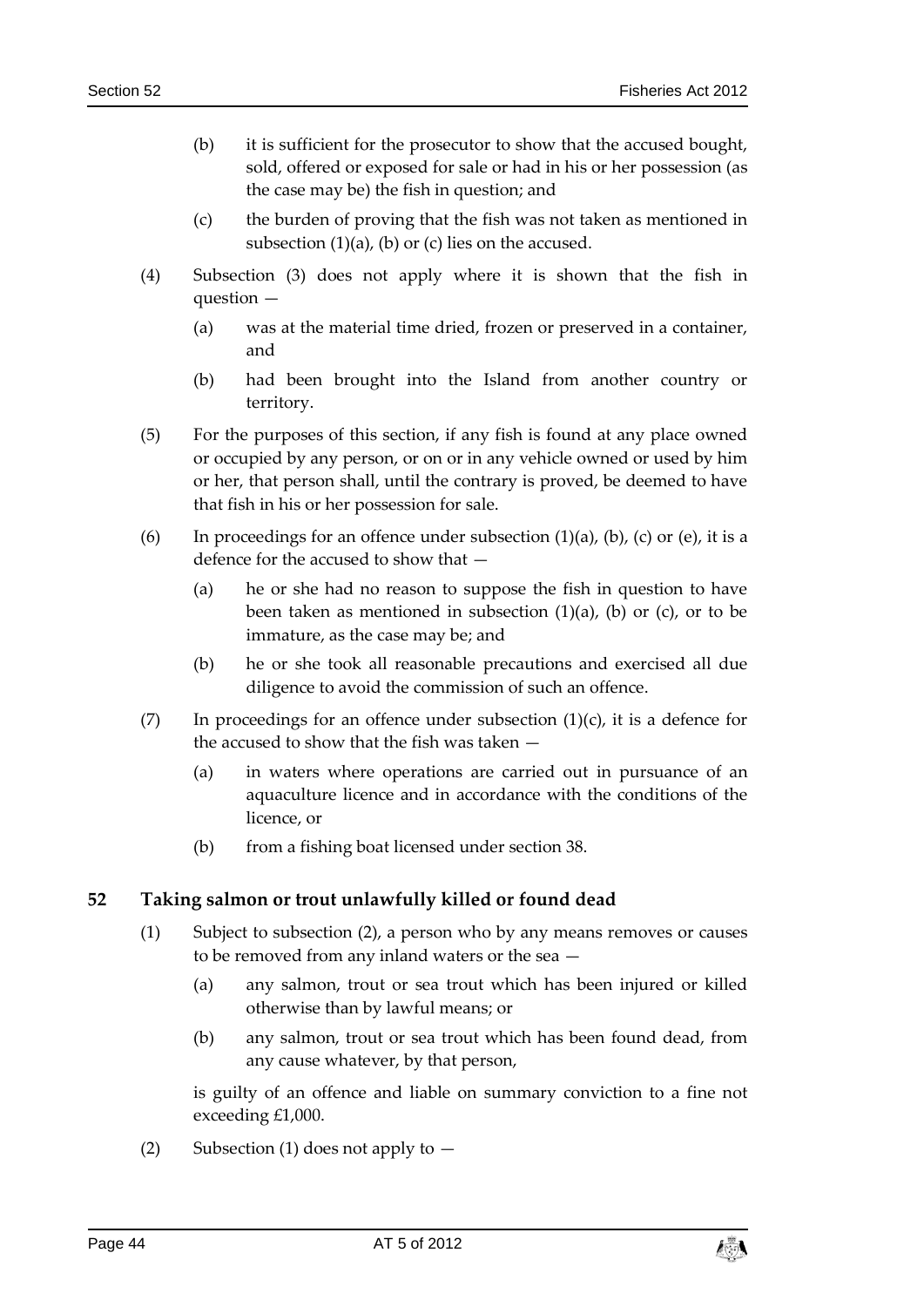(b) it is sufficient for the prosecutor to show that the accused bought, sold, offered or exposed for sale or had in his or her possession (as the case may be) the fish in question; and

(c) the burden of proving that the fish was not taken as mentioned in subsection (1)(a), (b) or (c) lies on the accused.

(4) Subsection (3) does not apply where it is shown that the fish in question —

(a) was at the material time dried, frozen or preserved in a container, and

(b) had been brought into the Island from another country or territory.

(5) For the purposes of this section, if any fish is found at any place owned or occupied by any person, or on or in any vehicle owned or used by him or her, that person shall, until the contrary is proved, be deemed to have that fish in his or her possession for sale.

(6) In proceedings for an offence under subsection (1)(a), (b), (c) or (e), it is a defence for the accused to show that —

(a) he or she had no reason to suppose the fish in question to have been taken as mentioned in subsection (1)(a), (b) or (c), or to be immature, as the case may be; and

(b) he or she took all reasonable precautions and exercised all due diligence to avoid the commission of such an offence.

(7) In proceedings for an offence under subsection (1)(c), it is a defence for the accused to show that the fish was taken —

(a) in waters where operations are carried out in pursuance of an aquaculture licence and in accordance with the conditions of the licence, or

(b) from a fishing boat licensed under section 38.

## 52 Taking salmon or trout unlawfully killed or found dead

(1) Subject to subsection (2), a person who by any means removes or causes to be removed from any inland waters or the sea —

(a) any salmon, trout or sea trout which has been injured or killed otherwise than by lawful means; or

(b) any salmon, trout or sea trout which has been found dead, from any cause whatever, by that person,

is guilty of an offence and liable on summary conviction to a fine not exceeding £1,000.

(2) Subsection (1) does not apply to —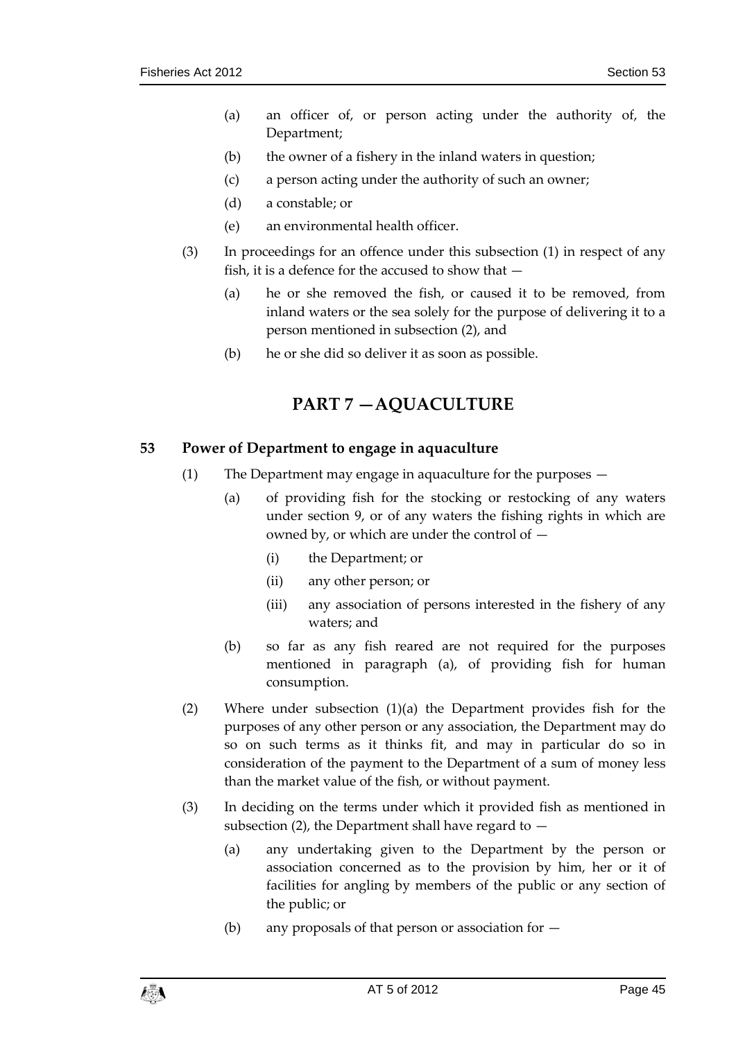(a) an officer of, or person acting under the authority of, the Department;

(b) the owner of a fishery in the inland waters in question;

(c) a person acting under the authority of such an owner;

(d) a constable; or

(e) an environmental health officer.

(3) In proceedings for an offence under this subsection (1) in respect of any fish, it is a defence for the accused to show that —

(a) he or she removed the fish, or caused it to be removed, from inland waters or the sea solely for the purpose of delivering it to a person mentioned in subsection (2), and

(b) he or she did so deliver it as soon as possible.

# PART 7 — AQUACULTURE

## 53 Power of Department to engage in aquaculture

(1) The Department may engage in aquaculture for the purposes —

(a) of providing fish for the stocking or restocking of any waters under section 9, or of any waters the fishing rights in which are owned by, or which are under the control of —

(i) the Department; or

(ii) any other person; or

(iii) any association of persons interested in the fishery of any waters; and

(b) so far as any fish reared are not required for the purposes mentioned in paragraph (a), of providing fish for human consumption.

(2) Where under subsection (1)(a) the Department provides fish for the purposes of any other person or any association, the Department may do so on such terms as it thinks fit, and may in particular do so in consideration of the payment to the Department of a sum of money less than the market value of the fish, or without payment.

(3) In deciding on the terms under which it provided fish as mentioned in subsection (2), the Department shall have regard to —

(a) any undertaking given to the Department by the person or association concerned as to the provision by him, her or it of facilities for angling by members of the public or any section of the public; or

(b) any proposals of that person or association for —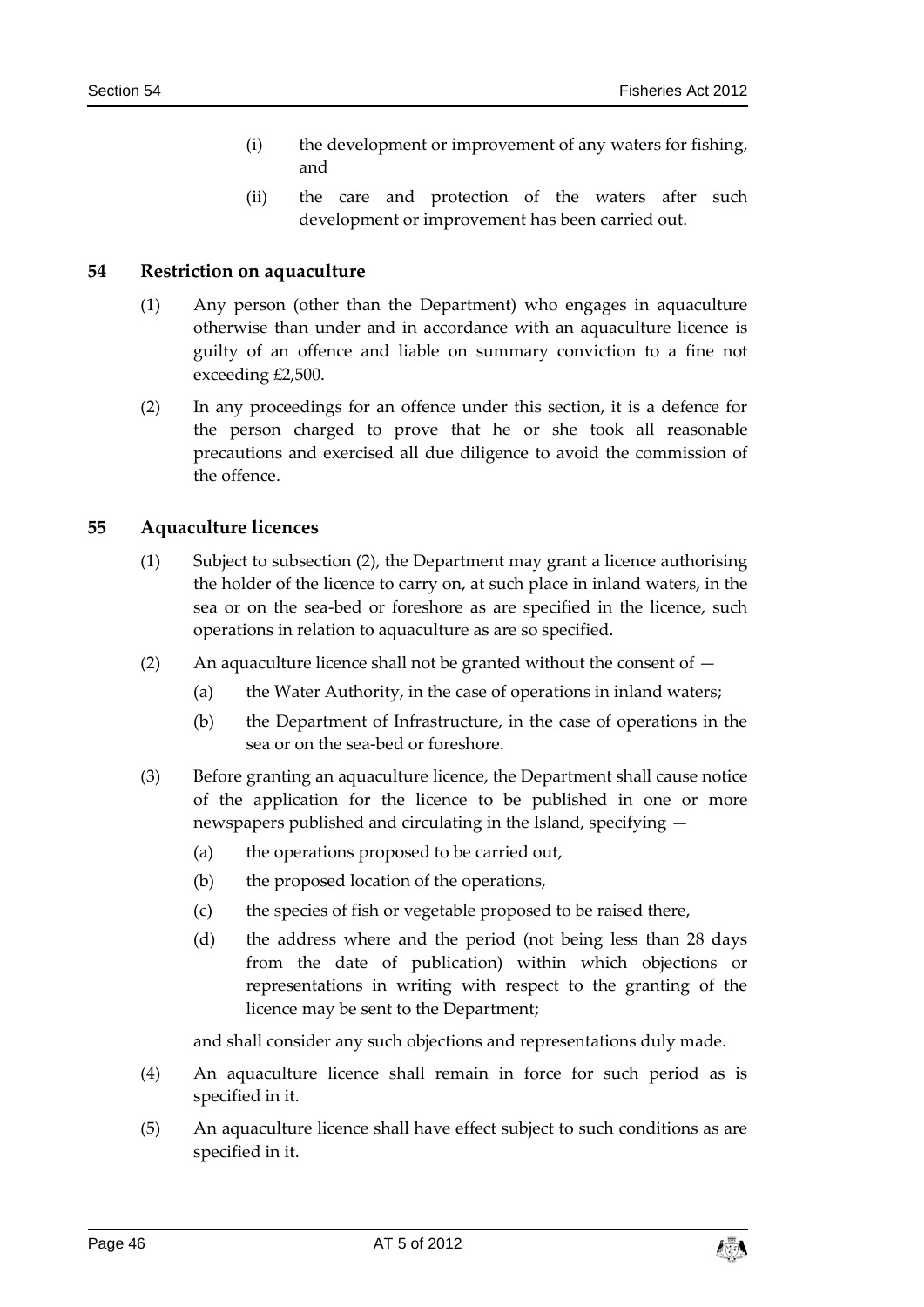(i) the development or improvement of any waters for fishing, and

(ii) the care and protection of the waters after such development or improvement has been carried out.

## 54 Restriction on aquaculture

(1) Any person (other than the Department) who engages in aquaculture otherwise than under and in accordance with an aquaculture licence is guilty of an offence and liable on summary conviction to a fine not exceeding £2,500.

(2) In any proceedings for an offence under this section, it is a defence for the person charged to prove that he or she took all reasonable precautions and exercised all due diligence to avoid the commission of the offence.

## 55 Aquaculture licences

(1) Subject to subsection (2), the Department may grant a licence authorising the holder of the licence to carry on, at such place in inland waters, in the sea or on the sea-bed or foreshore as are specified in the licence, such operations in relation to aquaculture as are so specified.

(2) An aquaculture licence shall not be granted without the consent of —

(a) the Water Authority, in the case of operations in inland waters;

(b) the Department of Infrastructure, in the case of operations in the sea or on the sea-bed or foreshore.

(3) Before granting an aquaculture licence, the Department shall cause notice of the application for the licence to be published in one or more newspapers published and circulating in the Island, specifying —

(a) the operations proposed to be carried out,

(b) the proposed location of the operations,

(c) the species of fish or vegetable proposed to be raised there,

(d) the address where and the period (not being less than 28 days from the date of publication) within which objections or representations in writing with respect to the granting of the licence may be sent to the Department;

and shall consider any such objections and representations duly made.

(4) An aquaculture licence shall remain in force for such period as is specified in it.

(5) An aquaculture licence shall have effect subject to such conditions as are specified in it.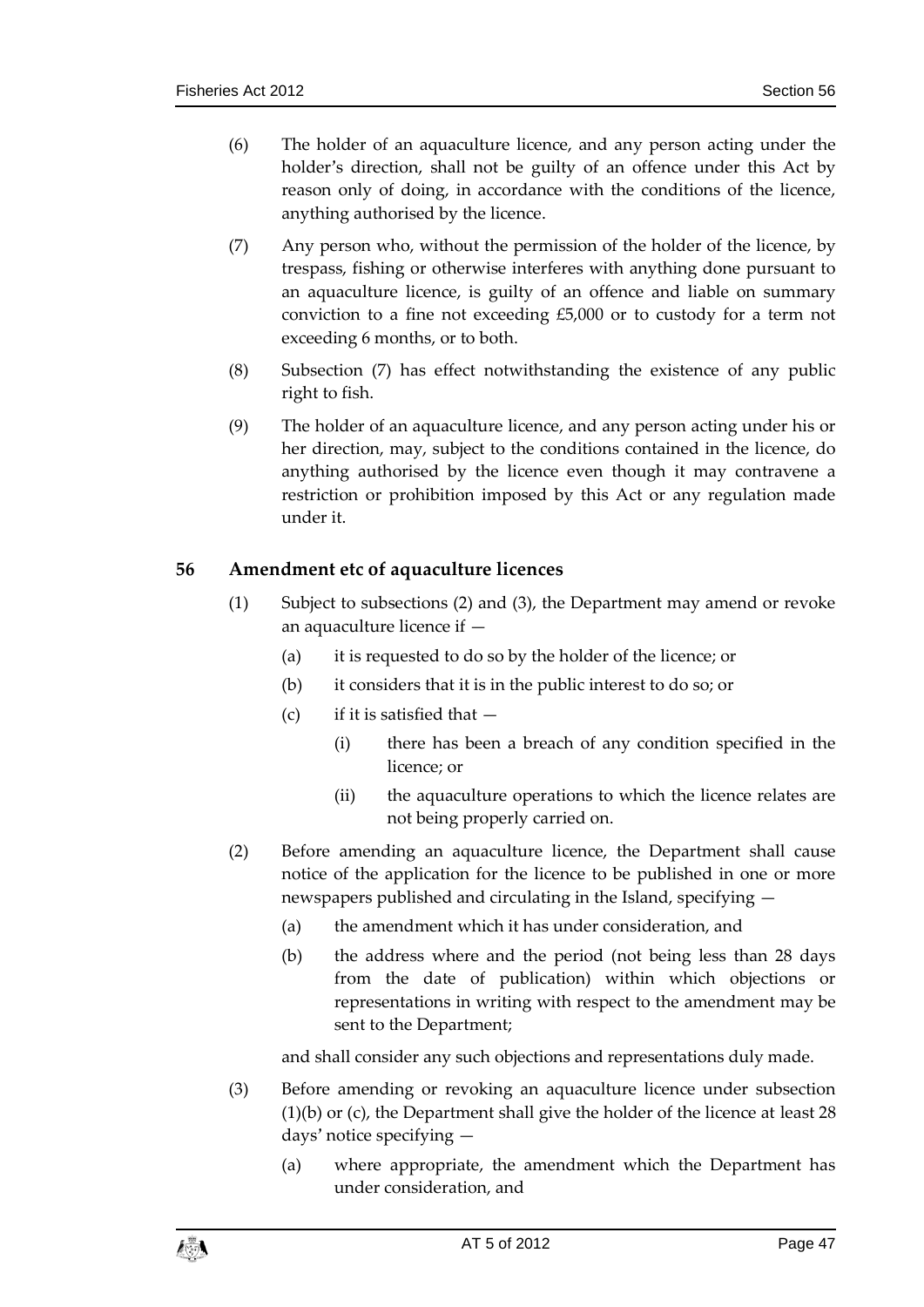(6) The holder of an aquaculture licence, and any person acting under the holder's direction, shall not be guilty of an offence under this Act by reason only of doing, in accordance with the conditions of the licence, anything authorised by the licence.

(7) Any person who, without the permission of the holder of the licence, by trespass, fishing or otherwise interferes with anything done pursuant to an aquaculture licence, is guilty of an offence and liable on summary conviction to a fine not exceeding £5,000 or to custody for a term not exceeding 6 months, or to both.

(8) Subsection (7) has effect notwithstanding the existence of any public right to fish.

(9) The holder of an aquaculture licence, and any person acting under his or her direction, may, subject to the conditions contained in the licence, do anything authorised by the licence even though it may contravene a restriction or prohibition imposed by this Act or any regulation made under it.

## 56 Amendment etc of aquaculture licences

(1) Subject to subsections (2) and (3), the Department may amend or revoke an aquaculture licence if —

- (a) it is requested to do so by the holder of the licence; or
- (b) it considers that it is in the public interest to do so; or
- (c) if it is satisfied that —
  - (i) there has been a breach of any condition specified in the licence; or
  - (ii) the aquaculture operations to which the licence relates are not being properly carried on.

(2) Before amending an aquaculture licence, the Department shall cause notice of the application for the licence to be published in one or more newspapers published and circulating in the Island, specifying —

- (a) the amendment which it has under consideration, and
- (b) the address where and the period (not being less than 28 days from the date of publication) within which objections or representations in writing with respect to the amendment may be sent to the Department;

and shall consider any such objections and representations duly made.

(3) Before amending or revoking an aquaculture licence under subsection (1)(b) or (c), the Department shall give the holder of the licence at least 28 days' notice specifying —

- (a) where appropriate, the amendment which the Department has under consideration, and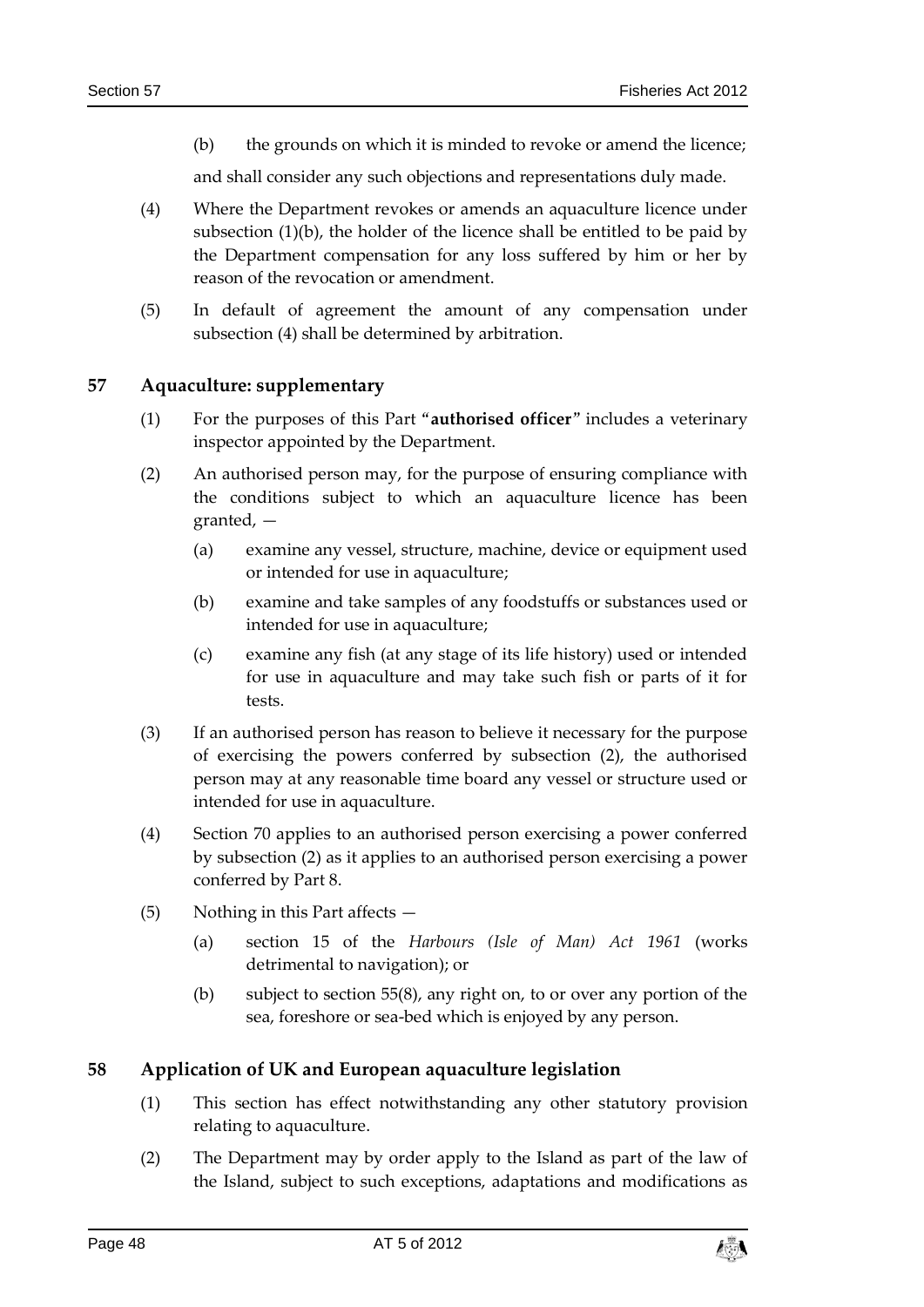(b) the grounds on which it is minded to revoke or amend the licence;

and shall consider any such objections and representations duly made.

(4) Where the Department revokes or amends an aquaculture licence under subsection (1)(b), the holder of the licence shall be entitled to be paid by the Department compensation for any loss suffered by him or her by reason of the revocation or amendment.

(5) In default of agreement the amount of any compensation under subsection (4) shall be determined by arbitration.

## 57 Aquaculture: supplementary

(1) For the purposes of this Part "**authorised officer**" includes a veterinary inspector appointed by the Department.

(2) An authorised person may, for the purpose of ensuring compliance with the conditions subject to which an aquaculture licence has been granted, —

(a) examine any vessel, structure, machine, device or equipment used or intended for use in aquaculture;

(b) examine and take samples of any foodstuffs or substances used or intended for use in aquaculture;

(c) examine any fish (at any stage of its life history) used or intended for use in aquaculture and may take such fish or parts of it for tests.

(3) If an authorised person has reason to believe it necessary for the purpose of exercising the powers conferred by subsection (2), the authorised person may at any reasonable time board any vessel or structure used or intended for use in aquaculture.

(4) Section 70 applies to an authorised person exercising a power conferred by subsection (2) as it applies to an authorised person exercising a power conferred by Part 8.

(5) Nothing in this Part affects —

(a) section 15 of the *Harbours (Isle of Man) Act 1961* (works detrimental to navigation); or

(b) subject to section 55(8), any right on, to or over any portion of the sea, foreshore or sea-bed which is enjoyed by any person.

## 58 Application of UK and European aquaculture legislation

(1) This section has effect notwithstanding any other statutory provision relating to aquaculture.

(2) The Department may by order apply to the Island as part of the law of the Island, subject to such exceptions, adaptations and modifications as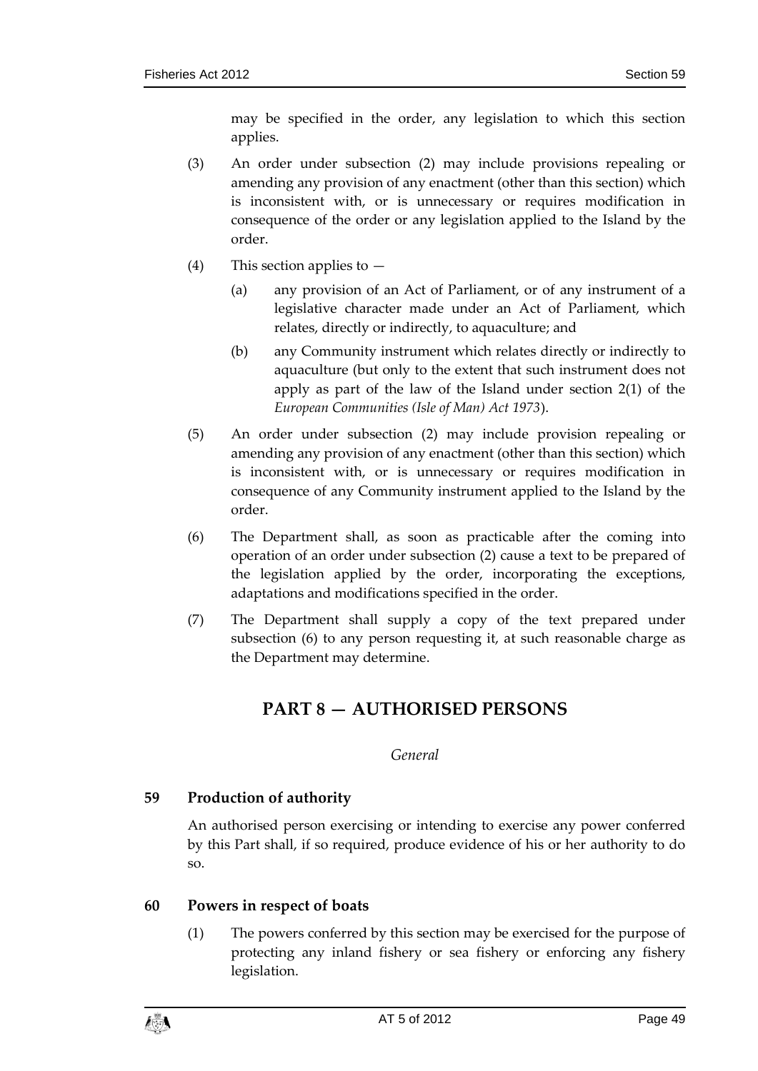may be specified in the order, any legislation to which this section applies.

(3) An order under subsection (2) may include provisions repealing or amending any provision of any enactment (other than this section) which is inconsistent with, or is unnecessary or requires modification in consequence of the order or any legislation applied to the Island by the order.

(4) This section applies to —

(a) any provision of an Act of Parliament, or of any instrument of a legislative character made under an Act of Parliament, which relates, directly or indirectly, to aquaculture; and

(b) any Community instrument which relates directly or indirectly to aquaculture (but only to the extent that such instrument does not apply as part of the law of the Island under section 2(1) of the *European Communities (Isle of Man) Act 1973*).

(5) An order under subsection (2) may include provision repealing or amending any provision of any enactment (other than this section) which is inconsistent with, or is unnecessary or requires modification in consequence of any Community instrument applied to the Island by the order.

(6) The Department shall, as soon as practicable after the coming into operation of an order under subsection (2) cause a text to be prepared of the legislation applied by the order, incorporating the exceptions, adaptations and modifications specified in the order.

(7) The Department shall supply a copy of the text prepared under subsection (6) to any person requesting it, at such reasonable charge as the Department may determine.

# PART 8 — AUTHORISED PERSONS

*General*

### 59 Production of authority

An authorised person exercising or intending to exercise any power conferred by this Part shall, if so required, produce evidence of his or her authority to do so.

### 60 Powers in respect of boats

(1) The powers conferred by this section may be exercised for the purpose of protecting any inland fishery or sea fishery or enforcing any fishery legislation.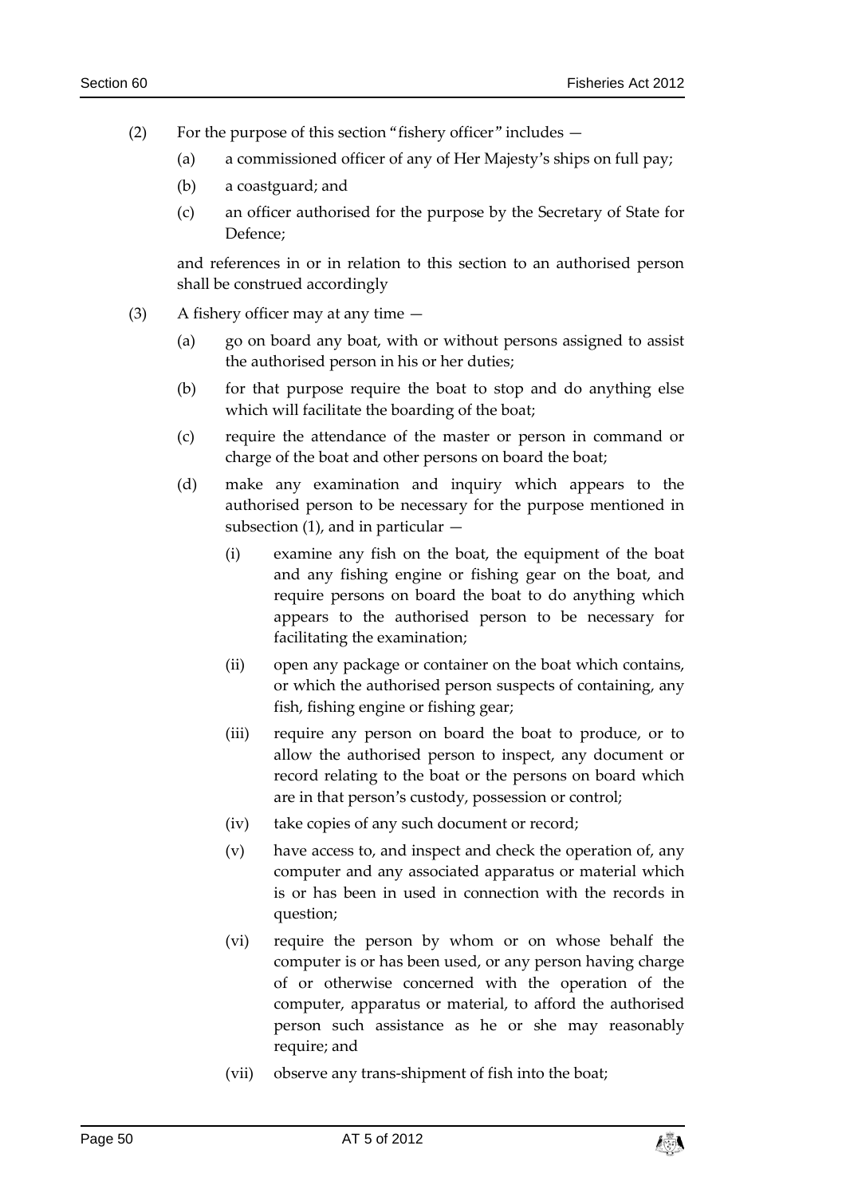(2) For the purpose of this section "fishery officer" includes —

   (a) a commissioned officer of any of Her Majesty's ships on full pay;

   (b) a coastguard; and

   (c) an officer authorised for the purpose by the Secretary of State for Defence;

   and references in or in relation to this section to an authorised person shall be construed accordingly

(3) A fishery officer may at any time —

   (a) go on board any boat, with or without persons assigned to assist the authorised person in his or her duties;

   (b) for that purpose require the boat to stop and do anything else which will facilitate the boarding of the boat;

   (c) require the attendance of the master or person in command or charge of the boat and other persons on board the boat;

   (d) make any examination and inquiry which appears to the authorised person to be necessary for the purpose mentioned in subsection (1), and in particular —

      (i) examine any fish on the boat, the equipment of the boat and any fishing engine or fishing gear on the boat, and require persons on board the boat to do anything which appears to the authorised person to be necessary for facilitating the examination;

      (ii) open any package or container on the boat which contains, or which the authorised person suspects of containing, any fish, fishing engine or fishing gear;

      (iii) require any person on board the boat to produce, or to allow the authorised person to inspect, any document or record relating to the boat or the persons on board which are in that person's custody, possession or control;

      (iv) take copies of any such document or record;

      (v) have access to, and inspect and check the operation of, any computer and any associated apparatus or material which is or has been in used in connection with the records in question;

      (vi) require the person by whom or on whose behalf the computer is or has been used, or any person having charge of or otherwise concerned with the operation of the computer, apparatus or material, to afford the authorised person such assistance as he or she may reasonably require; and

      (vii) observe any trans-shipment of fish into the boat;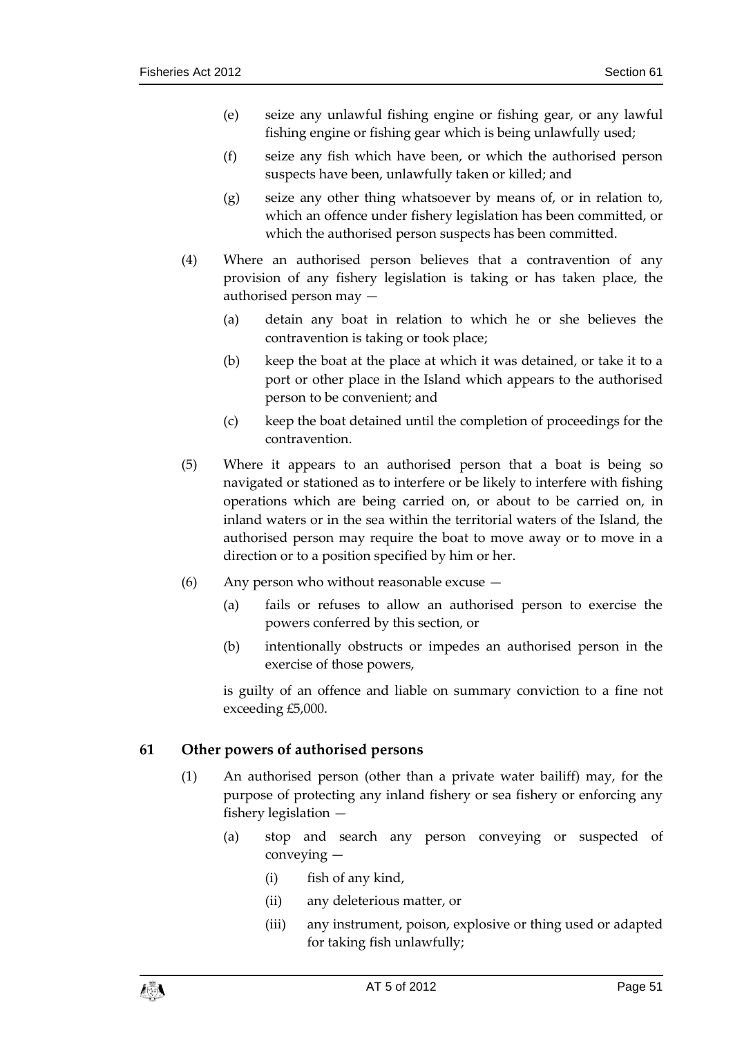(e) seize any unlawful fishing engine or fishing gear, or any lawful fishing engine or fishing gear which is being unlawfully used;

(f) seize any fish which have been, or which the authorised person suspects have been, unlawfully taken or killed; and

(g) seize any other thing whatsoever by means of, or in relation to, which an offence under fishery legislation has been committed, or which the authorised person suspects has been committed.

(4) Where an authorised person believes that a contravention of any provision of any fishery legislation is taking or has taken place, the authorised person may —

(a) detain any boat in relation to which he or she believes the contravention is taking or took place;

(b) keep the boat at the place at which it was detained, or take it to a port or other place in the Island which appears to the authorised person to be convenient; and

(c) keep the boat detained until the completion of proceedings for the contravention.

(5) Where it appears to an authorised person that a boat is being so navigated or stationed as to interfere or be likely to interfere with fishing operations which are being carried on, or about to be carried on, in inland waters or in the sea within the territorial waters of the Island, the authorised person may require the boat to move away or to move in a direction or to a position specified by him or her.

(6) Any person who without reasonable excuse —

(a) fails or refuses to allow an authorised person to exercise the powers conferred by this section, or

(b) intentionally obstructs or impedes an authorised person in the exercise of those powers,

is guilty of an offence and liable on summary conviction to a fine not exceeding £5,000.

## 61 Other powers of authorised persons

(1) An authorised person (other than a private water bailiff) may, for the purpose of protecting any inland fishery or sea fishery or enforcing any fishery legislation —

(a) stop and search any person conveying or suspected of conveying —

(i) fish of any kind,

(ii) any deleterious matter, or

(iii) any instrument, poison, explosive or thing used or adapted for taking fish unlawfully;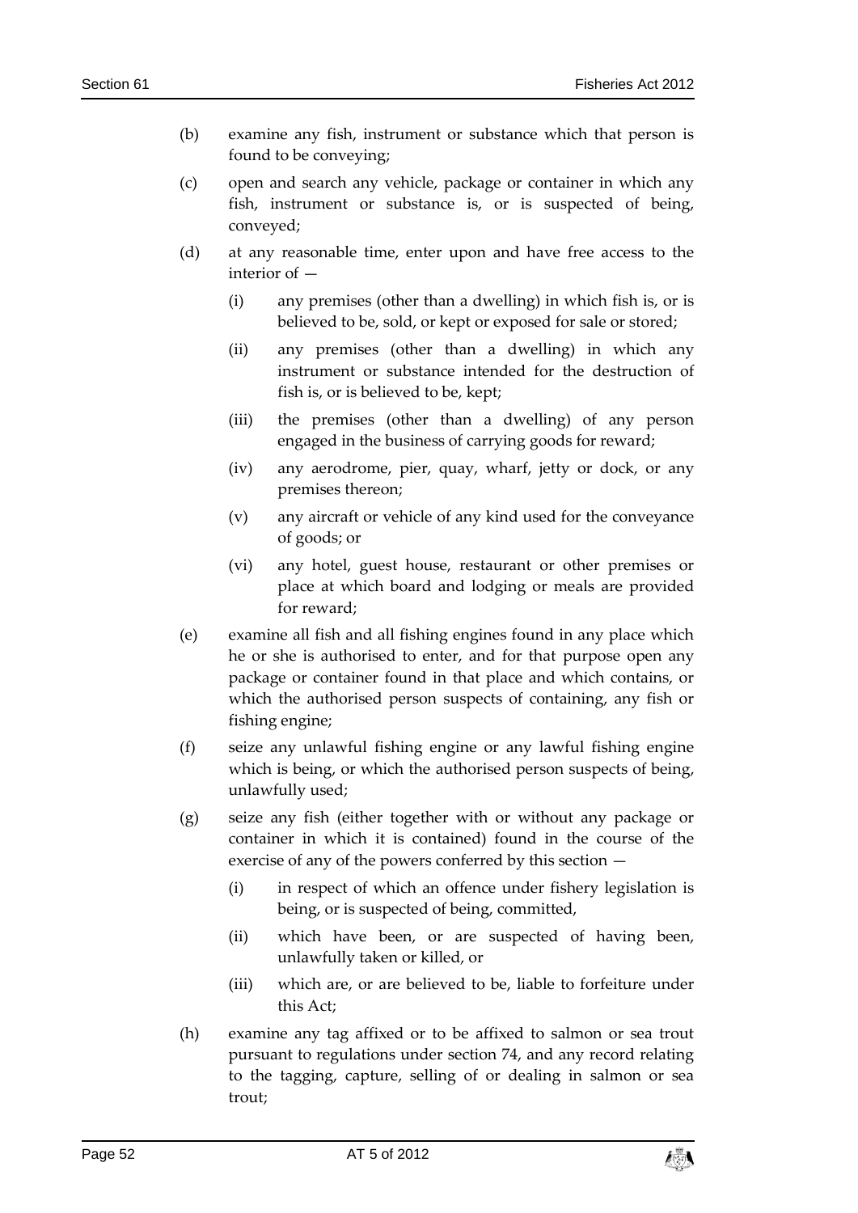(b) examine any fish, instrument or substance which that person is found to be conveying;

(c) open and search any vehicle, package or container in which any fish, instrument or substance is, or is suspected of being, conveyed;

(d) at any reasonable time, enter upon and have free access to the interior of —

  (i) any premises (other than a dwelling) in which fish is, or is believed to be, sold, or kept or exposed for sale or stored;

  (ii) any premises (other than a dwelling) in which any instrument or substance intended for the destruction of fish is, or is believed to be, kept;

  (iii) the premises (other than a dwelling) of any person engaged in the business of carrying goods for reward;

  (iv) any aerodrome, pier, quay, wharf, jetty or dock, or any premises thereon;

  (v) any aircraft or vehicle of any kind used for the conveyance of goods; or

  (vi) any hotel, guest house, restaurant or other premises or place at which board and lodging or meals are provided for reward;

(e) examine all fish and all fishing engines found in any place which he or she is authorised to enter, and for that purpose open any package or container found in that place and which contains, or which the authorised person suspects of containing, any fish or fishing engine;

(f) seize any unlawful fishing engine or any lawful fishing engine which is being, or which the authorised person suspects of being, unlawfully used;

(g) seize any fish (either together with or without any package or container in which it is contained) found in the course of the exercise of any of the powers conferred by this section —

  (i) in respect of which an offence under fishery legislation is being, or is suspected of being, committed,

  (ii) which have been, or are suspected of having been, unlawfully taken or killed, or

  (iii) which are, or are believed to be, liable to forfeiture under this Act;

(h) examine any tag affixed or to be affixed to salmon or sea trout pursuant to regulations under section 74, and any record relating to the tagging, capture, selling of or dealing in salmon or sea trout;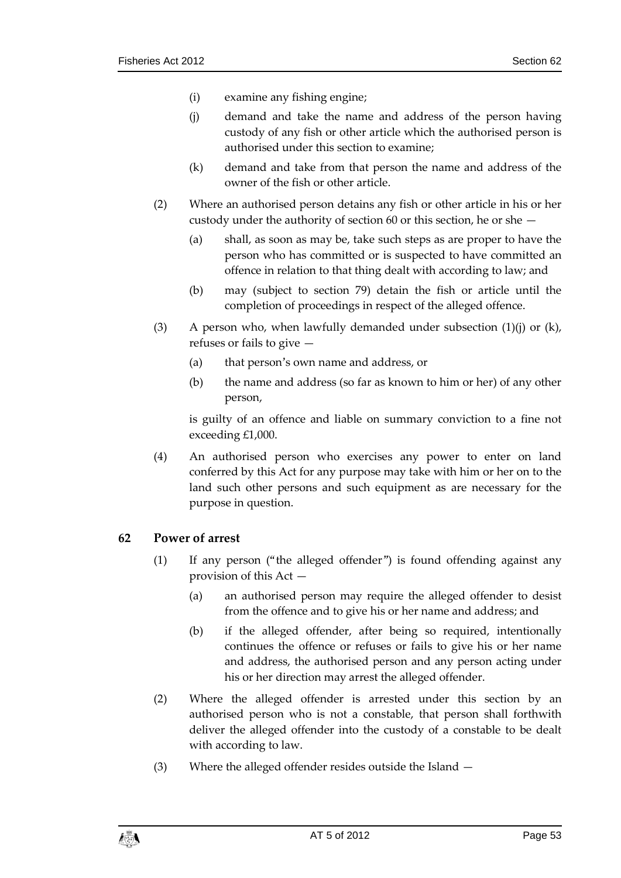(i) examine any fishing engine;

(j) demand and take the name and address of the person having custody of any fish or other article which the authorised person is authorised under this section to examine;

(k) demand and take from that person the name and address of the owner of the fish or other article.

(2) Where an authorised person detains any fish or other article in his or her custody under the authority of section 60 or this section, he or she —

(a) shall, as soon as may be, take such steps as are proper to have the person who has committed or is suspected to have committed an offence in relation to that thing dealt with according to law; and

(b) may (subject to section 79) detain the fish or article until the completion of proceedings in respect of the alleged offence.

(3) A person who, when lawfully demanded under subsection (1)(j) or (k), refuses or fails to give —

(a) that person's own name and address, or

(b) the name and address (so far as known to him or her) of any other person,

is guilty of an offence and liable on summary conviction to a fine not exceeding £1,000.

(4) An authorised person who exercises any power to enter on land conferred by this Act for any purpose may take with him or her on to the land such other persons and such equipment as are necessary for the purpose in question.

## 62 Power of arrest

(1) If any person ("the alleged offender") is found offending against any provision of this Act —

(a) an authorised person may require the alleged offender to desist from the offence and to give his or her name and address; and

(b) if the alleged offender, after being so required, intentionally continues the offence or refuses or fails to give his or her name and address, the authorised person and any person acting under his or her direction may arrest the alleged offender.

(2) Where the alleged offender is arrested under this section by an authorised person who is not a constable, that person shall forthwith deliver the alleged offender into the custody of a constable to be dealt with according to law.

(3) Where the alleged offender resides outside the Island —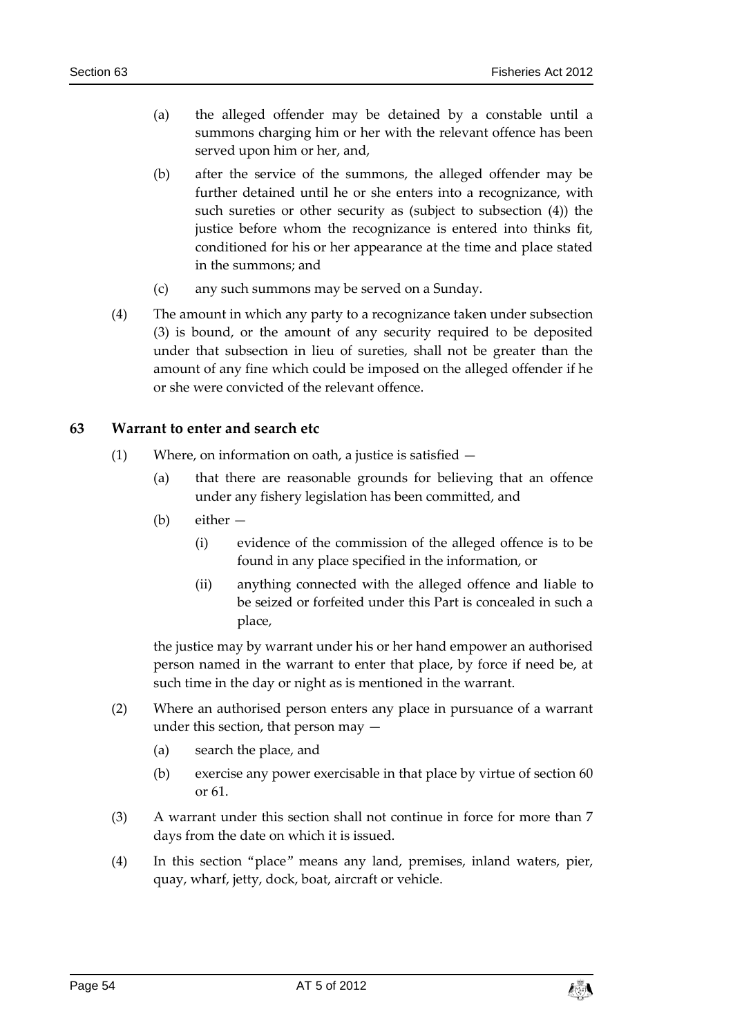(a) the alleged offender may be detained by a constable until a summons charging him or her with the relevant offence has been served upon him or her, and,

(b) after the service of the summons, the alleged offender may be further detained until he or she enters into a recognizance, with such sureties or other security as (subject to subsection (4)) the justice before whom the recognizance is entered into thinks fit, conditioned for his or her appearance at the time and place stated in the summons; and

(c) any such summons may be served on a Sunday.

(4) The amount in which any party to a recognizance taken under subsection (3) is bound, or the amount of any security required to be deposited under that subsection in lieu of sureties, shall not be greater than the amount of any fine which could be imposed on the alleged offender if he or she were convicted of the relevant offence.

## 63 Warrant to enter and search etc

(1) Where, on information on oath, a justice is satisfied —

(a) that there are reasonable grounds for believing that an offence under any fishery legislation has been committed, and

(b) either —

(i) evidence of the commission of the alleged offence is to be found in any place specified in the information, or

(ii) anything connected with the alleged offence and liable to be seized or forfeited under this Part is concealed in such a place,

the justice may by warrant under his or her hand empower an authorised person named in the warrant to enter that place, by force if need be, at such time in the day or night as is mentioned in the warrant.

(2) Where an authorised person enters any place in pursuance of a warrant under this section, that person may —

(a) search the place, and

(b) exercise any power exercisable in that place by virtue of section 60 or 61.

(3) A warrant under this section shall not continue in force for more than 7 days from the date on which it is issued.

(4) In this section "place" means any land, premises, inland waters, pier, quay, wharf, jetty, dock, boat, aircraft or vehicle.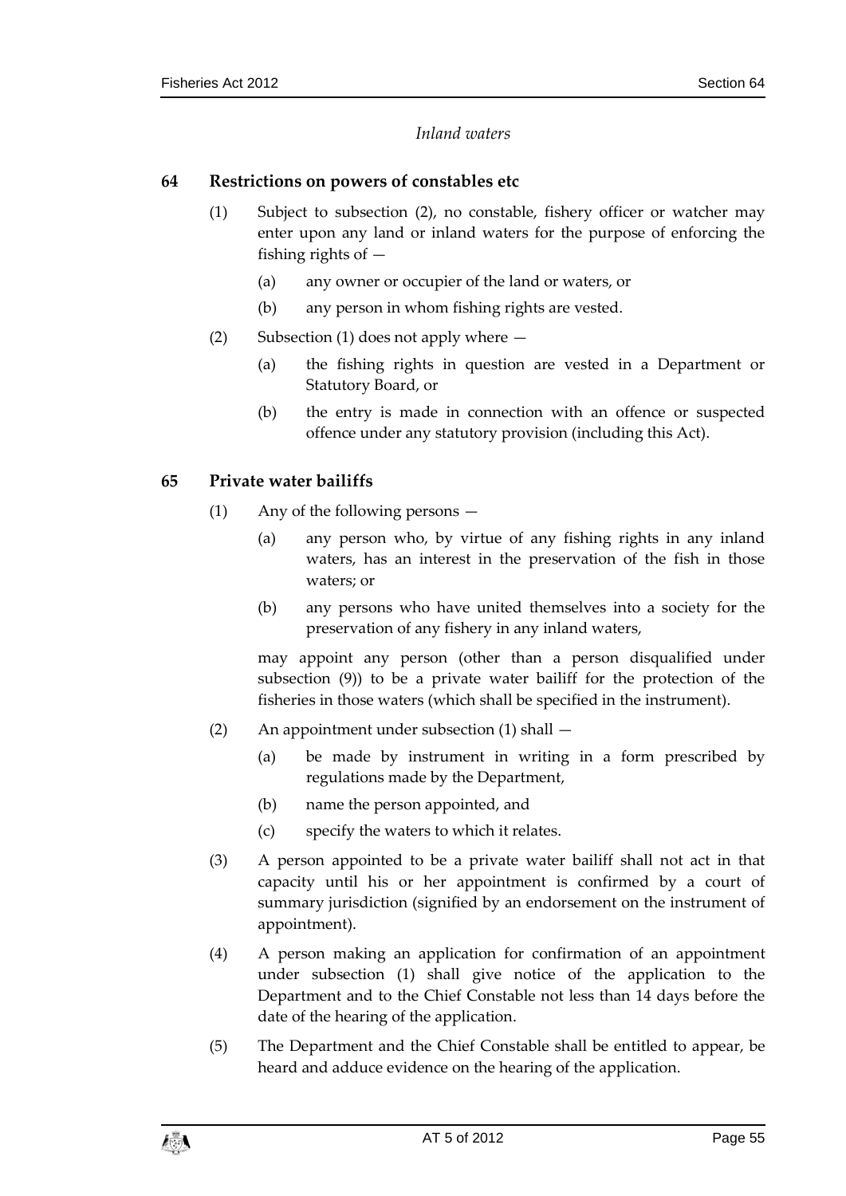*Inland waters*

## 64 Restrictions on powers of constables etc

(1) Subject to subsection (2), no constable, fishery officer or watcher may enter upon any land or inland waters for the purpose of enforcing the fishing rights of —

(a) any owner or occupier of the land or waters, or

(b) any person in whom fishing rights are vested.

(2) Subsection (1) does not apply where —

(a) the fishing rights in question are vested in a Department or Statutory Board, or

(b) the entry is made in connection with an offence or suspected offence under any statutory provision (including this Act).

## 65 Private water bailiffs

(1) Any of the following persons —

(a) any person who, by virtue of any fishing rights in any inland waters, has an interest in the preservation of the fish in those waters; or

(b) any persons who have united themselves into a society for the preservation of any fishery in any inland waters,

may appoint any person (other than a person disqualified under subsection (9)) to be a private water bailiff for the protection of the fisheries in those waters (which shall be specified in the instrument).

(2) An appointment under subsection (1) shall —

(a) be made by instrument in writing in a form prescribed by regulations made by the Department,

(b) name the person appointed, and

(c) specify the waters to which it relates.

(3) A person appointed to be a private water bailiff shall not act in that capacity until his or her appointment is confirmed by a court of summary jurisdiction (signified by an endorsement on the instrument of appointment).

(4) A person making an application for confirmation of an appointment under subsection (1) shall give notice of the application to the Department and to the Chief Constable not less than 14 days before the date of the hearing of the application.

(5) The Department and the Chief Constable shall be entitled to appear, be heard and adduce evidence on the hearing of the application.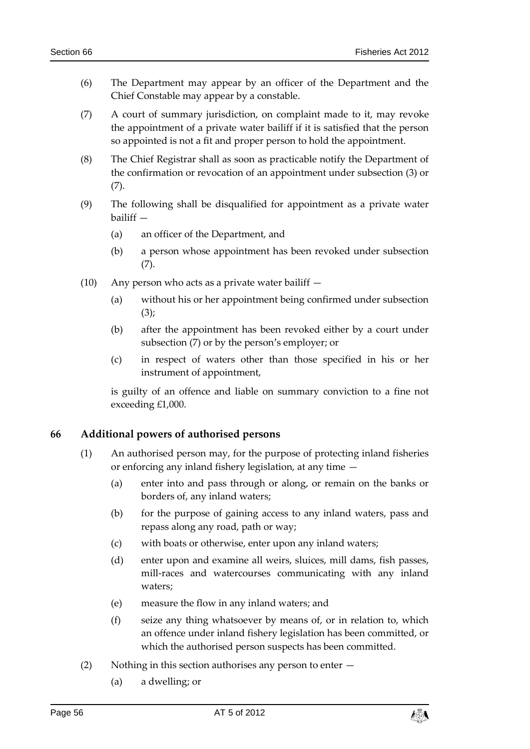(6) The Department may appear by an officer of the Department and the Chief Constable may appear by a constable.

(7) A court of summary jurisdiction, on complaint made to it, may revoke the appointment of a private water bailiff if it is satisfied that the person so appointed is not a fit and proper person to hold the appointment.

(8) The Chief Registrar shall as soon as practicable notify the Department of the confirmation or revocation of an appointment under subsection (3) or (7).

(9) The following shall be disqualified for appointment as a private water bailiff —

(a) an officer of the Department, and

(b) a person whose appointment has been revoked under subsection (7).

(10) Any person who acts as a private water bailiff —

(a) without his or her appointment being confirmed under subsection (3);

(b) after the appointment has been revoked either by a court under subsection (7) or by the person's employer; or

(c) in respect of waters other than those specified in his or her instrument of appointment,

is guilty of an offence and liable on summary conviction to a fine not exceeding £1,000.

### 66 Additional powers of authorised persons

(1) An authorised person may, for the purpose of protecting inland fisheries or enforcing any inland fishery legislation, at any time —

(a) enter into and pass through or along, or remain on the banks or borders of, any inland waters;

(b) for the purpose of gaining access to any inland waters, pass and repass along any road, path or way;

(c) with boats or otherwise, enter upon any inland waters;

(d) enter upon and examine all weirs, sluices, mill dams, fish passes, mill-races and watercourses communicating with any inland waters;

(e) measure the flow in any inland waters; and

(f) seize any thing whatsoever by means of, or in relation to, which an offence under inland fishery legislation has been committed, or which the authorised person suspects has been committed.

(2) Nothing in this section authorises any person to enter —

(a) a dwelling; or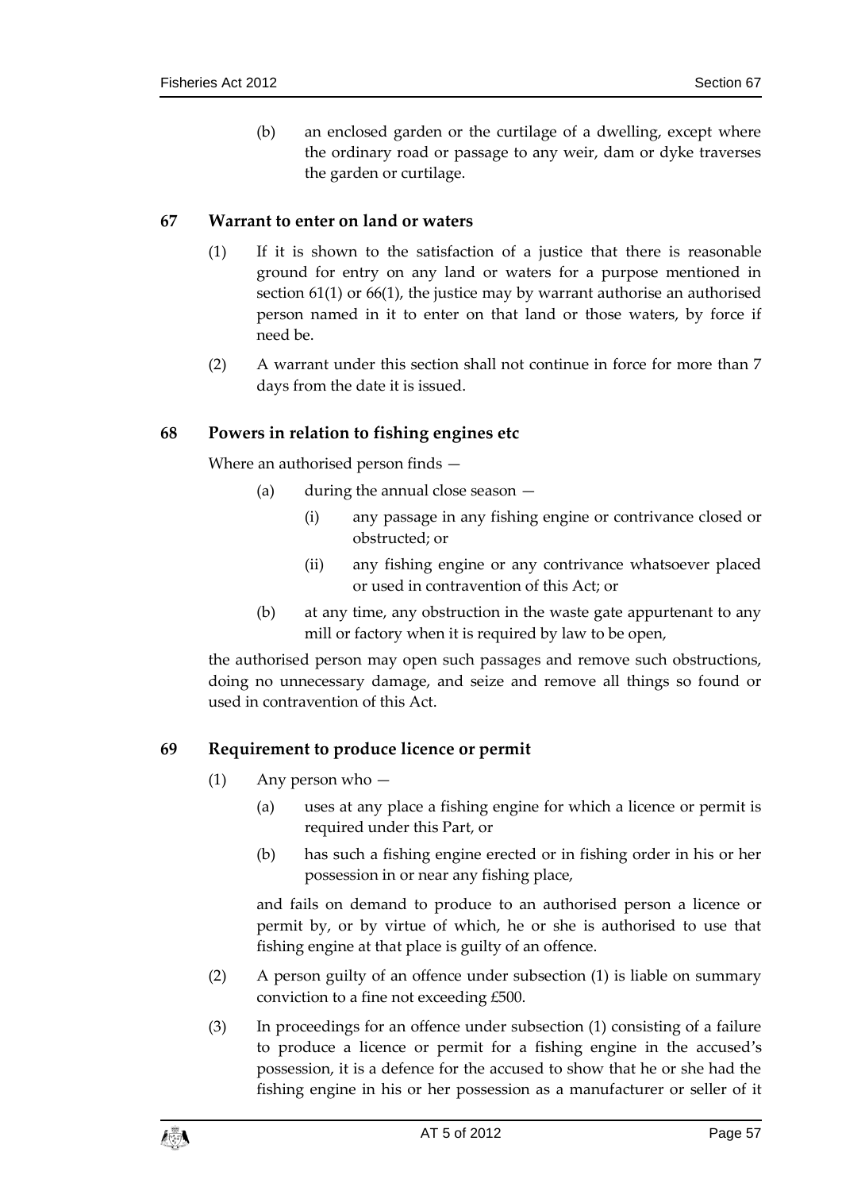(b) an enclosed garden or the curtilage of a dwelling, except where the ordinary road or passage to any weir, dam or dyke traverses the garden or curtilage.

## 67 Warrant to enter on land or waters

(1) If it is shown to the satisfaction of a justice that there is reasonable ground for entry on any land or waters for a purpose mentioned in section 61(1) or 66(1), the justice may by warrant authorise an authorised person named in it to enter on that land or those waters, by force if need be.

(2) A warrant under this section shall not continue in force for more than 7 days from the date it is issued.

## 68 Powers in relation to fishing engines etc

Where an authorised person finds —

- (a) during the annual close season —
  - (i) any passage in any fishing engine or contrivance closed or obstructed; or
  - (ii) any fishing engine or any contrivance whatsoever placed or used in contravention of this Act; or
- (b) at any time, any obstruction in the waste gate appurtenant to any mill or factory when it is required by law to be open,

the authorised person may open such passages and remove such obstructions, doing no unnecessary damage, and seize and remove all things so found or used in contravention of this Act.

## 69 Requirement to produce licence or permit

(1) Any person who —

- (a) uses at any place a fishing engine for which a licence or permit is required under this Part, or
- (b) has such a fishing engine erected or in fishing order in his or her possession in or near any fishing place,

and fails on demand to produce to an authorised person a licence or permit by, or by virtue of which, he or she is authorised to use that fishing engine at that place is guilty of an offence.

(2) A person guilty of an offence under subsection (1) is liable on summary conviction to a fine not exceeding £500.

(3) In proceedings for an offence under subsection (1) consisting of a failure to produce a licence or permit for a fishing engine in the accused's possession, it is a defence for the accused to show that he or she had the fishing engine in his or her possession as a manufacturer or seller of it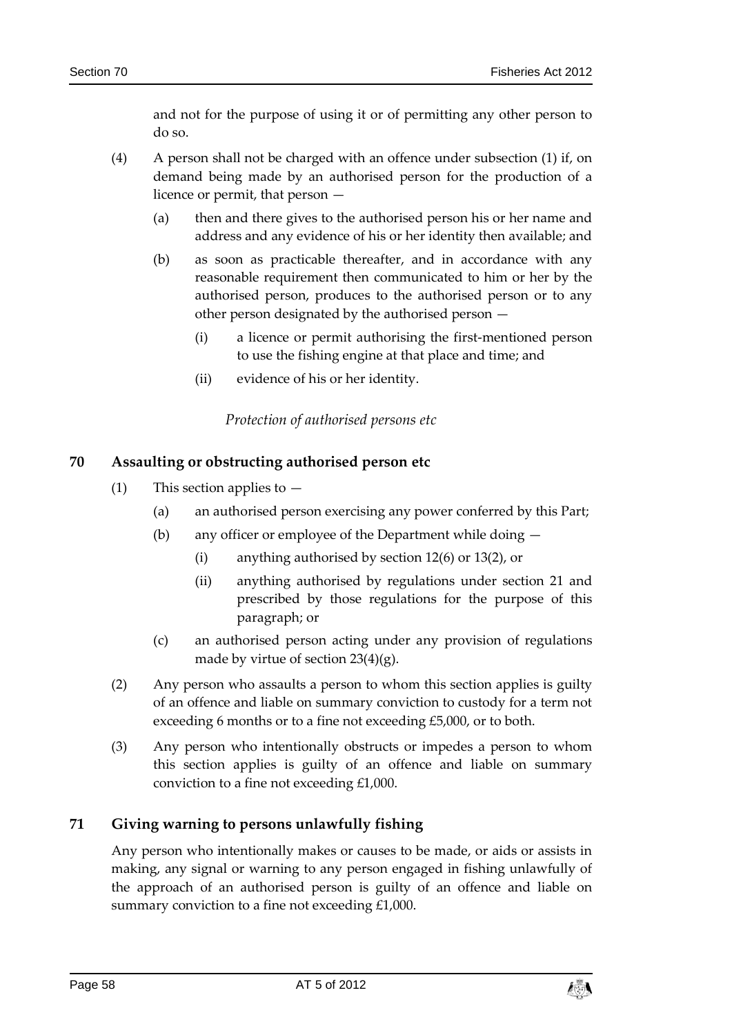and not for the purpose of using it or of permitting any other person to do so.

(4) A person shall not be charged with an offence under subsection (1) if, on demand being made by an authorised person for the production of a licence or permit, that person —

(a) then and there gives to the authorised person his or her name and address and any evidence of his or her identity then available; and

(b) as soon as practicable thereafter, and in accordance with any reasonable requirement then communicated to him or her by the authorised person, produces to the authorised person or to any other person designated by the authorised person —

(i) a licence or permit authorising the first-mentioned person to use the fishing engine at that place and time; and

(ii) evidence of his or her identity.

*Protection of authorised persons etc*

## 70 Assaulting or obstructing authorised person etc

(1) This section applies to —

(a) an authorised person exercising any power conferred by this Part;

(b) any officer or employee of the Department while doing —

(i) anything authorised by section 12(6) or 13(2), or

(ii) anything authorised by regulations under section 21 and prescribed by those regulations for the purpose of this paragraph; or

(c) an authorised person acting under any provision of regulations made by virtue of section 23(4)(g).

(2) Any person who assaults a person to whom this section applies is guilty of an offence and liable on summary conviction to custody for a term not exceeding 6 months or to a fine not exceeding £5,000, or to both.

(3) Any person who intentionally obstructs or impedes a person to whom this section applies is guilty of an offence and liable on summary conviction to a fine not exceeding £1,000.

## 71 Giving warning to persons unlawfully fishing

Any person who intentionally makes or causes to be made, or aids or assists in making, any signal or warning to any person engaged in fishing unlawfully of the approach of an authorised person is guilty of an offence and liable on summary conviction to a fine not exceeding £1,000.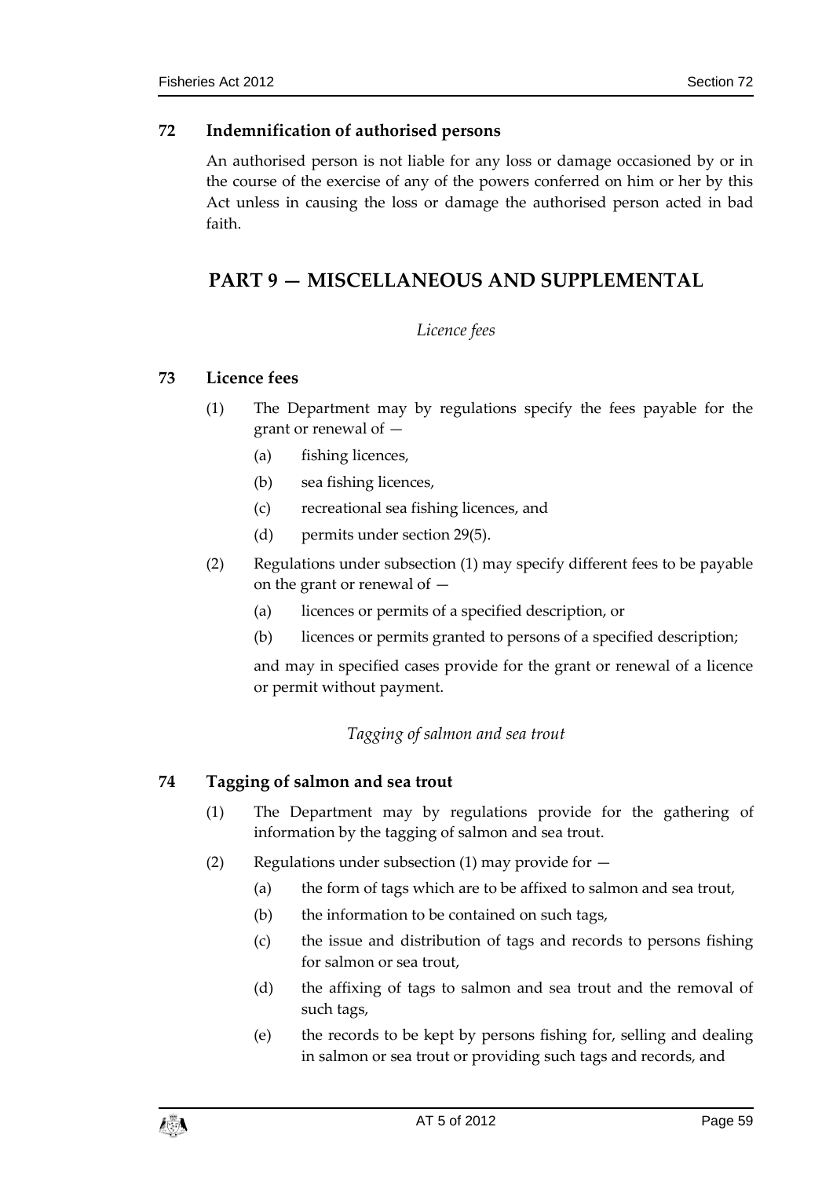### 72 Indemnification of authorised persons

An authorised person is not liable for any loss or damage occasioned by or in the course of the exercise of any of the powers conferred on him or her by this Act unless in causing the loss or damage the authorised person acted in bad faith.

## PART 9 — MISCELLANEOUS AND SUPPLEMENTAL

*Licence fees*

### 73 Licence fees

(1) The Department may by regulations specify the fees payable for the grant or renewal of —

(a) fishing licences,

(b) sea fishing licences,

(c) recreational sea fishing licences, and

(d) permits under section 29(5).

(2) Regulations under subsection (1) may specify different fees to be payable on the grant or renewal of —

(a) licences or permits of a specified description, or

(b) licences or permits granted to persons of a specified description;

and may in specified cases provide for the grant or renewal of a licence or permit without payment.

*Tagging of salmon and sea trout*

### 74 Tagging of salmon and sea trout

(1) The Department may by regulations provide for the gathering of information by the tagging of salmon and sea trout.

(2) Regulations under subsection (1) may provide for —

(a) the form of tags which are to be affixed to salmon and sea trout,

(b) the information to be contained on such tags,

(c) the issue and distribution of tags and records to persons fishing for salmon or sea trout,

(d) the affixing of tags to salmon and sea trout and the removal of such tags,

(e) the records to be kept by persons fishing for, selling and dealing in salmon or sea trout or providing such tags and records, and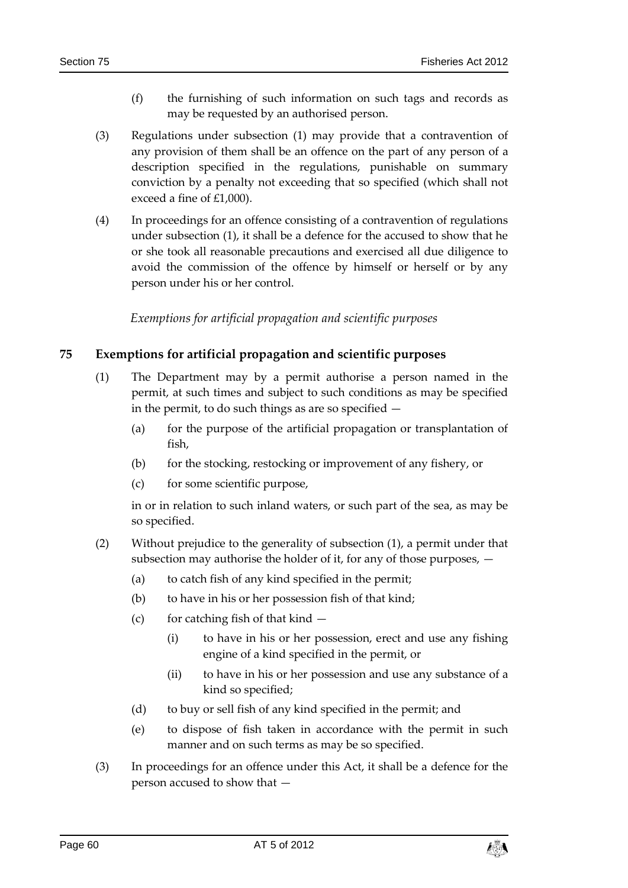(f) the furnishing of such information on such tags and records as may be requested by an authorised person.

(3) Regulations under subsection (1) may provide that a contravention of any provision of them shall be an offence on the part of any person of a description specified in the regulations, punishable on summary conviction by a penalty not exceeding that so specified (which shall not exceed a fine of £1,000).

(4) In proceedings for an offence consisting of a contravention of regulations under subsection (1), it shall be a defence for the accused to show that he or she took all reasonable precautions and exercised all due diligence to avoid the commission of the offence by himself or herself or by any person under his or her control.

*Exemptions for artificial propagation and scientific purposes*

## 75 Exemptions for artificial propagation and scientific purposes

(1) The Department may by a permit authorise a person named in the permit, at such times and subject to such conditions as may be specified in the permit, to do such things as are so specified —

(a) for the purpose of the artificial propagation or transplantation of fish,

(b) for the stocking, restocking or improvement of any fishery, or

(c) for some scientific purpose,

in or in relation to such inland waters, or such part of the sea, as may be so specified.

(2) Without prejudice to the generality of subsection (1), a permit under that subsection may authorise the holder of it, for any of those purposes, —

(a) to catch fish of any kind specified in the permit;

(b) to have in his or her possession fish of that kind;

(c) for catching fish of that kind —

(i) to have in his or her possession, erect and use any fishing engine of a kind specified in the permit, or

(ii) to have in his or her possession and use any substance of a kind so specified;

(d) to buy or sell fish of any kind specified in the permit; and

(e) to dispose of fish taken in accordance with the permit in such manner and on such terms as may be so specified.

(3) In proceedings for an offence under this Act, it shall be a defence for the person accused to show that —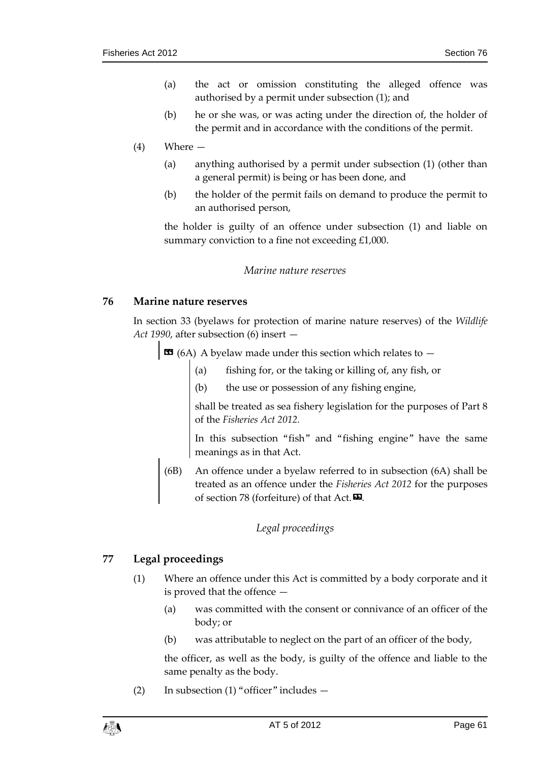(a) the act or omission constituting the alleged offence was authorised by a permit under subsection (1); and

(b) he or she was, or was acting under the direction of, the holder of the permit and in accordance with the conditions of the permit.

(4) Where —

(a) anything authorised by a permit under subsection (1) (other than a general permit) is being or has been done, and

(b) the holder of the permit fails on demand to produce the permit to an authorised person,

the holder is guilty of an offence under subsection (1) and liable on summary conviction to a fine not exceeding £1,000.

*Marine nature reserves*

## 76 Marine nature reserves

In section 33 (byelaws for protection of marine nature reserves) of the *Wildlife Act 1990*, after subsection (6) insert —

> « (6A) A byelaw made under this section which relates to —
>
> (a) fishing for, or the taking or killing of, any fish, or
>
> (b) the use or possession of any fishing engine,
>
> shall be treated as sea fishery legislation for the purposes of Part 8 of the *Fisheries Act 2012*.
>
> In this subsection "fish" and "fishing engine" have the same meanings as in that Act.
>
> (6B) An offence under a byelaw referred to in subsection (6A) shall be treated as an offence under the *Fisheries Act 2012* for the purposes of section 78 (forfeiture) of that Act. ».

*Legal proceedings*

## 77 Legal proceedings

(1) Where an offence under this Act is committed by a body corporate and it is proved that the offence —

(a) was committed with the consent or connivance of an officer of the body; or

(b) was attributable to neglect on the part of an officer of the body,

the officer, as well as the body, is guilty of the offence and liable to the same penalty as the body.

(2) In subsection (1) "officer" includes —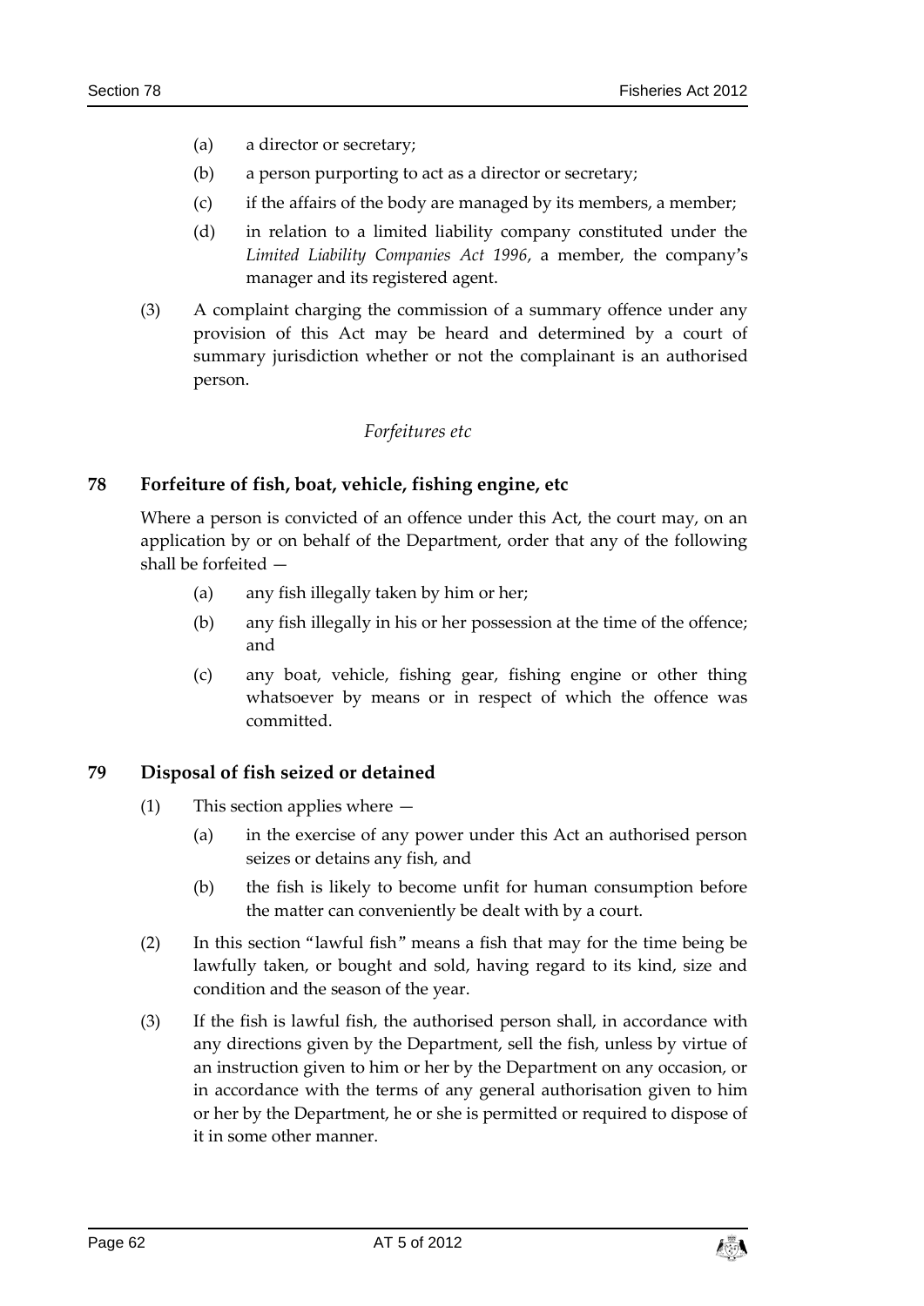(a) a director or secretary;

(b) a person purporting to act as a director or secretary;

(c) if the affairs of the body are managed by its members, a member;

(d) in relation to a limited liability company constituted under the *Limited Liability Companies Act 1996*, a member, the company's manager and its registered agent.

(3) A complaint charging the commission of a summary offence under any provision of this Act may be heard and determined by a court of summary jurisdiction whether or not the complainant is an authorised person.

*Forfeitures etc*

## 78 Forfeiture of fish, boat, vehicle, fishing engine, etc

Where a person is convicted of an offence under this Act, the court may, on an application by or on behalf of the Department, order that any of the following shall be forfeited —

(a) any fish illegally taken by him or her;

(b) any fish illegally in his or her possession at the time of the offence; and

(c) any boat, vehicle, fishing gear, fishing engine or other thing whatsoever by means or in respect of which the offence was committed.

## 79 Disposal of fish seized or detained

(1) This section applies where —

(a) in the exercise of any power under this Act an authorised person seizes or detains any fish, and

(b) the fish is likely to become unfit for human consumption before the matter can conveniently be dealt with by a court.

(2) In this section "lawful fish" means a fish that may for the time being be lawfully taken, or bought and sold, having regard to its kind, size and condition and the season of the year.

(3) If the fish is lawful fish, the authorised person shall, in accordance with any directions given by the Department, sell the fish, unless by virtue of an instruction given to him or her by the Department on any occasion, or in accordance with the terms of any general authorisation given to him or her by the Department, he or she is permitted or required to dispose of it in some other manner.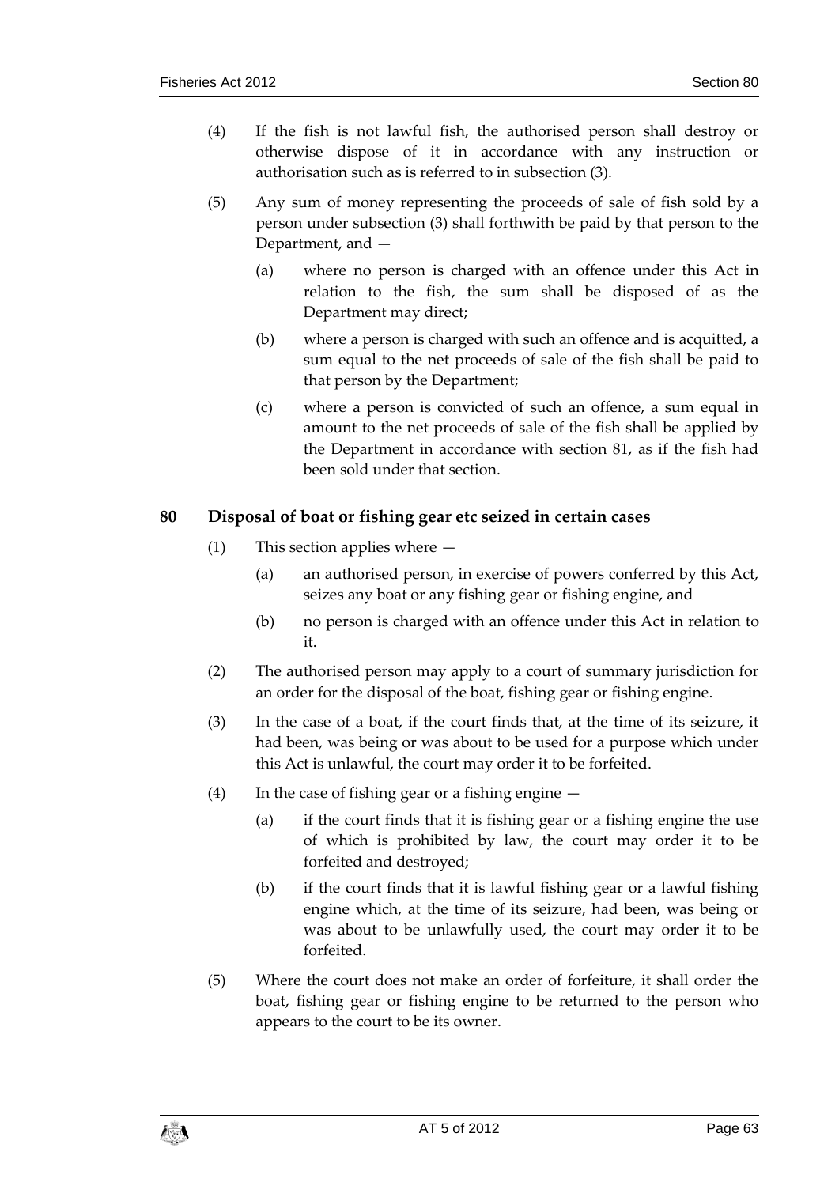(4) If the fish is not lawful fish, the authorised person shall destroy or otherwise dispose of it in accordance with any instruction or authorisation such as is referred to in subsection (3).

(5) Any sum of money representing the proceeds of sale of fish sold by a person under subsection (3) shall forthwith be paid by that person to the Department, and —

(a) where no person is charged with an offence under this Act in relation to the fish, the sum shall be disposed of as the Department may direct;

(b) where a person is charged with such an offence and is acquitted, a sum equal to the net proceeds of sale of the fish shall be paid to that person by the Department;

(c) where a person is convicted of such an offence, a sum equal in amount to the net proceeds of sale of the fish shall be applied by the Department in accordance with section 81, as if the fish had been sold under that section.

## 80 Disposal of boat or fishing gear etc seized in certain cases

(1) This section applies where —

(a) an authorised person, in exercise of powers conferred by this Act, seizes any boat or any fishing gear or fishing engine, and

(b) no person is charged with an offence under this Act in relation to it.

(2) The authorised person may apply to a court of summary jurisdiction for an order for the disposal of the boat, fishing gear or fishing engine.

(3) In the case of a boat, if the court finds that, at the time of its seizure, it had been, was being or was about to be used for a purpose which under this Act is unlawful, the court may order it to be forfeited.

(4) In the case of fishing gear or a fishing engine —

(a) if the court finds that it is fishing gear or a fishing engine the use of which is prohibited by law, the court may order it to be forfeited and destroyed;

(b) if the court finds that it is lawful fishing gear or a lawful fishing engine which, at the time of its seizure, had been, was being or was about to be unlawfully used, the court may order it to be forfeited.

(5) Where the court does not make an order of forfeiture, it shall order the boat, fishing gear or fishing engine to be returned to the person who appears to the court to be its owner.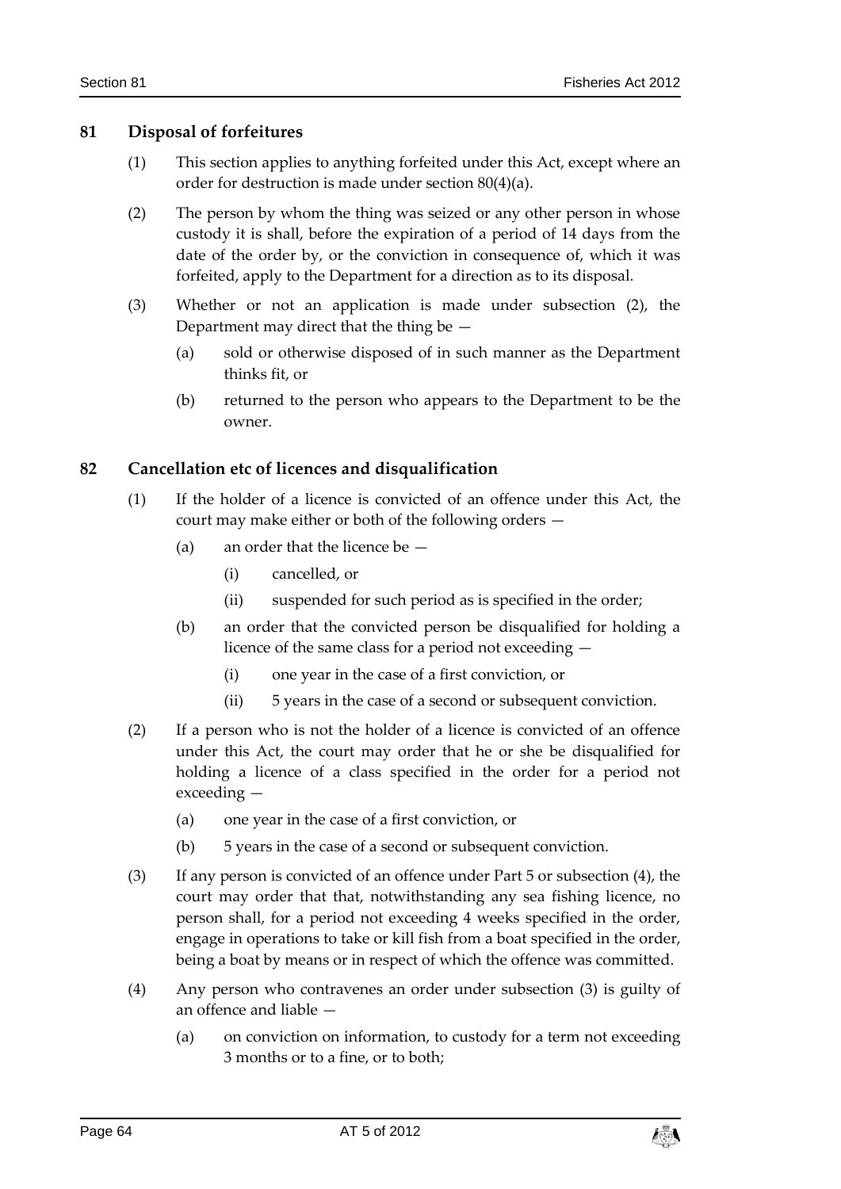## 81 Disposal of forfeitures

(1) This section applies to anything forfeited under this Act, except where an order for destruction is made under section 80(4)(a).

(2) The person by whom the thing was seized or any other person in whose custody it is shall, before the expiration of a period of 14 days from the date of the order by, or the conviction in consequence of, which it was forfeited, apply to the Department for a direction as to its disposal.

(3) Whether or not an application is made under subsection (2), the Department may direct that the thing be —

(a) sold or otherwise disposed of in such manner as the Department thinks fit, or

(b) returned to the person who appears to the Department to be the owner.

## 82 Cancellation etc of licences and disqualification

(1) If the holder of a licence is convicted of an offence under this Act, the court may make either or both of the following orders —

(a) an order that the licence be —

(i) cancelled, or

(ii) suspended for such period as is specified in the order;

(b) an order that the convicted person be disqualified for holding a licence of the same class for a period not exceeding —

(i) one year in the case of a first conviction, or

(ii) 5 years in the case of a second or subsequent conviction.

(2) If a person who is not the holder of a licence is convicted of an offence under this Act, the court may order that he or she be disqualified for holding a licence of a class specified in the order for a period not exceeding —

(a) one year in the case of a first conviction, or

(b) 5 years in the case of a second or subsequent conviction.

(3) If any person is convicted of an offence under Part 5 or subsection (4), the court may order that that, notwithstanding any sea fishing licence, no person shall, for a period not exceeding 4 weeks specified in the order, engage in operations to take or kill fish from a boat specified in the order, being a boat by means or in respect of which the offence was committed.

(4) Any person who contravenes an order under subsection (3) is guilty of an offence and liable —

(a) on conviction on information, to custody for a term not exceeding 3 months or to a fine, or to both;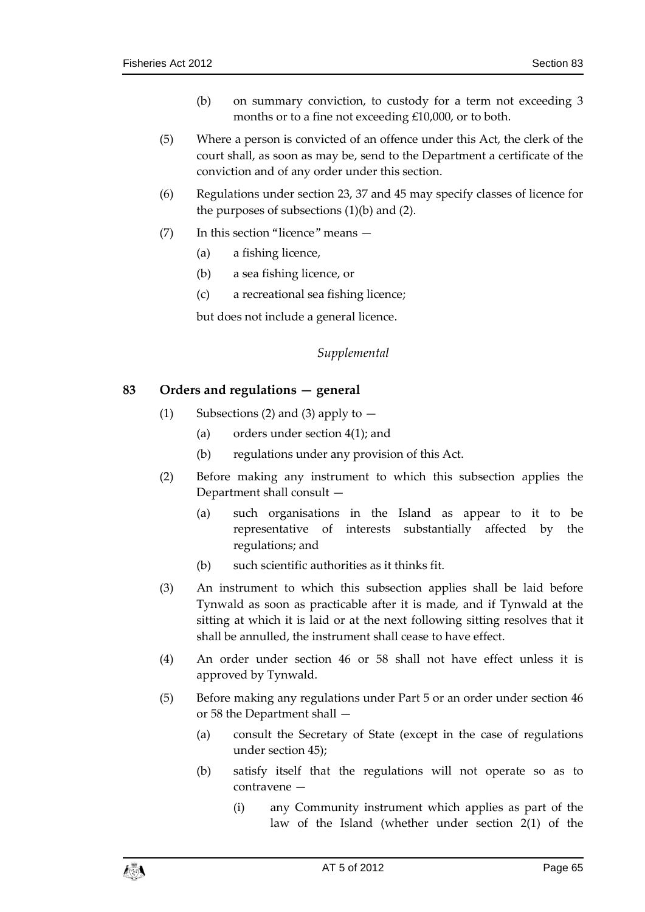(b) on summary conviction, to custody for a term not exceeding 3 months or to a fine not exceeding £10,000, or to both.

(5) Where a person is convicted of an offence under this Act, the clerk of the court shall, as soon as may be, send to the Department a certificate of the conviction and of any order under this section.

(6) Regulations under section 23, 37 and 45 may specify classes of licence for the purposes of subsections (1)(b) and (2).

(7) In this section "licence" means —

(a) a fishing licence,

(b) a sea fishing licence, or

(c) a recreational sea fishing licence;

but does not include a general licence.

*Supplemental*

## 83 Orders and regulations — general

(1) Subsections (2) and (3) apply to —

(a) orders under section 4(1); and

(b) regulations under any provision of this Act.

(2) Before making any instrument to which this subsection applies the Department shall consult —

(a) such organisations in the Island as appear to it to be representative of interests substantially affected by the regulations; and

(b) such scientific authorities as it thinks fit.

(3) An instrument to which this subsection applies shall be laid before Tynwald as soon as practicable after it is made, and if Tynwald at the sitting at which it is laid or at the next following sitting resolves that it shall be annulled, the instrument shall cease to have effect.

(4) An order under section 46 or 58 shall not have effect unless it is approved by Tynwald.

(5) Before making any regulations under Part 5 or an order under section 46 or 58 the Department shall —

(a) consult the Secretary of State (except in the case of regulations under section 45);

(b) satisfy itself that the regulations will not operate so as to contravene —

(i) any Community instrument which applies as part of the law of the Island (whether under section 2(1) of the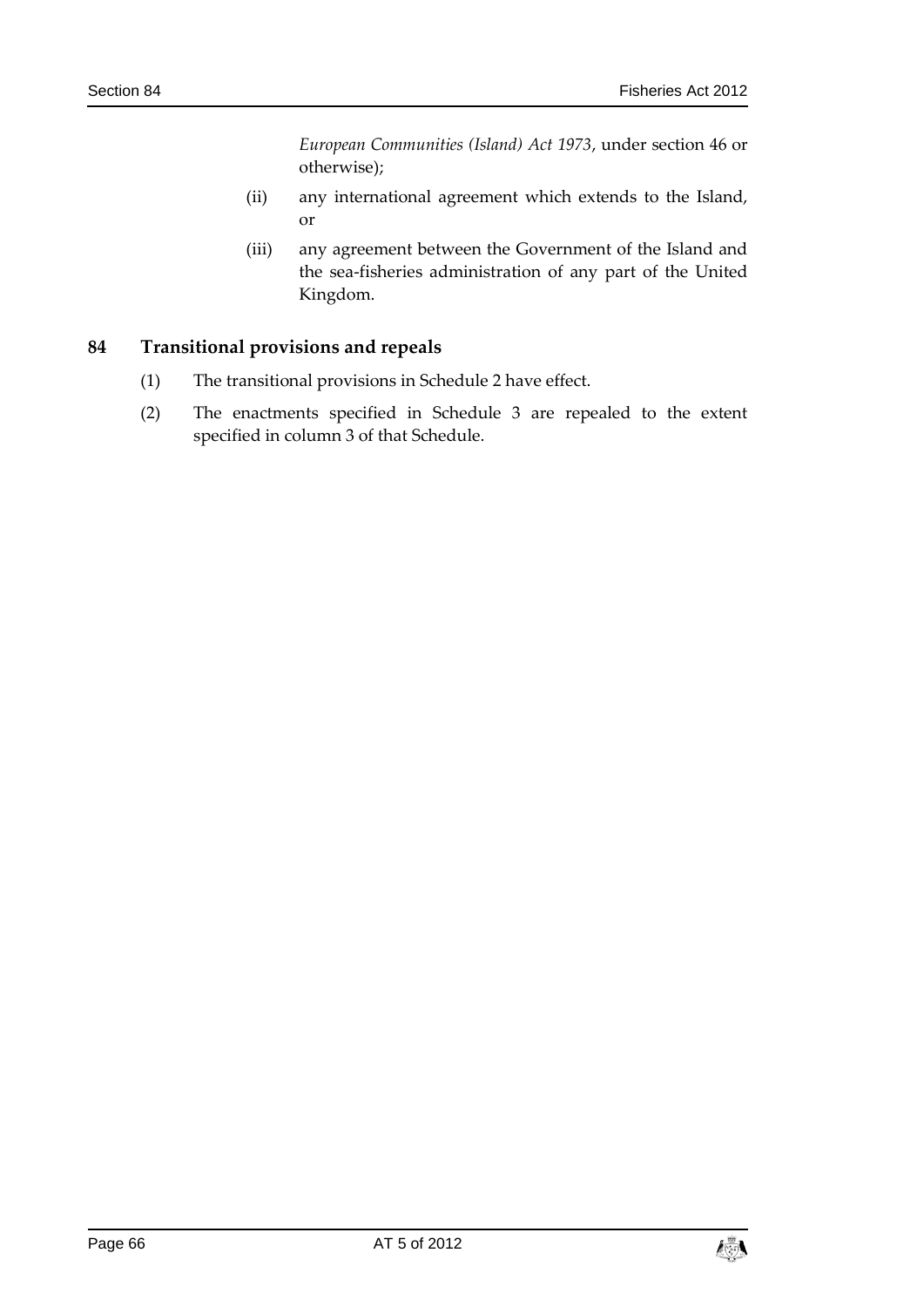*European Communities (Island) Act 1973*, under section 46 or otherwise);

(ii) any international agreement which extends to the Island, or

(iii) any agreement between the Government of the Island and the sea-fisheries administration of any part of the United Kingdom.

## 84 Transitional provisions and repeals

(1) The transitional provisions in Schedule 2 have effect.

(2) The enactments specified in Schedule 3 are repealed to the extent specified in column 3 of that Schedule.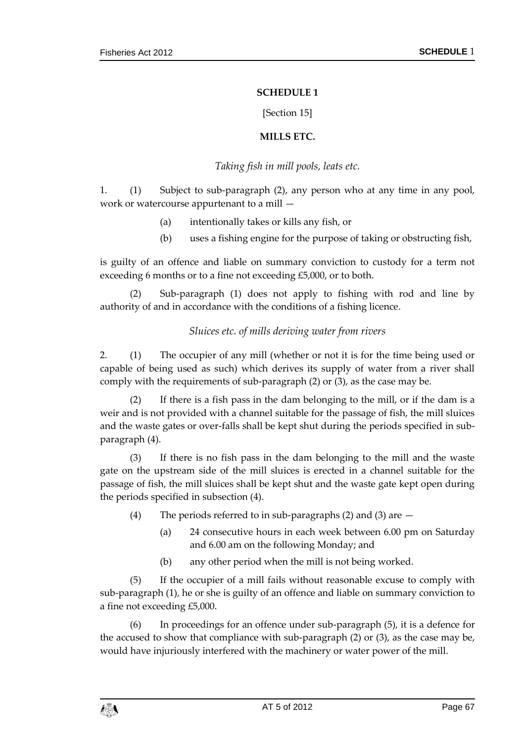## SCHEDULE 1

[Section 15]

### MILLS ETC.

*Taking fish in mill pools, leats etc.*

1. (1) Subject to sub-paragraph (2), any person who at any time in any pool, work or watercourse appurtenant to a mill —

   (a) intentionally takes or kills any fish, or

   (b) uses a fishing engine for the purpose of taking or obstructing fish,

is guilty of an offence and liable on summary conviction to custody for a term not exceeding 6 months or to a fine not exceeding £5,000, or to both.

(2) Sub-paragraph (1) does not apply to fishing with rod and line by authority of and in accordance with the conditions of a fishing licence.

*Sluices etc. of mills deriving water from rivers*

2. (1) The occupier of any mill (whether or not it is for the time being used or capable of being used as such) which derives its supply of water from a river shall comply with the requirements of sub-paragraph (2) or (3), as the case may be.

(2) If there is a fish pass in the dam belonging to the mill, or if the dam is a weir and is not provided with a channel suitable for the passage of fish, the mill sluices and the waste gates or over-falls shall be kept shut during the periods specified in sub-paragraph (4).

(3) If there is no fish pass in the dam belonging to the mill and the waste gate on the upstream side of the mill sluices is erected in a channel suitable for the passage of fish, the mill sluices shall be kept shut and the waste gate kept open during the periods specified in subsection (4).

(4) The periods referred to in sub-paragraphs (2) and (3) are —

   (a) 24 consecutive hours in each week between 6.00 pm on Saturday and 6.00 am on the following Monday; and

   (b) any other period when the mill is not being worked.

(5) If the occupier of a mill fails without reasonable excuse to comply with sub-paragraph (1), he or she is guilty of an offence and liable on summary conviction to a fine not exceeding £5,000.

(6) In proceedings for an offence under sub-paragraph (5), it is a defence for the accused to show that compliance with sub-paragraph (2) or (3), as the case may be, would have injuriously interfered with the machinery or water power of the mill.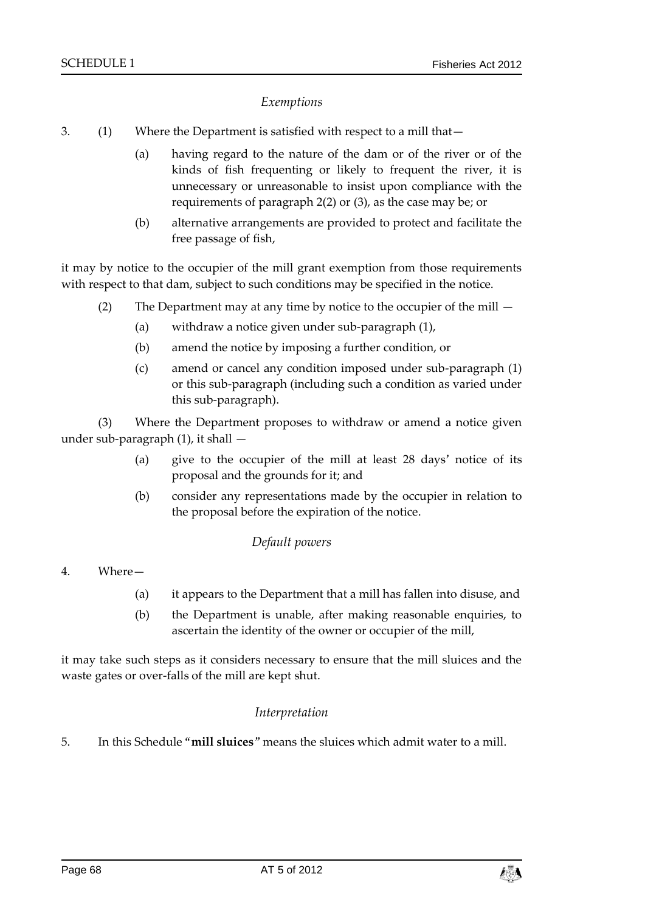*Exemptions*

3. (1) Where the Department is satisfied with respect to a mill that—

(a) having regard to the nature of the dam or of the river or of the kinds of fish frequenting or likely to frequent the river, it is unnecessary or unreasonable to insist upon compliance with the requirements of paragraph 2(2) or (3), as the case may be; or

(b) alternative arrangements are provided to protect and facilitate the free passage of fish,

it may by notice to the occupier of the mill grant exemption from those requirements with respect to that dam, subject to such conditions may be specified in the notice.

(2) The Department may at any time by notice to the occupier of the mill —

(a) withdraw a notice given under sub-paragraph (1),

(b) amend the notice by imposing a further condition, or

(c) amend or cancel any condition imposed under sub-paragraph (1) or this sub-paragraph (including such a condition as varied under this sub-paragraph).

(3) Where the Department proposes to withdraw or amend a notice given under sub-paragraph (1), it shall —

(a) give to the occupier of the mill at least 28 days' notice of its proposal and the grounds for it; and

(b) consider any representations made by the occupier in relation to the proposal before the expiration of the notice.

*Default powers*

4. Where—

(a) it appears to the Department that a mill has fallen into disuse, and

(b) the Department is unable, after making reasonable enquiries, to ascertain the identity of the owner or occupier of the mill,

it may take such steps as it considers necessary to ensure that the mill sluices and the waste gates or over-falls of the mill are kept shut.

*Interpretation*

5. In this Schedule "**mill sluices**" means the sluices which admit water to a mill.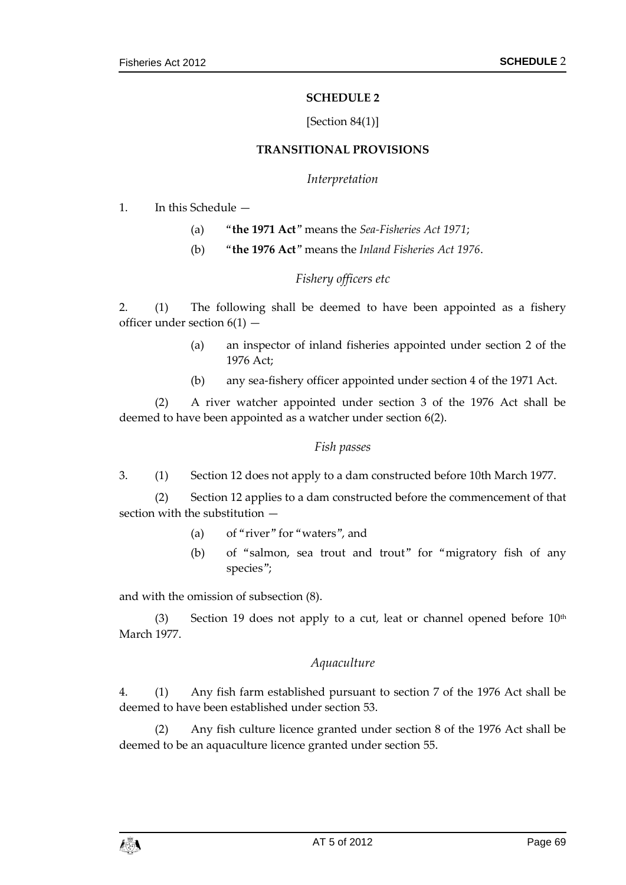## SCHEDULE 2

[Section 84(1)]

## TRANSITIONAL PROVISIONS

*Interpretation*

1. In this Schedule —

   (a) "**the 1971 Act**" means the *Sea-Fisheries Act 1971*;

   (b) "**the 1976 Act**" means the *Inland Fisheries Act 1976*.

*Fishery officers etc*

2. (1) The following shall be deemed to have been appointed as a fishery officer under section 6(1) —

   (a) an inspector of inland fisheries appointed under section 2 of the 1976 Act;

   (b) any sea-fishery officer appointed under section 4 of the 1971 Act.

   (2) A river watcher appointed under section 3 of the 1976 Act shall be deemed to have been appointed as a watcher under section 6(2).

*Fish passes*

3. (1) Section 12 does not apply to a dam constructed before 10th March 1977.

   (2) Section 12 applies to a dam constructed before the commencement of that section with the substitution —

   (a) of "river" for "waters", and

   (b) of "salmon, sea trout and trout" for "migratory fish of any species";

and with the omission of subsection (8).

   (3) Section 19 does not apply to a cut, leat or channel opened before 10th March 1977.

*Aquaculture*

4. (1) Any fish farm established pursuant to section 7 of the 1976 Act shall be deemed to have been established under section 53.

   (2) Any fish culture licence granted under section 8 of the 1976 Act shall be deemed to be an aquaculture licence granted under section 55.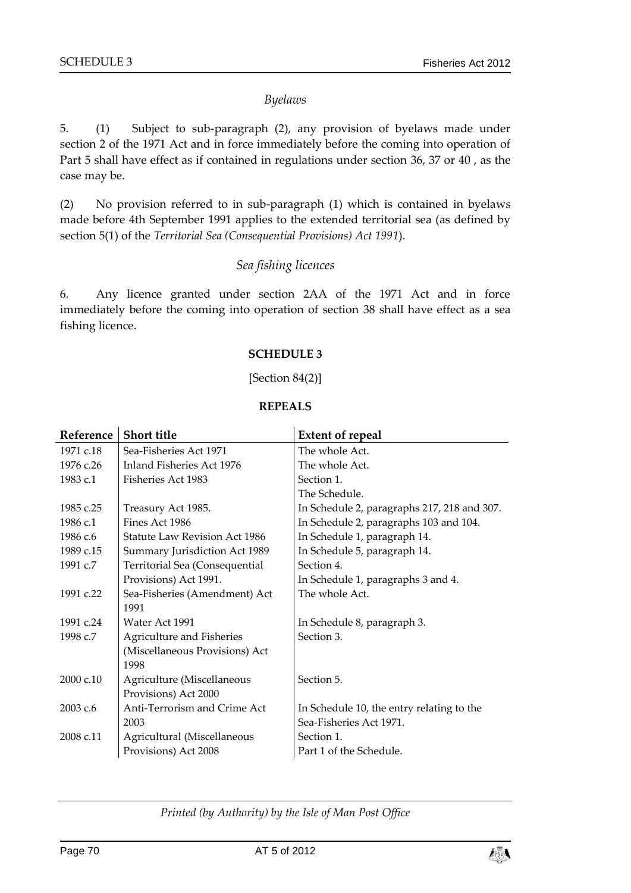*Byelaws*

5. (1) Subject to sub-paragraph (2), any provision of byelaws made under section 2 of the 1971 Act and in force immediately before the coming into operation of Part 5 shall have effect as if contained in regulations under section 36, 37 or 40 , as the case may be.

(2) No provision referred to in sub-paragraph (1) which is contained in byelaws made before 4th September 1991 applies to the extended territorial sea (as defined by section 5(1) of the *Territorial Sea (Consequential Provisions) Act 1991*).

*Sea fishing licences*

6. Any licence granted under section 2AA of the 1971 Act and in force immediately before the coming into operation of section 38 shall have effect as a sea fishing licence.

**SCHEDULE 3**

[Section 84(2)]

**REPEALS**

| Reference | Short title | Extent of repeal |
|---|---|---|
| 1971 c.18 | Sea-Fisheries Act 1971 | The whole Act. |
| 1976 c.26 | Inland Fisheries Act 1976 | The whole Act. |
| 1983 c.1 | Fisheries Act 1983 | Section 1.<br>The Schedule. |
| 1985 c.25 | Treasury Act 1985. | In Schedule 2, paragraphs 217, 218 and 307. |
| 1986 c.1 | Fines Act 1986 | In Schedule 2, paragraphs 103 and 104. |
| 1986 c.6 | Statute Law Revision Act 1986 | In Schedule 1, paragraph 14. |
| 1989 c.15 | Summary Jurisdiction Act 1989 | In Schedule 5, paragraph 14. |
| 1991 c.7 | Territorial Sea (Consequential Provisions) Act 1991. | Section 4.<br>In Schedule 1, paragraphs 3 and 4. |
| 1991 c.22 | Sea-Fisheries (Amendment) Act 1991 | The whole Act. |
| 1991 c.24 | Water Act 1991 | In Schedule 8, paragraph 3. |
| 1998 c.7 | Agriculture and Fisheries (Miscellaneous Provisions) Act 1998 | Section 3. |
| 2000 c.10 | Agriculture (Miscellaneous Provisions) Act 2000 | Section 5. |
| 2003 c.6 | Anti-Terrorism and Crime Act 2003 | In Schedule 10, the entry relating to the Sea-Fisheries Act 1971. |
| 2008 c.11 | Agricultural (Miscellaneous Provisions) Act 2008 | Section 1.<br>Part 1 of the Schedule. |

*Printed (by Authority) by the Isle of Man Post Office*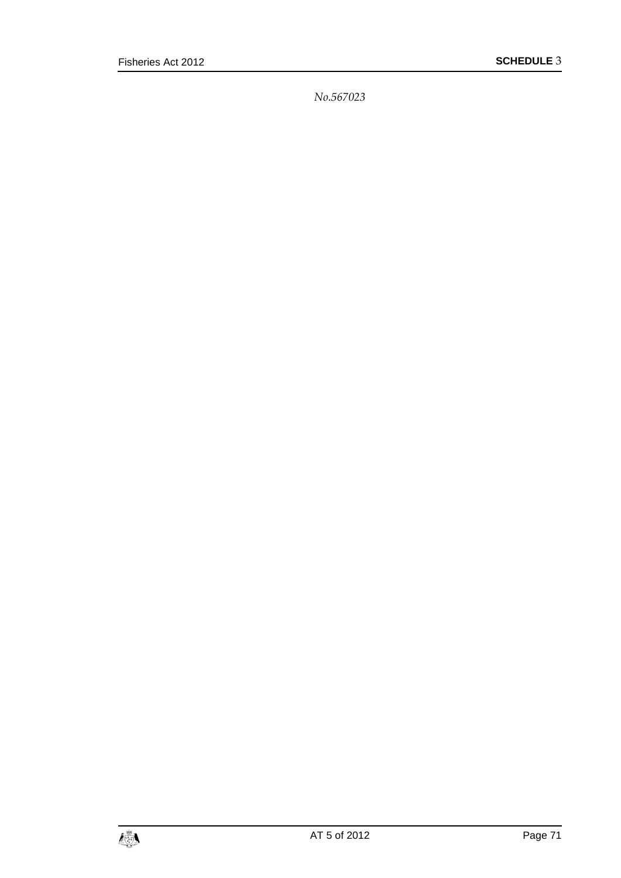*No.567023*